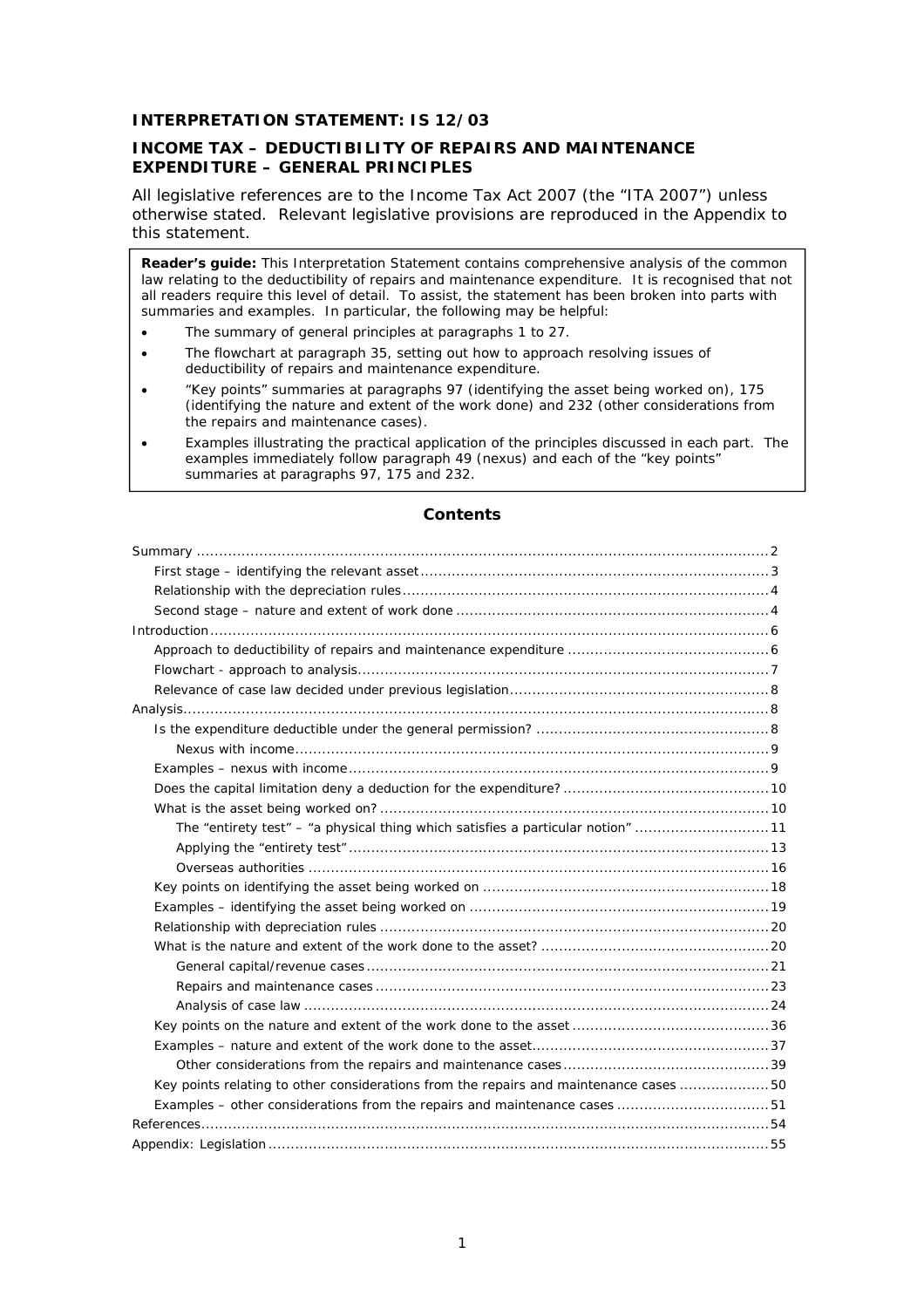# INTERPRETATION STATEMENT: IS 12/03

## INCOME TAX – DEDUCTIBILITY OF REPAIRS AND MAINTENANCE EXPENDITURE – GENERAL PRINCIPLES

All legislative references are to the Income Tax Act 2007 (the "ITA 2007") unless otherwise stated. Relevant legislative provisions are reproduced in the Appendix to this statement.

> **Reader's guide:** This Interpretation Statement contains comprehensive analysis of the common law relating to the deductibility of repairs and maintenance expenditure. It is recognised that not all readers require this level of detail. To assist, the statement has been broken into parts with summaries and examples. In particular, the following may be helpful:
>
> - The summary of general principles at paragraphs 1 to 27.
> - The flowchart at paragraph 35, setting out how to approach resolving issues of deductibility of repairs and maintenance expenditure.
> - "Key points" summaries at paragraphs 97 (identifying the asset being worked on), 175 (identifying the nature and extent of the work done) and 232 (other considerations from the repairs and maintenance cases).
> - Examples illustrating the practical application of the principles discussed in each part. The examples immediately follow paragraph 49 (nexus) and each of the "key points" summaries at paragraphs 97, 175 and 232.

## Contents

| Section | Page |
| --- | --- |
| Summary | 2 |
| First stage – identifying the relevant asset | 3 |
| Relationship with the depreciation rules | 4 |
| Second stage – nature and extent of work done | 4 |
| Introduction | 6 |
| Approach to deductibility of repairs and maintenance expenditure | 6 |
| Flowchart - approach to analysis | 7 |
| Relevance of case law decided under previous legislation | 8 |
| Analysis | 8 |
| Is the expenditure deductible under the general permission? | 8 |
| Nexus with income | 9 |
| Examples – nexus with income | 9 |
| Does the capital limitation deny a deduction for the expenditure? | 10 |
| What is the asset being worked on? | 10 |
| The "entirety test" – "a physical thing which satisfies a particular notion" | 11 |
| Applying the "entirety test" | 13 |
| Overseas authorities | 16 |
| Key points on identifying the asset being worked on | 18 |
| Examples – identifying the asset being worked on | 19 |
| Relationship with depreciation rules | 20 |
| What is the nature and extent of the work done to the asset? | 20 |
| General capital/revenue cases | 21 |
| Repairs and maintenance cases | 23 |
| Analysis of case law | 24 |
| Key points on the nature and extent of the work done to the asset | 36 |
| Examples – nature and extent of the work done to the asset | 37 |
| Other considerations from the repairs and maintenance cases | 39 |
| Key points relating to other considerations from the repairs and maintenance cases | 50 |
| Examples – other considerations from the repairs and maintenance cases | 51 |
| References | 54 |
| Appendix: Legislation | 55 |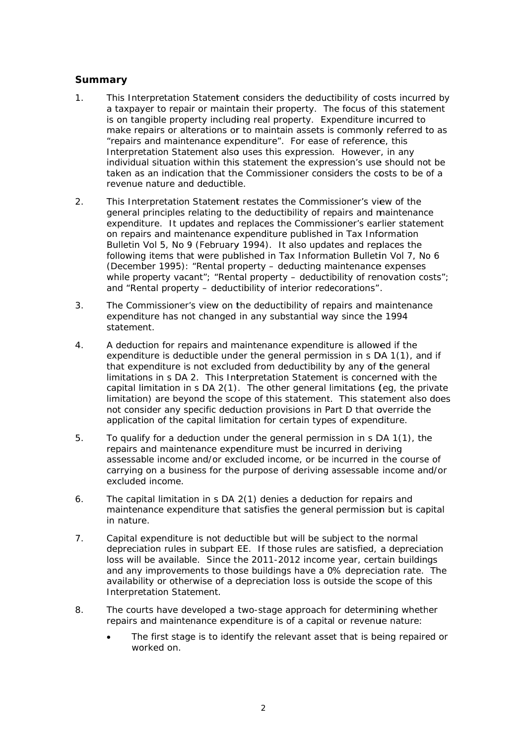## Summary

1. This Interpretation Statement considers the deductibility of costs incurred by a taxpayer to repair or maintain their property. The focus of this statement is on tangible property including real property. Expenditure incurred to make repairs or alterations or to maintain assets is commonly referred to as "repairs and maintenance expenditure". For ease of reference, this Interpretation Statement also uses this expression. However, in any individual situation within this statement the expression's use should not be taken as an indication that the Commissioner considers the costs to be of a revenue nature and deductible.

2. This Interpretation Statement restates the Commissioner's view of the general principles relating to the deductibility of repairs and maintenance expenditure. It updates and replaces the Commissioner's earlier statement on repairs and maintenance expenditure published in Tax Information Bulletin Vol 5, No 9 (February 1994). It also updates and replaces the following items that were published in Tax Information Bulletin Vol 7, No 6 (December 1995): "Rental property – deducting maintenance expenses while property vacant"; "Rental property – deductibility of renovation costs"; and "Rental property – deductibility of interior redecorations".

3. The Commissioner's view on the deductibility of repairs and maintenance expenditure has not changed in any substantial way since the 1994 statement.

4. A deduction for repairs and maintenance expenditure is allowed if the expenditure is deductible under the general permission in s DA 1(1), and if that expenditure is not excluded from deductibility by any of the general limitations in s DA 2. This Interpretation Statement is concerned with the capital limitation in s DA 2(1). The other general limitations (eg, the private limitation) are beyond the scope of this statement. This statement also does not consider any specific deduction provisions in Part D that override the application of the capital limitation for certain types of expenditure.

5. To qualify for a deduction under the general permission in s DA 1(1), the repairs and maintenance expenditure must be incurred in deriving assessable income and/or excluded income, or be incurred in the course of carrying on a business for the purpose of deriving assessable income and/or excluded income.

6. The capital limitation in s DA 2(1) denies a deduction for repairs and maintenance expenditure that satisfies the general permission but is capital in nature.

7. Capital expenditure is not deductible but will be subject to the normal depreciation rules in subpart EE. If those rules are satisfied, a depreciation loss will be available. Since the 2011-2012 income year, certain buildings and any improvements to those buildings have a 0% depreciation rate. The availability or otherwise of a depreciation loss is outside the scope of this Interpretation Statement.

8. The courts have developed a two-stage approach for determining whether repairs and maintenance expenditure is of a capital or revenue nature:

   - The first stage is to identify the relevant asset that is being repaired or worked on.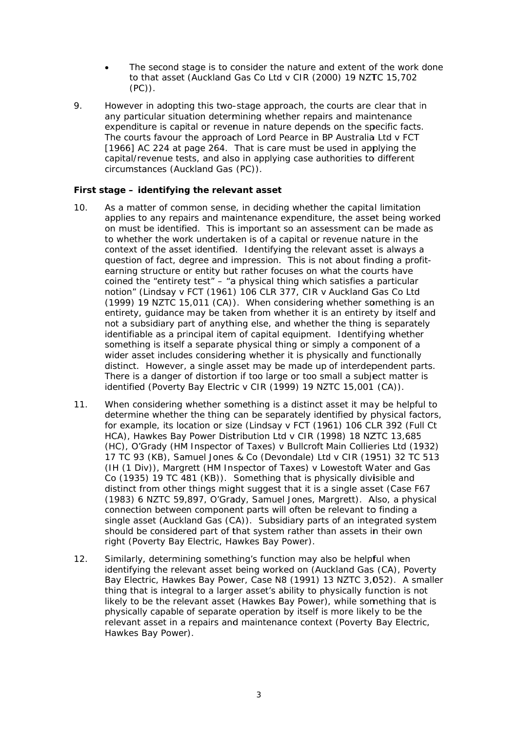- The second stage is to consider the nature and extent of the work done to that asset (Auckland Gas Co Ltd v CIR (2000) 19 NZTC 15,702 (PC)).

9. However in adopting this two-stage approach, the courts are clear that in any particular situation determining whether repairs and maintenance expenditure is capital or revenue in nature depends on the specific facts. The courts favour the approach of Lord Pearce in BP Australia Ltd v FCT [1966] AC 224 at page 264. That is care must be used in applying the capital/revenue tests, and also in applying case authorities to different circumstances (Auckland Gas (PC)).

**First stage – identifying the relevant asset**

10. As a matter of common sense, in deciding whether the capital limitation applies to any repairs and maintenance expenditure, the asset being worked on must be identified. This is important so an assessment can be made as to whether the work undertaken is of a capital or revenue nature in the context of the asset identified. Identifying the relevant asset is always a question of fact, degree and impression. This is not about finding a profit-earning structure or entity but rather focuses on what the courts have coined the "entirety test" – "a physical thing which satisfies a particular notion" (Lindsay v FCT (1961) 106 CLR 377, CIR v Auckland Gas Co Ltd (1999) 19 NZTC 15,011 (CA)). When considering whether something is an entirety, guidance may be taken from whether it is an entirety by itself and not a subsidiary part of anything else, and whether the thing is separately identifiable as a principal item of capital equipment. Identifying whether something is itself a separate physical thing or simply a component of a wider asset includes considering whether it is physically and functionally distinct. However, a single asset may be made up of interdependent parts. There is a danger of distortion if too large or too small a subject matter is identified (Poverty Bay Electric v CIR (1999) 19 NZTC 15,001 (CA)).

11. When considering whether something is a distinct asset it may be helpful to determine whether the thing can be separately identified by physical factors, for example, its location or size (Lindsay v FCT (1961) 106 CLR 392 (Full Ct HCA), Hawkes Bay Power Distribution Ltd v CIR (1998) 18 NZTC 13,685 (HC), O'Grady (HM Inspector of Taxes) v Bullcroft Main Collieries Ltd (1932) 17 TC 93 (KB), Samuel Jones & Co (Devondale) Ltd v CIR (1951) 32 TC 513 (IH (1 Div)), Margrett (HM Inspector of Taxes) v Lowestoft Water and Gas Co (1935) 19 TC 481 (KB)). Something that is physically divisible and distinct from other things might suggest that it is a single asset (Case F67 (1983) 6 NZTC 59,897, O'Grady, Samuel Jones, Margrett). Also, a physical connection between component parts will often be relevant to finding a single asset (Auckland Gas (CA)). Subsidiary parts of an integrated system should be considered part of that system rather than assets in their own right (Poverty Bay Electric, Hawkes Bay Power).

12. Similarly, determining something's function may also be helpful when identifying the relevant asset being worked on (Auckland Gas (CA), Poverty Bay Electric, Hawkes Bay Power, Case N8 (1991) 13 NZTC 3,052). A smaller thing that is integral to a larger asset's ability to physically function is not likely to be the relevant asset (Hawkes Bay Power), while something that is physically capable of separate operation by itself is more likely to be the relevant asset in a repairs and maintenance context (Poverty Bay Electric, Hawkes Bay Power).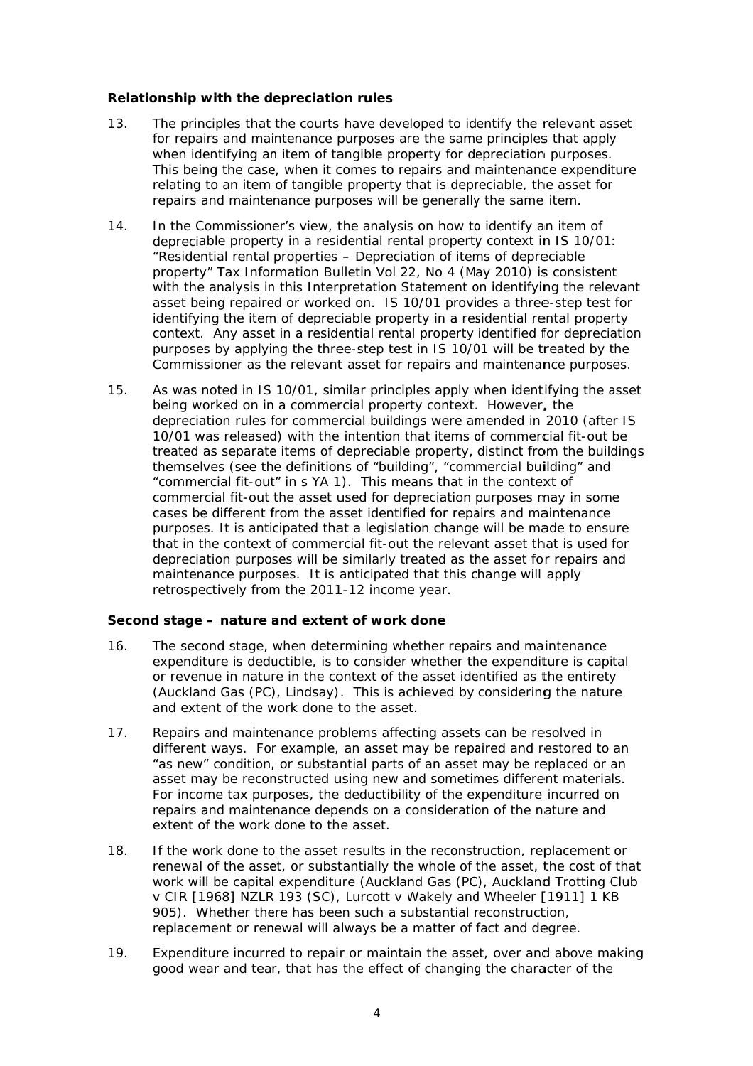**Relationship with the depreciation rules**

13. The principles that the courts have developed to identify the relevant asset for repairs and maintenance purposes are the same principles that apply when identifying an item of tangible property for depreciation purposes. This being the case, when it comes to repairs and maintenance expenditure relating to an item of tangible property that is depreciable, the asset for repairs and maintenance purposes will be generally the same item.

14. In the Commissioner's view, the analysis on how to identify an item of depreciable property in a residential rental property context in IS 10/01: "Residential rental properties – Depreciation of items of depreciable property" Tax Information Bulletin Vol 22, No 4 (May 2010) is consistent with the analysis in this Interpretation Statement on identifying the relevant asset being repaired or worked on. IS 10/01 provides a three-step test for identifying the item of depreciable property in a residential rental property context. Any asset in a residential rental property identified for depreciation purposes by applying the three-step test in IS 10/01 will be treated by the Commissioner as the relevant asset for repairs and maintenance purposes.

15. As was noted in IS 10/01, similar principles apply when identifying the asset being worked on in a commercial property context. However**,** the depreciation rules for commercial buildings were amended in 2010 (after IS 10/01 was released) with the intention that items of commercial fit-out be treated as separate items of depreciable property, distinct from the buildings themselves (see the definitions of "building", "commercial building" and "commercial fit-out" in s YA 1). This means that in the context of commercial fit-out the asset used for depreciation purposes may in some cases be different from the asset identified for repairs and maintenance purposes. It is anticipated that a legislation change will be made to ensure that in the context of commercial fit-out the relevant asset that is used for depreciation purposes will be similarly treated as the asset for repairs and maintenance purposes. It is anticipated that this change will apply retrospectively from the 2011-12 income year.

**Second stage – nature and extent of work done**

16. The second stage, when determining whether repairs and maintenance expenditure is deductible, is to consider whether the expenditure is capital or revenue in nature in the context of the asset identified as the entirety (Auckland Gas (PC), Lindsay). This is achieved by considering the nature and extent of the work done to the asset.

17. Repairs and maintenance problems affecting assets can be resolved in different ways. For example, an asset may be repaired and restored to an "as new" condition, or substantial parts of an asset may be replaced or an asset may be reconstructed using new and sometimes different materials. For income tax purposes, the deductibility of the expenditure incurred on repairs and maintenance depends on a consideration of the nature and extent of the work done to the asset.

18. If the work done to the asset results in the reconstruction, replacement or renewal of the asset, or substantially the whole of the asset, the cost of that work will be capital expenditure (Auckland Gas (PC), Auckland Trotting Club v CIR [1968] NZLR 193 (SC), Lurcott v Wakely and Wheeler [1911] 1 KB 905). Whether there has been such a substantial reconstruction, replacement or renewal will always be a matter of fact and degree.

19. Expenditure incurred to repair or maintain the asset, over and above making good wear and tear, that has the effect of changing the character of the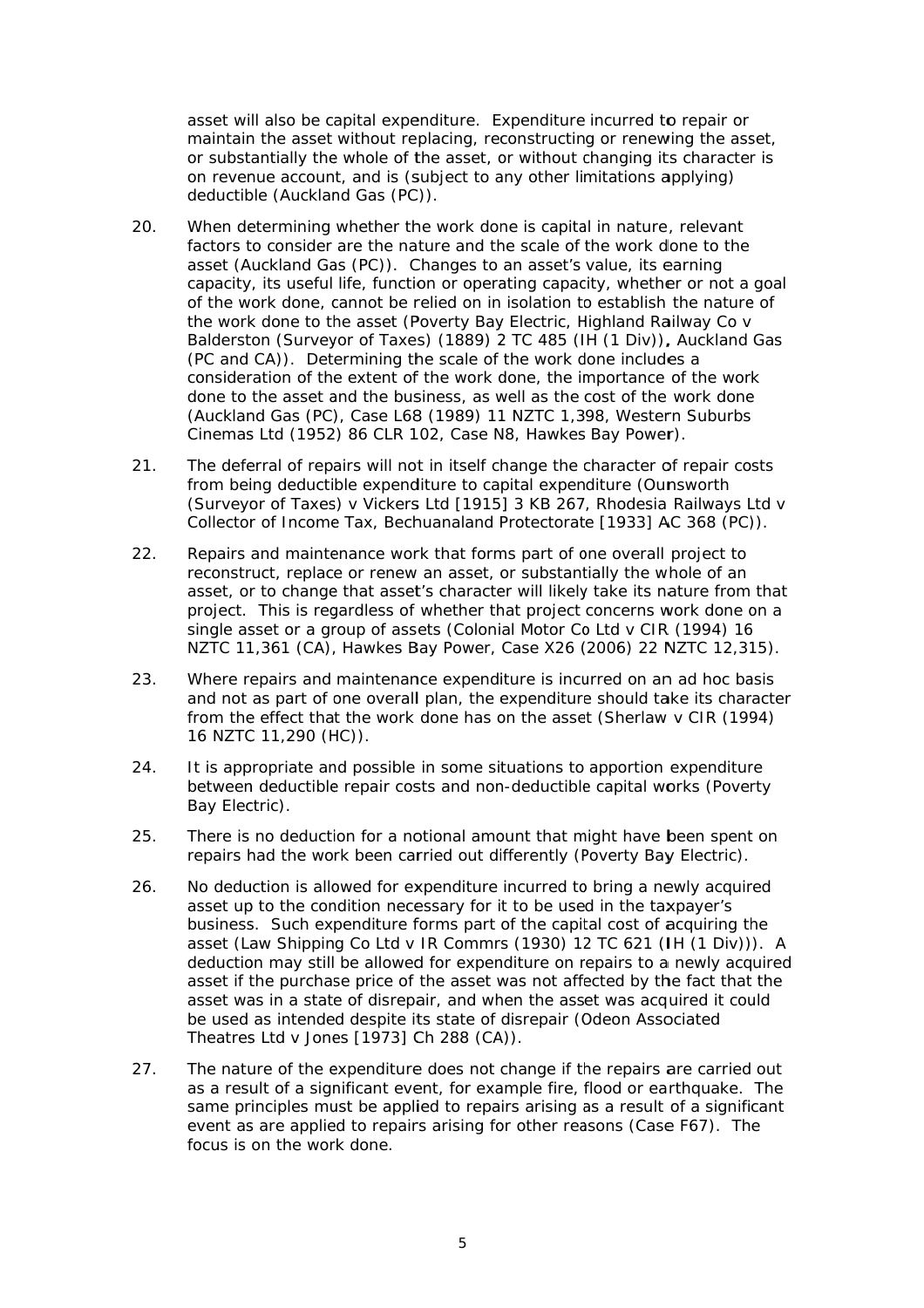asset will also be capital expenditure. Expenditure incurred to repair or maintain the asset without replacing, reconstructing or renewing the asset, or substantially the whole of the asset, or without changing its character is on revenue account, and is (subject to any other limitations applying) deductible (Auckland Gas (PC)).

20. When determining whether the work done is capital in nature, relevant factors to consider are the nature and the scale of the work done to the asset (Auckland Gas (PC)). Changes to an asset's value, its earning capacity, its useful life, function or operating capacity, whether or not a goal of the work done, cannot be relied on in isolation to establish the nature of the work done to the asset (Poverty Bay Electric, Highland Railway Co v Balderston (Surveyor of Taxes) (1889) 2 TC 485 (IH (1 Div)), Auckland Gas (PC and CA)). Determining the scale of the work done includes a consideration of the extent of the work done, the importance of the work done to the asset and the business, as well as the cost of the work done (Auckland Gas (PC), Case L68 (1989) 11 NZTC 1,398, Western Suburbs Cinemas Ltd (1952) 86 CLR 102, Case N8, Hawkes Bay Power).

21. The deferral of repairs will not in itself change the character of repair costs from being deductible expenditure to capital expenditure (Ounsworth (Surveyor of Taxes) v Vickers Ltd [1915] 3 KB 267, Rhodesia Railways Ltd v Collector of Income Tax, Bechuanaland Protectorate [1933] AC 368 (PC)).

22. Repairs and maintenance work that forms part of one overall project to reconstruct, replace or renew an asset, or substantially the whole of an asset, or to change that asset's character will likely take its nature from that project. This is regardless of whether that project concerns work done on a single asset or a group of assets (Colonial Motor Co Ltd v CIR (1994) 16 NZTC 11,361 (CA), Hawkes Bay Power, Case X26 (2006) 22 NZTC 12,315).

23. Where repairs and maintenance expenditure is incurred on an ad hoc basis and not as part of one overall plan, the expenditure should take its character from the effect that the work done has on the asset (Sherlaw v CIR (1994) 16 NZTC 11,290 (HC)).

24. It is appropriate and possible in some situations to apportion expenditure between deductible repair costs and non-deductible capital works (Poverty Bay Electric).

25. There is no deduction for a notional amount that might have been spent on repairs had the work been carried out differently (Poverty Bay Electric).

26. No deduction is allowed for expenditure incurred to bring a newly acquired asset up to the condition necessary for it to be used in the taxpayer's business. Such expenditure forms part of the capital cost of acquiring the asset (Law Shipping Co Ltd v IR Commrs (1930) 12 TC 621 (IH (1 Div))). A deduction may still be allowed for expenditure on repairs to a newly acquired asset if the purchase price of the asset was not affected by the fact that the asset was in a state of disrepair, and when the asset was acquired it could be used as intended despite its state of disrepair (Odeon Associated Theatres Ltd v Jones [1973] Ch 288 (CA)).

27. The nature of the expenditure does not change if the repairs are carried out as a result of a significant event, for example fire, flood or earthquake. The same principles must be applied to repairs arising as a result of a significant event as are applied to repairs arising for other reasons (Case F67). The focus is on the work done.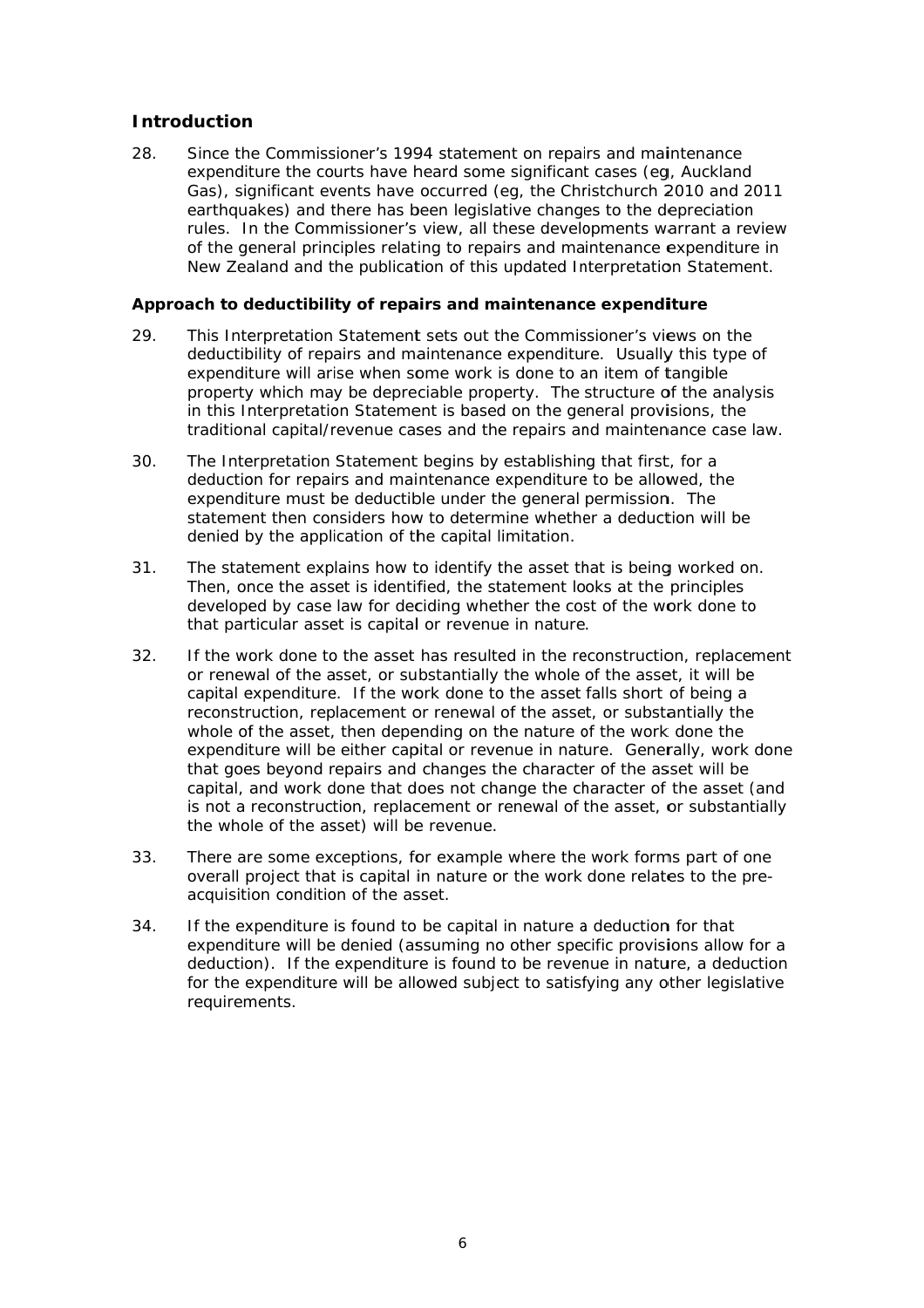## Introduction

28. Since the Commissioner's 1994 statement on repairs and maintenance expenditure the courts have heard some significant cases (eg, Auckland Gas), significant events have occurred (eg, the Christchurch 2010 and 2011 earthquakes) and there has been legislative changes to the depreciation rules. In the Commissioner's view, all these developments warrant a review of the general principles relating to repairs and maintenance expenditure in New Zealand and the publication of this updated Interpretation Statement.

### Approach to deductibility of repairs and maintenance expenditure

29. This Interpretation Statement sets out the Commissioner's views on the deductibility of repairs and maintenance expenditure. Usually this type of expenditure will arise when some work is done to an item of tangible property which may be depreciable property. The structure of the analysis in this Interpretation Statement is based on the general provisions, the traditional capital/revenue cases and the repairs and maintenance case law.

30. The Interpretation Statement begins by establishing that first, for a deduction for repairs and maintenance expenditure to be allowed, the expenditure must be deductible under the general permission. The statement then considers how to determine whether a deduction will be denied by the application of the capital limitation.

31. The statement explains how to identify the asset that is being worked on. Then, once the asset is identified, the statement looks at the principles developed by case law for deciding whether the cost of the work done to that particular asset is capital or revenue in nature.

32. If the work done to the asset has resulted in the reconstruction, replacement or renewal of the asset, or substantially the whole of the asset, it will be capital expenditure. If the work done to the asset falls short of being a reconstruction, replacement or renewal of the asset, or substantially the whole of the asset, then depending on the nature of the work done the expenditure will be either capital or revenue in nature. Generally, work done that goes beyond repairs and changes the character of the asset will be capital, and work done that does not change the character of the asset (and is not a reconstruction, replacement or renewal of the asset, or substantially the whole of the asset) will be revenue.

33. There are some exceptions, for example where the work forms part of one overall project that is capital in nature or the work done relates to the pre-acquisition condition of the asset.

34. If the expenditure is found to be capital in nature a deduction for that expenditure will be denied (assuming no other specific provisions allow for a deduction). If the expenditure is found to be revenue in nature, a deduction for the expenditure will be allowed subject to satisfying any other legislative requirements.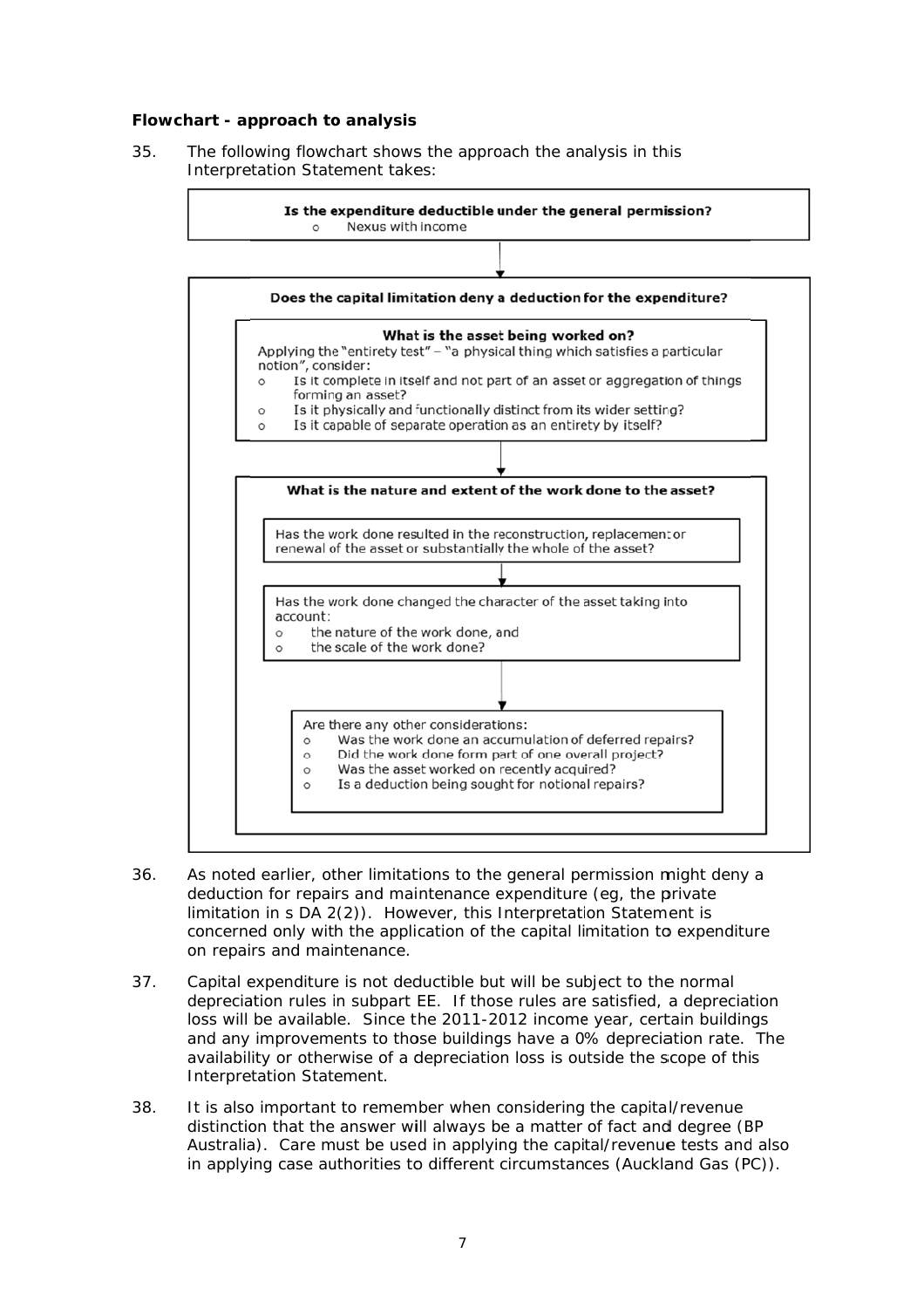**Flowchart - approach to analysis**

35. The following flowchart shows the approach the analysis in this Interpretation Statement takes:

**Is the expenditure deductible under the general permission?**

- Nexus with income

↓

**Does the capital limitation deny a deduction for the expenditure?**

> **What is the asset being worked on?**
>
> Applying the "entirety test" – "a physical thing which satisfies a particular notion", consider:
>
> - Is it complete in itself and not part of an asset or aggregation of things forming an asset?
> - Is it physically and functionally distinct from its wider setting?
> - Is it capable of separate operation as an entirety by itself?
>
> ↓
>
> **What is the nature and extent of the work done to the asset?**
>
> > Has the work done resulted in the reconstruction, replacement or renewal of the asset or substantially the whole of the asset?
> >
> > ↓
> >
> > Has the work done changed the character of the asset taking into account:
> >
> > - the nature of the work done, and
> > - the scale of the work done?
> >
> > ↓
> >
> > Are there any other considerations:
> >
> > - Was the work done an accumulation of deferred repairs?
> > - Did the work done form part of one overall project?
> > - Was the asset worked on recently acquired?
> > - Is a deduction being sought for notional repairs?

36. As noted earlier, other limitations to the general permission might deny a deduction for repairs and maintenance expenditure (eg, the private limitation in s DA 2(2)). However, this Interpretation Statement is concerned only with the application of the capital limitation to expenditure on repairs and maintenance.

37. Capital expenditure is not deductible but will be subject to the normal depreciation rules in subpart EE. If those rules are satisfied, a depreciation loss will be available. Since the 2011-2012 income year, certain buildings and any improvements to those buildings have a 0% depreciation rate. The availability or otherwise of a depreciation loss is outside the scope of this Interpretation Statement.

38. It is also important to remember when considering the capital/revenue distinction that the answer will always be a matter of fact and degree (BP Australia). Care must be used in applying the capital/revenue tests and also in applying case authorities to different circumstances (Auckland Gas (PC)).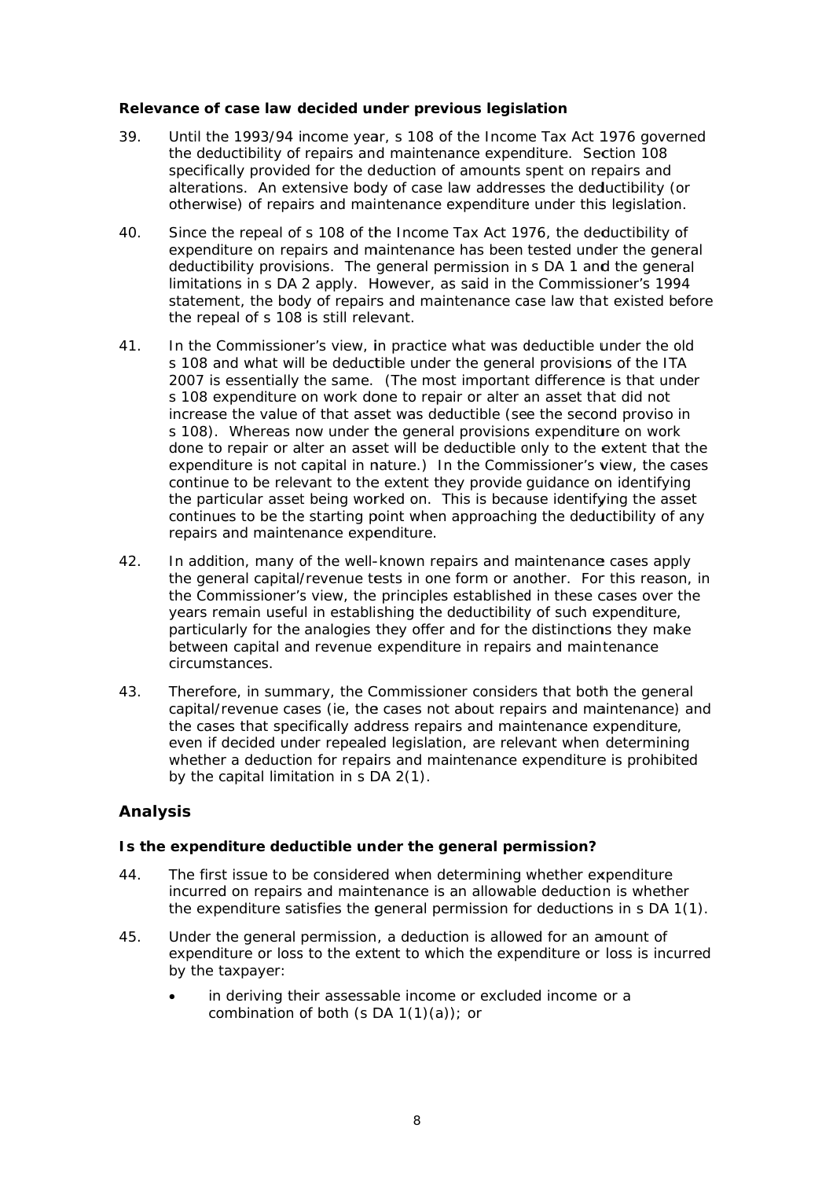### Relevance of case law decided under previous legislation

39. Until the 1993/94 income year, s 108 of the Income Tax Act 1976 governed the deductibility of repairs and maintenance expenditure. Section 108 specifically provided for the deduction of amounts spent on repairs and alterations. An extensive body of case law addresses the deductibility (or otherwise) of repairs and maintenance expenditure under this legislation.

40. Since the repeal of s 108 of the Income Tax Act 1976, the deductibility of expenditure on repairs and maintenance has been tested under the general deductibility provisions. The general permission in s DA 1 and the general limitations in s DA 2 apply. However, as said in the Commissioner's 1994 statement, the body of repairs and maintenance case law that existed before the repeal of s 108 is still relevant.

41. In the Commissioner's view, in practice what was deductible under the old s 108 and what will be deductible under the general provisions of the ITA 2007 is essentially the same. (The most important difference is that under s 108 expenditure on work done to repair or alter an asset that did not increase the value of that asset was deductible (see the second proviso in s 108). Whereas now under the general provisions expenditure on work done to repair or alter an asset will be deductible only to the extent that the expenditure is not capital in nature.) In the Commissioner's view, the cases continue to be relevant to the extent they provide guidance on identifying the particular asset being worked on. This is because identifying the asset continues to be the starting point when approaching the deductibility of any repairs and maintenance expenditure.

42. In addition, many of the well-known repairs and maintenance cases apply the general capital/revenue tests in one form or another. For this reason, in the Commissioner's view, the principles established in these cases over the years remain useful in establishing the deductibility of such expenditure, particularly for the analogies they offer and for the distinctions they make between capital and revenue expenditure in repairs and maintenance circumstances.

43. Therefore, in summary, the Commissioner considers that both the general capital/revenue cases (ie, the cases not about repairs and maintenance) and the cases that specifically address repairs and maintenance expenditure, even if decided under repealed legislation, are relevant when determining whether a deduction for repairs and maintenance expenditure is prohibited by the capital limitation in s DA 2(1).

## Analysis

### Is the expenditure deductible under the general permission?

44. The first issue to be considered when determining whether expenditure incurred on repairs and maintenance is an allowable deduction is whether the expenditure satisfies the general permission for deductions in s DA 1(1).

45. Under the general permission, a deduction is allowed for an amount of expenditure or loss to the extent to which the expenditure or loss is incurred by the taxpayer:

- in deriving their assessable income or excluded income or a combination of both (s DA 1(1)(a)); or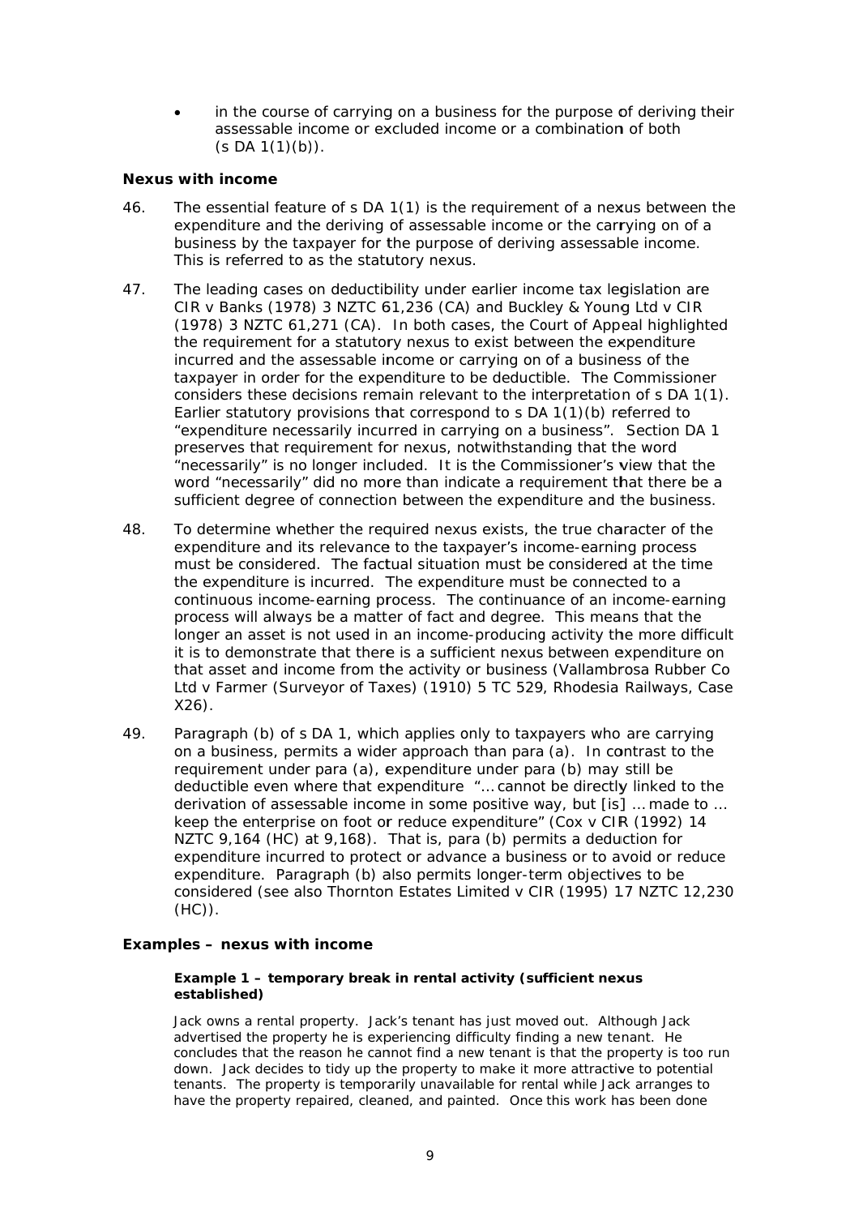- in the course of carrying on a business for the purpose of deriving their assessable income or excluded income or a combination of both (s DA 1(1)(b)).

**Nexus with income**

46. The essential feature of s DA 1(1) is the requirement of a nexus between the expenditure and the deriving of assessable income or the carrying on of a business by the taxpayer for the purpose of deriving assessable income. This is referred to as the statutory nexus.

47. The leading cases on deductibility under earlier income tax legislation are CIR v Banks (1978) 3 NZTC 61,236 (CA) and Buckley & Young Ltd v CIR (1978) 3 NZTC 61,271 (CA). In both cases, the Court of Appeal highlighted the requirement for a statutory nexus to exist between the expenditure incurred and the assessable income or carrying on of a business of the taxpayer in order for the expenditure to be deductible. The Commissioner considers these decisions remain relevant to the interpretation of s DA 1(1). Earlier statutory provisions that correspond to s DA 1(1)(b) referred to "expenditure necessarily incurred in carrying on a business". Section DA 1 preserves that requirement for nexus, notwithstanding that the word "necessarily" is no longer included. It is the Commissioner's view that the word "necessarily" did no more than indicate a requirement that there be a sufficient degree of connection between the expenditure and the business.

48. To determine whether the required nexus exists, the true character of the expenditure and its relevance to the taxpayer's income-earning process must be considered. The factual situation must be considered at the time the expenditure is incurred. The expenditure must be connected to a continuous income-earning process. The continuance of an income-earning process will always be a matter of fact and degree. This means that the longer an asset is not used in an income-producing activity the more difficult it is to demonstrate that there is a sufficient nexus between expenditure on that asset and income from the activity or business (Vallambrosa Rubber Co Ltd v Farmer (Surveyor of Taxes) (1910) 5 TC 529, Rhodesia Railways, Case X26).

49. Paragraph (b) of s DA 1, which applies only to taxpayers who are carrying on a business, permits a wider approach than para (a). In contrast to the requirement under para (a), expenditure under para (b) may still be deductible even where that expenditure "… cannot be directly linked to the derivation of assessable income in some positive way, but [is] … made to … keep the enterprise on foot or reduce expenditure" (Cox v CIR (1992) 14 NZTC 9,164 (HC) at 9,168). That is, para (b) permits a deduction for expenditure incurred to protect or advance a business or to avoid or reduce expenditure. Paragraph (b) also permits longer-term objectives to be considered (see also Thornton Estates Limited v CIR (1995) 17 NZTC 12,230 (HC)).

**Examples – nexus with income**

**Example 1 – temporary break in rental activity (sufficient nexus established)**

Jack owns a rental property. Jack's tenant has just moved out. Although Jack advertised the property he is experiencing difficulty finding a new tenant. He concludes that the reason he cannot find a new tenant is that the property is too run down. Jack decides to tidy up the property to make it more attractive to potential tenants. The property is temporarily unavailable for rental while Jack arranges to have the property repaired, cleaned, and painted. Once this work has been done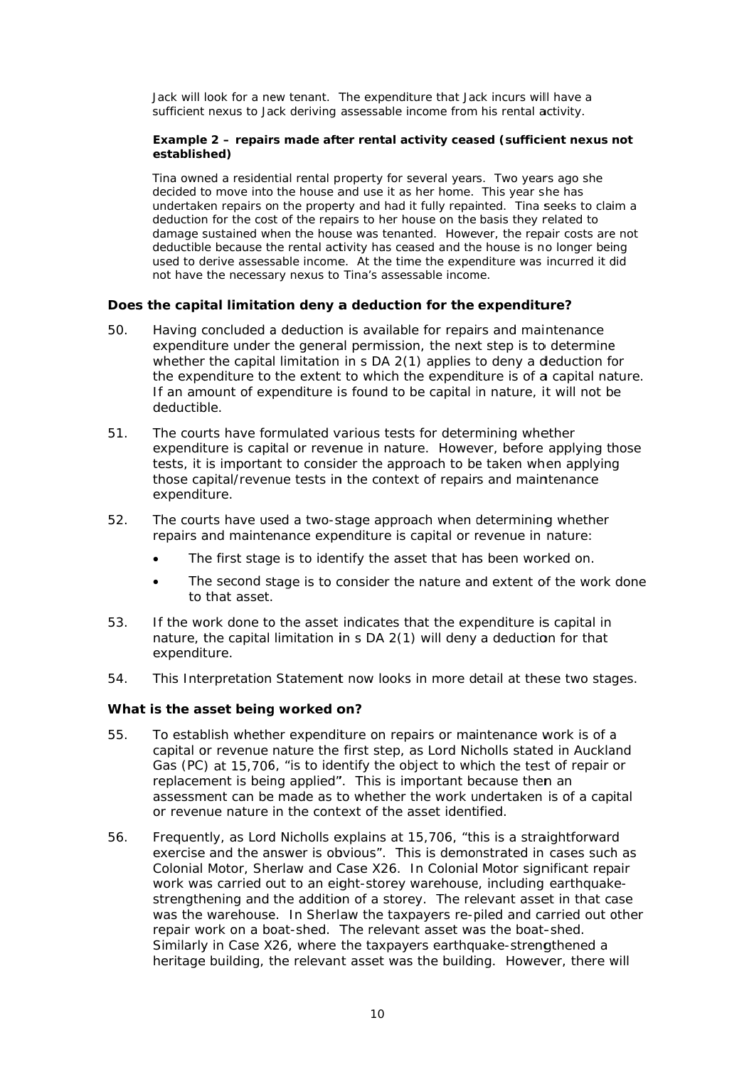Jack will look for a new tenant. The expenditure that Jack incurs will have a sufficient nexus to Jack deriving assessable income from his rental activity.

**Example 2 – repairs made after rental activity ceased (sufficient nexus not established)**

Tina owned a residential rental property for several years. Two years ago she decided to move into the house and use it as her home. This year she has undertaken repairs on the property and had it fully repainted. Tina seeks to claim a deduction for the cost of the repairs to her house on the basis they related to damage sustained when the house was tenanted. However, the repair costs are not deductible because the rental activity has ceased and the house is no longer being used to derive assessable income. At the time the expenditure was incurred it did not have the necessary nexus to Tina's assessable income.

### Does the capital limitation deny a deduction for the expenditure?

50. Having concluded a deduction is available for repairs and maintenance expenditure under the general permission, the next step is to determine whether the capital limitation in s DA 2(1) applies to deny a deduction for the expenditure to the extent to which the expenditure is of a capital nature. If an amount of expenditure is found to be capital in nature, it will not be deductible.

51. The courts have formulated various tests for determining whether expenditure is capital or revenue in nature. However, before applying those tests, it is important to consider the approach to be taken when applying those capital/revenue tests in the context of repairs and maintenance expenditure.

52. The courts have used a two-stage approach when determining whether repairs and maintenance expenditure is capital or revenue in nature:

    - The first stage is to identify the asset that has been worked on.
    - The second stage is to consider the nature and extent of the work done to that asset.

53. If the work done to the asset indicates that the expenditure is capital in nature, the capital limitation in s DA 2(1) will deny a deduction for that expenditure.

54. This Interpretation Statement now looks in more detail at these two stages.

### What is the asset being worked on?

55. To establish whether expenditure on repairs or maintenance work is of a capital or revenue nature the first step, as Lord Nicholls stated in Auckland Gas (PC) at 15,706, "is to identify the object to which the test of repair or replacement is being applied". This is important because then an assessment can be made as to whether the work undertaken is of a capital or revenue nature in the context of the asset identified.

56. Frequently, as Lord Nicholls explains at 15,706, "this is a straightforward exercise and the answer is obvious". This is demonstrated in cases such as Colonial Motor, Sherlaw and Case X26. In Colonial Motor significant repair work was carried out to an eight-storey warehouse, including earthquake-strengthening and the addition of a storey. The relevant asset in that case was the warehouse. In Sherlaw the taxpayers re-piled and carried out other repair work on a boat-shed. The relevant asset was the boat-shed. Similarly in Case X26, where the taxpayers earthquake-strengthened a heritage building, the relevant asset was the building. However, there will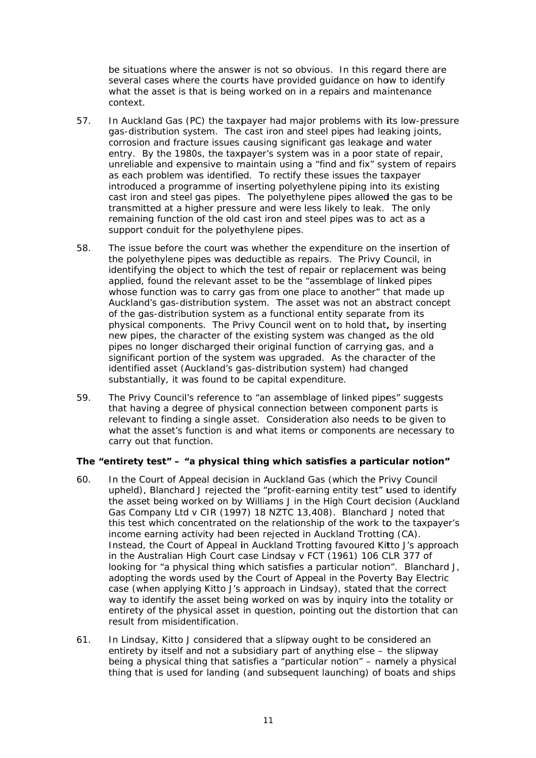be situations where the answer is not so obvious. In this regard there are several cases where the courts have provided guidance on how to identify what the asset is that is being worked on in a repairs and maintenance context.

57. In Auckland Gas (PC) the taxpayer had major problems with its low-pressure gas-distribution system. The cast iron and steel pipes had leaking joints, corrosion and fracture issues causing significant gas leakage and water entry. By the 1980s, the taxpayer's system was in a poor state of repair, unreliable and expensive to maintain using a "find and fix" system of repairs as each problem was identified. To rectify these issues the taxpayer introduced a programme of inserting polyethylene piping into its existing cast iron and steel gas pipes. The polyethylene pipes allowed the gas to be transmitted at a higher pressure and were less likely to leak. The only remaining function of the old cast iron and steel pipes was to act as a support conduit for the polyethylene pipes.

58. The issue before the court was whether the expenditure on the insertion of the polyethylene pipes was deductible as repairs. The Privy Council, in identifying the object to which the test of repair or replacement was being applied, found the relevant asset to be the "assemblage of linked pipes whose function was to carry gas from one place to another" that made up Auckland's gas-distribution system. The asset was not an abstract concept of the gas-distribution system as a functional entity separate from its physical components. The Privy Council went on to hold that, by inserting new pipes, the character of the existing system was changed as the old pipes no longer discharged their original function of carrying gas, and a significant portion of the system was upgraded. As the character of the identified asset (Auckland's gas-distribution system) had changed substantially, it was found to be capital expenditure.

59. The Privy Council's reference to "an assemblage of linked pipes" suggests that having a degree of physical connection between component parts is relevant to finding a single asset. Consideration also needs to be given to what the asset's function is and what items or components are necessary to carry out that function.

**The "entirety test" – "a physical thing which satisfies a particular notion"**

60. In the Court of Appeal decision in Auckland Gas (which the Privy Council upheld), Blanchard J rejected the "profit-earning entity test" used to identify the asset being worked on by Williams J in the High Court decision (Auckland Gas Company Ltd v CIR (1997) 18 NZTC 13,408). Blanchard J noted that this test which concentrated on the relationship of the work to the taxpayer's income earning activity had been rejected in Auckland Trotting (CA). Instead, the Court of Appeal in Auckland Trotting favoured Kitto J's approach in the Australian High Court case Lindsay v FCT (1961) 106 CLR 377 of looking for "a physical thing which satisfies a particular notion". Blanchard J, adopting the words used by the Court of Appeal in the Poverty Bay Electric case (when applying Kitto J's approach in Lindsay), stated that the correct way to identify the asset being worked on was by inquiry into the totality or entirety of the physical asset in question, pointing out the distortion that can result from misidentification.

61. In Lindsay, Kitto J considered that a slipway ought to be considered an entirety by itself and not a subsidiary part of anything else – the slipway being a physical thing that satisfies a "particular notion" – namely a physical thing that is used for landing (and subsequent launching) of boats and ships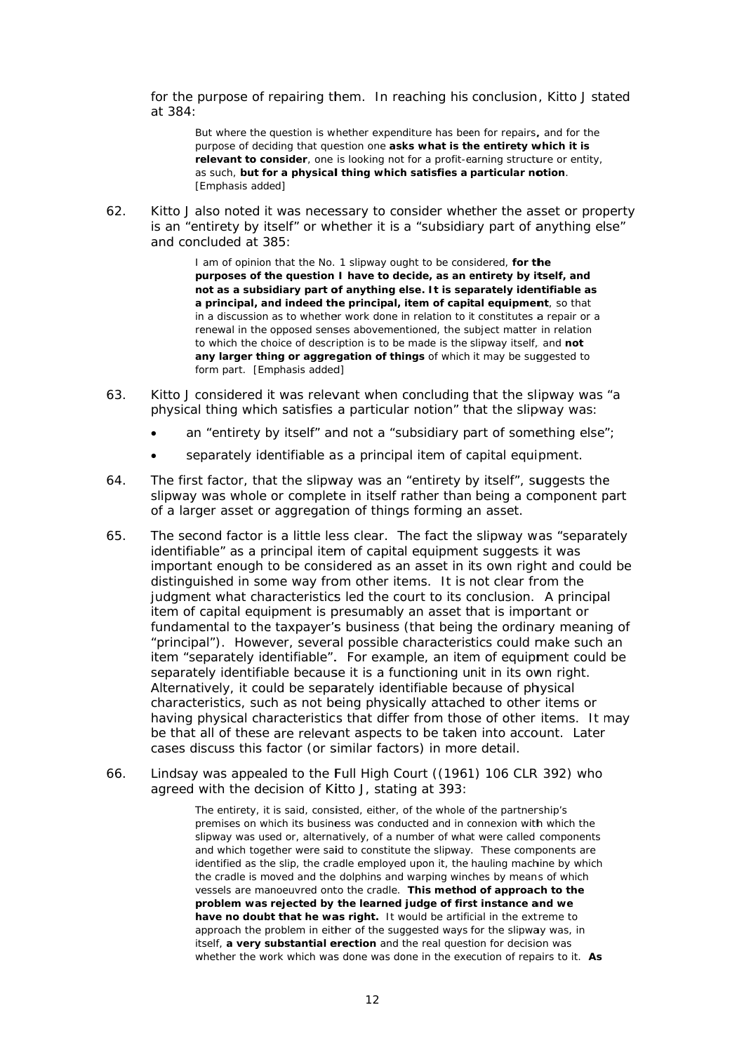for the purpose of repairing them. In reaching his conclusion, Kitto J stated at 384:

> But where the question is whether expenditure has been for repairs**,** and for the purpose of deciding that question one **asks what is the entirety which it is relevant to consider**, one is looking not for a profit-earning structure or entity, as such, **but for a physical thing which satisfies a particular notion**. [Emphasis added]

62. Kitto J also noted it was necessary to consider whether the asset or property is an "entirety by itself" or whether it is a "subsidiary part of anything else" and concluded at 385:

> I am of opinion that the No. 1 slipway ought to be considered, **for the purposes of the question I have to decide, as an entirety by itself, and not as a subsidiary part of anything else. It is separately identifiable as a principal, and indeed the principal, item of capital equipment**, so that in a discussion as to whether work done in relation to it constitutes a repair or a renewal in the opposed senses abovementioned, the subject matter in relation to which the choice of description is to be made is the slipway itself, and **not any larger thing or aggregation of things** of which it may be suggested to form part. [Emphasis added]

63. Kitto J considered it was relevant when concluding that the slipway was "a physical thing which satisfies a particular notion" that the slipway was:

- an "entirety by itself" and not a "subsidiary part of something else";
- separately identifiable as a principal item of capital equipment.

64. The first factor, that the slipway was an "entirety by itself", suggests the slipway was whole or complete in itself rather than being a component part of a larger asset or aggregation of things forming an asset.

65. The second factor is a little less clear. The fact the slipway was "separately identifiable" as a principal item of capital equipment suggests it was important enough to be considered as an asset in its own right and could be distinguished in some way from other items. It is not clear from the judgment what characteristics led the court to its conclusion. A principal item of capital equipment is presumably an asset that is important or fundamental to the taxpayer's business (that being the ordinary meaning of "principal"). However, several possible characteristics could make such an item "separately identifiable". For example, an item of equipment could be separately identifiable because it is a functioning unit in its own right. Alternatively, it could be separately identifiable because of physical characteristics, such as not being physically attached to other items or having physical characteristics that differ from those of other items. It may be that all of these are relevant aspects to be taken into account. Later cases discuss this factor (or similar factors) in more detail.

66. Lindsay was appealed to the Full High Court ((1961) 106 CLR 392) who agreed with the decision of Kitto J, stating at 393:

> The entirety, it is said, consisted, either, of the whole of the partnership's premises on which its business was conducted and in connexion with which the slipway was used or, alternatively, of a number of what were called components and which together were said to constitute the slipway. These components are identified as the slip, the cradle employed upon it, the hauling machine by which the cradle is moved and the dolphins and warping winches by means of which vessels are manoeuvred onto the cradle. **This method of approach to the problem was rejected by the learned judge of first instance and we have no doubt that he was right.** It would be artificial in the extreme to approach the problem in either of the suggested ways for the slipway was, in itself, **a very substantial erection** and the real question for decision was whether the work which was done was done in the execution of repairs to it. **As**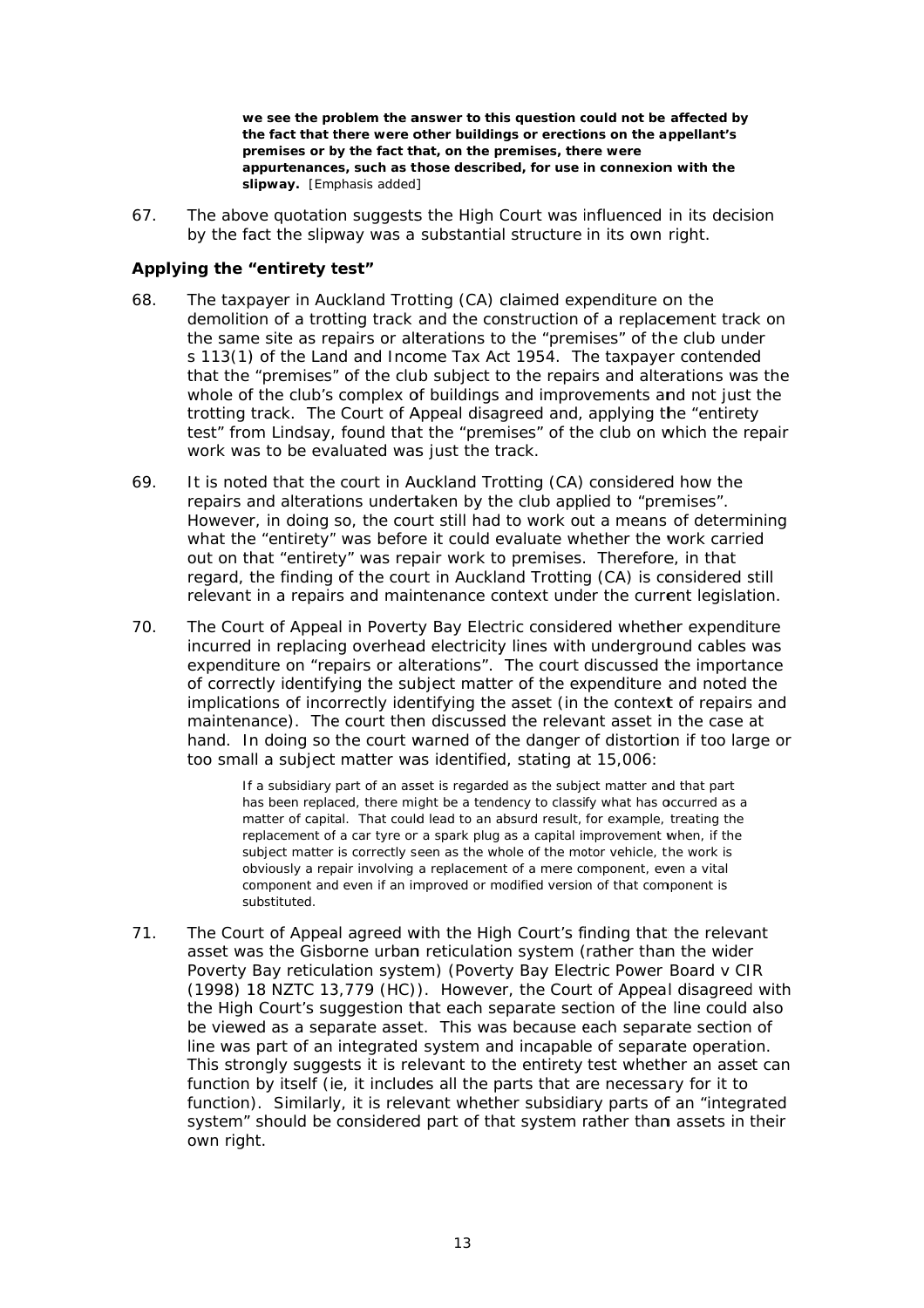> **we see the problem the answer to this question could not be affected by the fact that there were other buildings or erections on the appellant's premises or by the fact that, on the premises, there were appurtenances, such as those described, for use in connexion with the slipway.** [Emphasis added]

67. The above quotation suggests the High Court was influenced in its decision by the fact the slipway was a substantial structure in its own right.

### Applying the "entirety test"

68. The taxpayer in Auckland Trotting (CA) claimed expenditure on the demolition of a trotting track and the construction of a replacement track on the same site as repairs or alterations to the "premises" of the club under s 113(1) of the Land and Income Tax Act 1954. The taxpayer contended that the "premises" of the club subject to the repairs and alterations was the whole of the club's complex of buildings and improvements and not just the trotting track. The Court of Appeal disagreed and, applying the "entirety test" from Lindsay, found that the "premises" of the club on which the repair work was to be evaluated was just the track.

69. It is noted that the court in Auckland Trotting (CA) considered how the repairs and alterations undertaken by the club applied to "premises". However, in doing so, the court still had to work out a means of determining what the "entirety" was before it could evaluate whether the work carried out on that "entirety" was repair work to premises. Therefore, in that regard, the finding of the court in Auckland Trotting (CA) is considered still relevant in a repairs and maintenance context under the current legislation.

70. The Court of Appeal in Poverty Bay Electric considered whether expenditure incurred in replacing overhead electricity lines with underground cables was expenditure on "repairs or alterations". The court discussed the importance of correctly identifying the subject matter of the expenditure and noted the implications of incorrectly identifying the asset (in the context of repairs and maintenance). The court then discussed the relevant asset in the case at hand. In doing so the court warned of the danger of distortion if too large or too small a subject matter was identified, stating at 15,006:

> If a subsidiary part of an asset is regarded as the subject matter and that part has been replaced, there might be a tendency to classify what has occurred as a matter of capital. That could lead to an absurd result, for example, treating the replacement of a car tyre or a spark plug as a capital improvement when, if the subject matter is correctly seen as the whole of the motor vehicle, the work is obviously a repair involving a replacement of a mere component, even a vital component and even if an improved or modified version of that component is substituted.

71. The Court of Appeal agreed with the High Court's finding that the relevant asset was the Gisborne urban reticulation system (rather than the wider Poverty Bay reticulation system) (Poverty Bay Electric Power Board v CIR (1998) 18 NZTC 13,779 (HC)). However, the Court of Appeal disagreed with the High Court's suggestion that each separate section of the line could also be viewed as a separate asset. This was because each separate section of line was part of an integrated system and incapable of separate operation. This strongly suggests it is relevant to the entirety test whether an asset can function by itself (ie, it includes all the parts that are necessary for it to function). Similarly, it is relevant whether subsidiary parts of an "integrated system" should be considered part of that system rather than assets in their own right.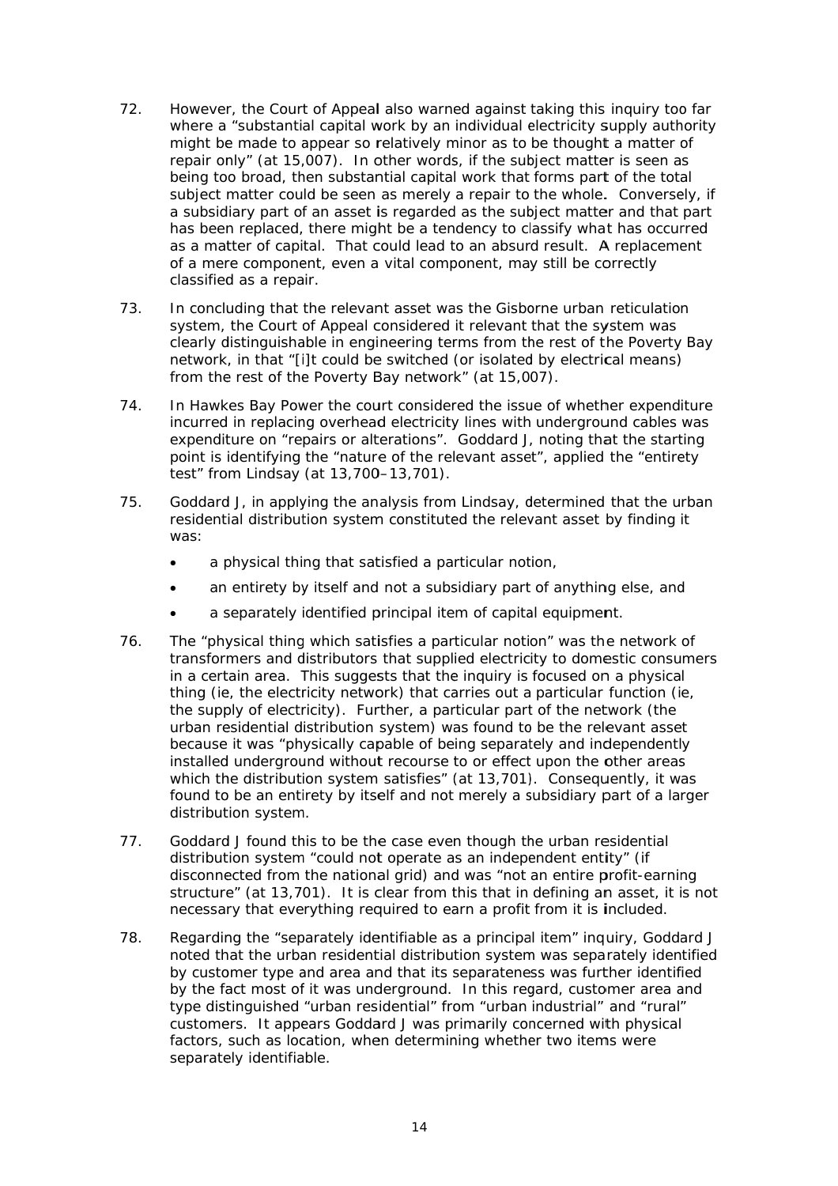72. However, the Court of Appeal also warned against taking this inquiry too far where a "substantial capital work by an individual electricity supply authority might be made to appear so relatively minor as to be thought a matter of repair only" (at 15,007). In other words, if the subject matter is seen as being too broad, then substantial capital work that forms part of the total subject matter could be seen as merely a repair to the whole. Conversely, if a subsidiary part of an asset is regarded as the subject matter and that part has been replaced, there might be a tendency to classify what has occurred as a matter of capital. That could lead to an absurd result. A replacement of a mere component, even a vital component, may still be correctly classified as a repair.

73. In concluding that the relevant asset was the Gisborne urban reticulation system, the Court of Appeal considered it relevant that the system was clearly distinguishable in engineering terms from the rest of the Poverty Bay network, in that "[i]t could be switched (or isolated by electrical means) from the rest of the Poverty Bay network" (at 15,007).

74. In Hawkes Bay Power the court considered the issue of whether expenditure incurred in replacing overhead electricity lines with underground cables was expenditure on "repairs or alterations". Goddard J, noting that the starting point is identifying the "nature of the relevant asset", applied the "entirety test" from Lindsay (at 13,700–13,701).

75. Goddard J, in applying the analysis from Lindsay, determined that the urban residential distribution system constituted the relevant asset by finding it was:

   - a physical thing that satisfied a particular notion,
   - an entirety by itself and not a subsidiary part of anything else, and
   - a separately identified principal item of capital equipment.

76. The "physical thing which satisfies a particular notion" was the network of transformers and distributors that supplied electricity to domestic consumers in a certain area. This suggests that the inquiry is focused on a physical thing (ie, the electricity network) that carries out a particular function (ie, the supply of electricity). Further, a particular part of the network (the urban residential distribution system) was found to be the relevant asset because it was "physically capable of being separately and independently installed underground without recourse to or effect upon the other areas which the distribution system satisfies" (at 13,701). Consequently, it was found to be an entirety by itself and not merely a subsidiary part of a larger distribution system.

77. Goddard J found this to be the case even though the urban residential distribution system "could not operate as an independent entity" (if disconnected from the national grid) and was "not an entire profit-earning structure" (at 13,701). It is clear from this that in defining an asset, it is not necessary that everything required to earn a profit from it is included.

78. Regarding the "separately identifiable as a principal item" inquiry, Goddard J noted that the urban residential distribution system was separately identified by customer type and area and that its separateness was further identified by the fact most of it was underground. In this regard, customer area and type distinguished "urban residential" from "urban industrial" and "rural" customers. It appears Goddard J was primarily concerned with physical factors, such as location, when determining whether two items were separately identifiable.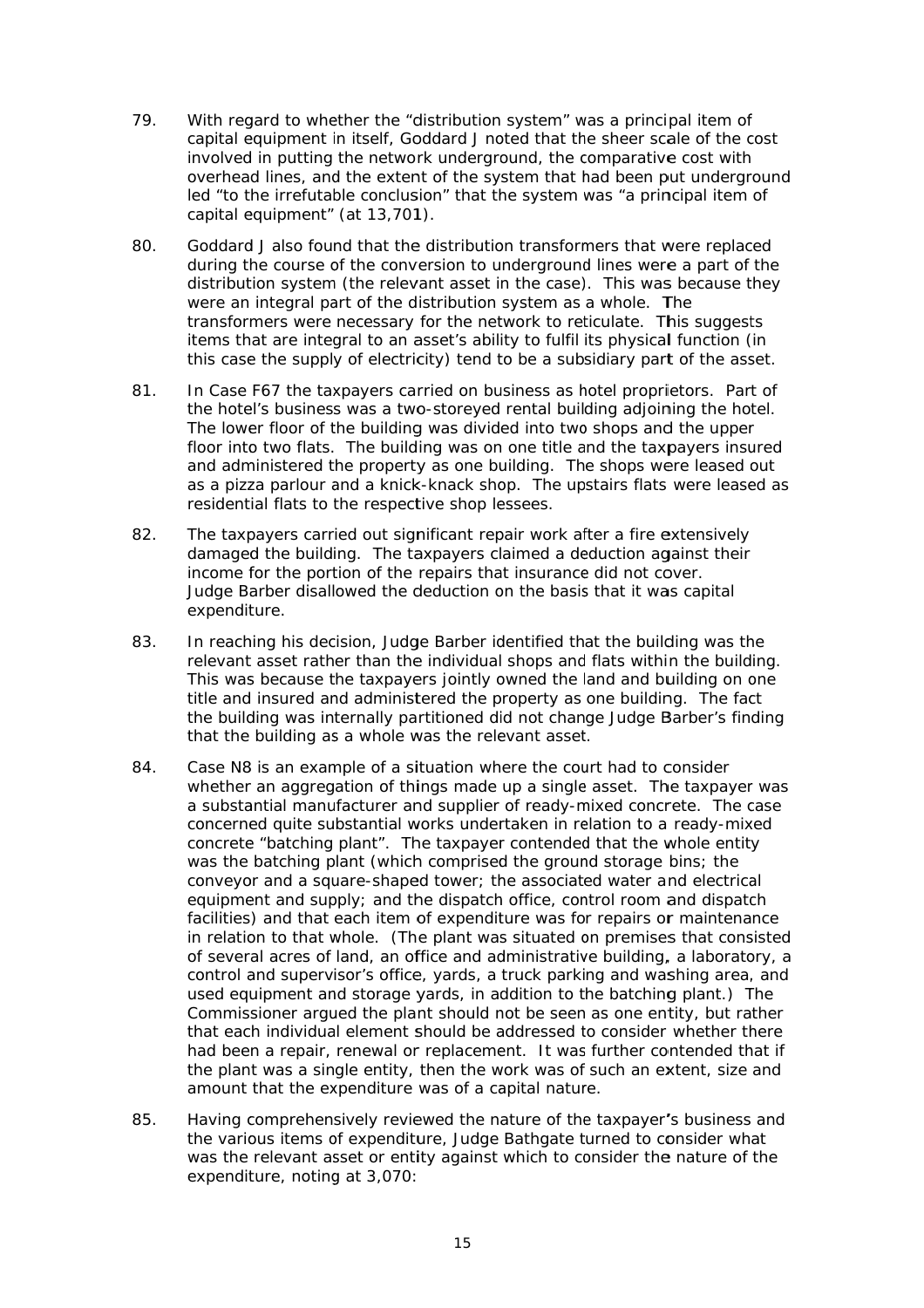79. With regard to whether the "distribution system" was a principal item of capital equipment in itself, Goddard J noted that the sheer scale of the cost involved in putting the network underground, the comparative cost with overhead lines, and the extent of the system that had been put underground led "to the irrefutable conclusion" that the system was "a principal item of capital equipment" (at 13,701).

80. Goddard J also found that the distribution transformers that were replaced during the course of the conversion to underground lines were a part of the distribution system (the relevant asset in the case). This was because they were an integral part of the distribution system as a whole. The transformers were necessary for the network to reticulate. This suggests items that are integral to an asset's ability to fulfil its physical function (in this case the supply of electricity) tend to be a subsidiary part of the asset.

81. In Case F67 the taxpayers carried on business as hotel proprietors. Part of the hotel's business was a two-storeyed rental building adjoining the hotel. The lower floor of the building was divided into two shops and the upper floor into two flats. The building was on one title and the taxpayers insured and administered the property as one building. The shops were leased out as a pizza parlour and a knick-knack shop. The upstairs flats were leased as residential flats to the respective shop lessees.

82. The taxpayers carried out significant repair work after a fire extensively damaged the building. The taxpayers claimed a deduction against their income for the portion of the repairs that insurance did not cover. Judge Barber disallowed the deduction on the basis that it was capital expenditure.

83. In reaching his decision, Judge Barber identified that the building was the relevant asset rather than the individual shops and flats within the building. This was because the taxpayers jointly owned the land and building on one title and insured and administered the property as one building. The fact the building was internally partitioned did not change Judge Barber's finding that the building as a whole was the relevant asset.

84. Case N8 is an example of a situation where the court had to consider whether an aggregation of things made up a single asset. The taxpayer was a substantial manufacturer and supplier of ready-mixed concrete. The case concerned quite substantial works undertaken in relation to a ready-mixed concrete "batching plant". The taxpayer contended that the whole entity was the batching plant (which comprised the ground storage bins; the conveyor and a square-shaped tower; the associated water and electrical equipment and supply; and the dispatch office, control room and dispatch facilities) and that each item of expenditure was for repairs or maintenance in relation to that whole. (The plant was situated on premises that consisted of several acres of land, an office and administrative building, a laboratory, a control and supervisor's office, yards, a truck parking and washing area, and used equipment and storage yards, in addition to the batching plant.) The Commissioner argued the plant should not be seen as one entity, but rather that each individual element should be addressed to consider whether there had been a repair, renewal or replacement. It was further contended that if the plant was a single entity, then the work was of such an extent, size and amount that the expenditure was of a capital nature.

85. Having comprehensively reviewed the nature of the taxpayer's business and the various items of expenditure, Judge Bathgate turned to consider what was the relevant asset or entity against which to consider the nature of the expenditure, noting at 3,070: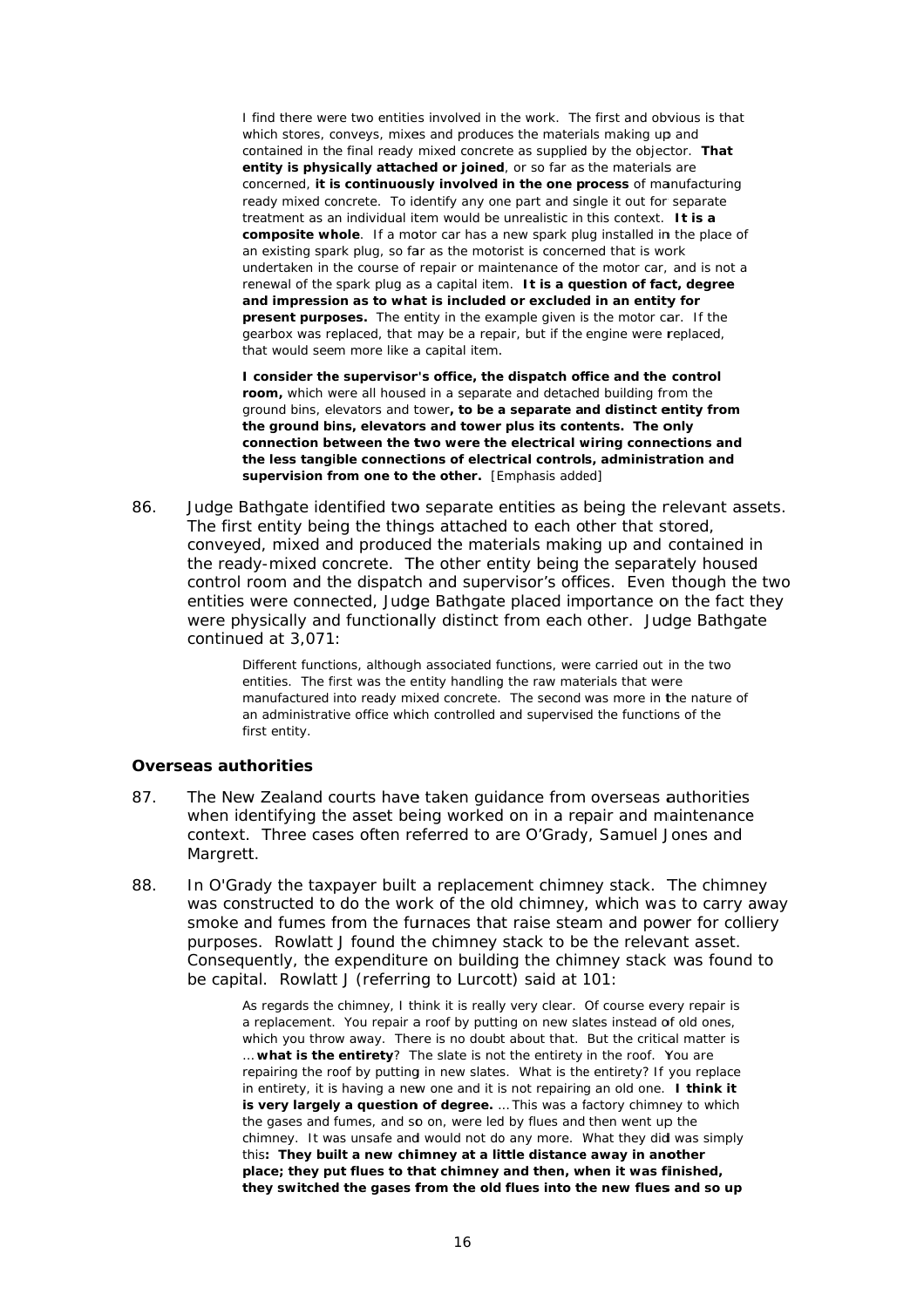> I find there were two entities involved in the work. The first and obvious is that which stores, conveys, mixes and produces the materials making up and contained in the final ready mixed concrete as supplied by the objector. **That entity is physically attached or joined**, or so far as the materials are concerned, **it is continuously involved in the one process** of manufacturing ready mixed concrete. To identify any one part and single it out for separate treatment as an individual item would be unrealistic in this context. **It is a composite whole**. If a motor car has a new spark plug installed in the place of an existing spark plug, so far as the motorist is concerned that is work undertaken in the course of repair or maintenance of the motor car, and is not a renewal of the spark plug as a capital item. **It is a question of fact, degree and impression as to what is included or excluded in an entity for present purposes.** The entity in the example given is the motor car. If the gearbox was replaced, that may be a repair, but if the engine were replaced, that would seem more like a capital item.
>
> **I consider the supervisor's office, the dispatch office and the control room,** which were all housed in a separate and detached building from the ground bins, elevators and tower**, to be a separate and distinct entity from the ground bins, elevators and tower plus its contents. The only connection between the two were the electrical wiring connections and the less tangible connections of electrical controls, administration and supervision from one to the other.** [Emphasis added]

86. Judge Bathgate identified two separate entities as being the relevant assets. The first entity being the things attached to each other that stored, conveyed, mixed and produced the materials making up and contained in the ready-mixed concrete. The other entity being the separately housed control room and the dispatch and supervisor's offices. Even though the two entities were connected, Judge Bathgate placed importance on the fact they were physically and functionally distinct from each other. Judge Bathgate continued at 3,071:

> Different functions, although associated functions, were carried out in the two entities. The first was the entity handling the raw materials that were manufactured into ready mixed concrete. The second was more in the nature of an administrative office which controlled and supervised the functions of the first entity.

### Overseas authorities

87. The New Zealand courts have taken guidance from overseas authorities when identifying the asset being worked on in a repair and maintenance context. Three cases often referred to are O'Grady, Samuel Jones and Margrett.

88. In O'Grady the taxpayer built a replacement chimney stack. The chimney was constructed to do the work of the old chimney, which was to carry away smoke and fumes from the furnaces that raise steam and power for colliery purposes. Rowlatt J found the chimney stack to be the relevant asset. Consequently, the expenditure on building the chimney stack was found to be capital. Rowlatt J (referring to Lurcott) said at 101:

> As regards the chimney, I think it is really very clear. Of course every repair is a replacement. You repair a roof by putting on new slates instead of old ones, which you throw away. There is no doubt about that. But the critical matter is … **what is the entirety**? The slate is not the entirety in the roof. You are repairing the roof by putting in new slates. What is the entirety? If you replace in entirety, it is having a new one and it is not repairing an old one. **I think it is very largely a question of degree.** … This was a factory chimney to which the gases and fumes, and so on, were led by flues and then went up the chimney. It was unsafe and would not do any more. What they did was simply this**: They built a new chimney at a little distance away in another place; they put flues to that chimney and then, when it was finished, they switched the gases from the old flues into the new flues and so up**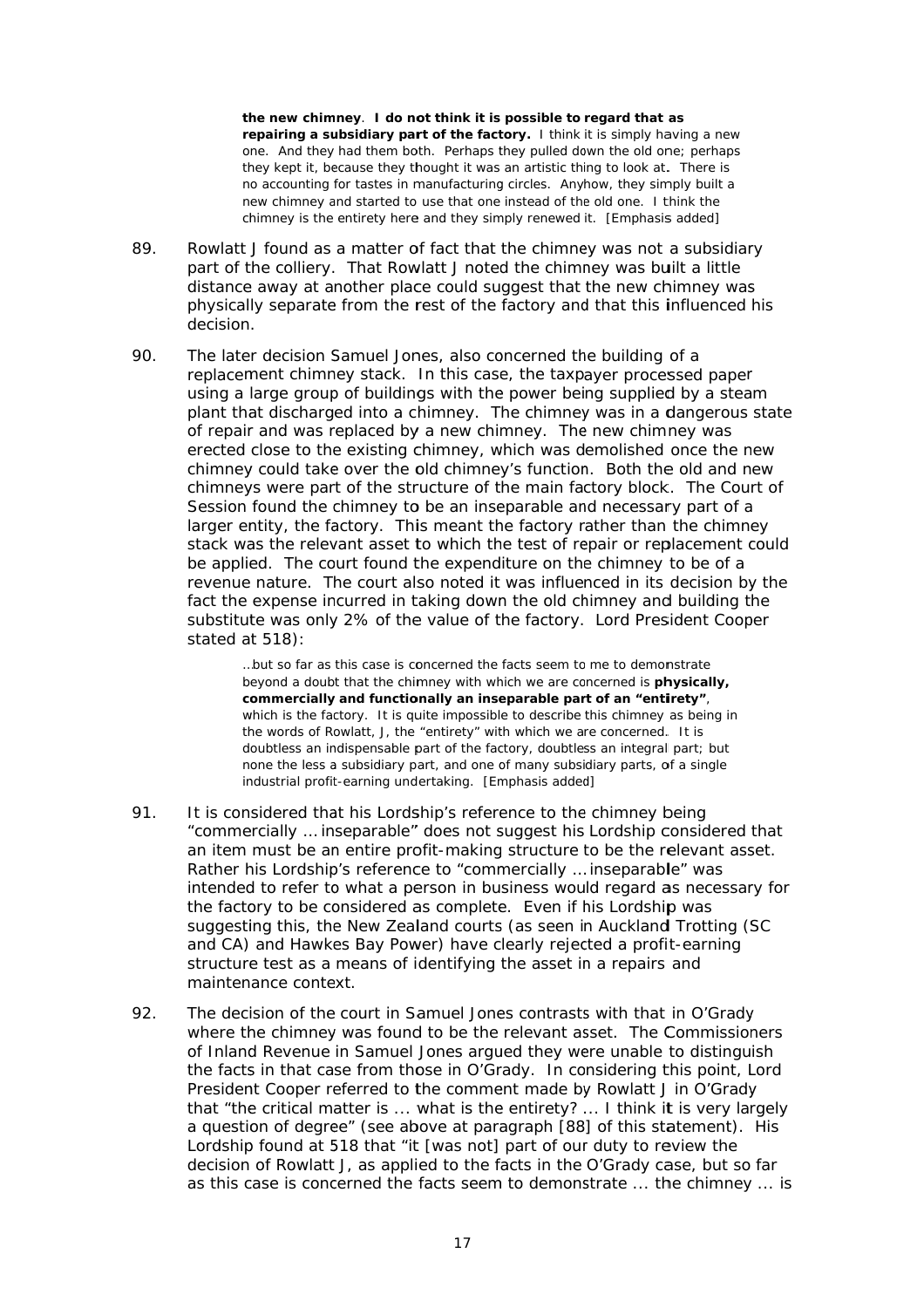> **the new chimney**. **I do not think it is possible to regard that as repairing a subsidiary part of the factory.** I think it is simply having a new one. And they had them both. Perhaps they pulled down the old one; perhaps they kept it, because they thought it was an artistic thing to look at. There is no accounting for tastes in manufacturing circles. Anyhow, they simply built a new chimney and started to use that one instead of the old one. I think the chimney is the entirety here and they simply renewed it. [Emphasis added]

89. Rowlatt J found as a matter of fact that the chimney was not a subsidiary part of the colliery. That Rowlatt J noted the chimney was built a little distance away at another place could suggest that the new chimney was physically separate from the rest of the factory and that this influenced his decision.

90. The later decision Samuel Jones, also concerned the building of a replacement chimney stack. In this case, the taxpayer processed paper using a large group of buildings with the power being supplied by a steam plant that discharged into a chimney. The chimney was in a dangerous state of repair and was replaced by a new chimney. The new chimney was erected close to the existing chimney, which was demolished once the new chimney could take over the old chimney's function. Both the old and new chimneys were part of the structure of the main factory block. The Court of Session found the chimney to be an inseparable and necessary part of a larger entity, the factory. This meant the factory rather than the chimney stack was the relevant asset to which the test of repair or replacement could be applied. The court found the expenditure on the chimney to be of a revenue nature. The court also noted it was influenced in its decision by the fact the expense incurred in taking down the old chimney and building the substitute was only 2% of the value of the factory. Lord President Cooper stated at 518):

> …but so far as this case is concerned the facts seem to me to demonstrate beyond a doubt that the chimney with which we are concerned is **physically, commercially and functionally an inseparable part of an "entirety"**, which is the factory. It is quite impossible to describe this chimney as being in the words of Rowlatt, J, the "entirety" with which we are concerned. It is doubtless an indispensable part of the factory, doubtless an integral part; but none the less a subsidiary part, and one of many subsidiary parts, of a single industrial profit-earning undertaking. [Emphasis added]

91. It is considered that his Lordship's reference to the chimney being "commercially … inseparable" does not suggest his Lordship considered that an item must be an entire profit-making structure to be the relevant asset. Rather his Lordship's reference to "commercially … inseparable" was intended to refer to what a person in business would regard as necessary for the factory to be considered as complete. Even if his Lordship was suggesting this, the New Zealand courts (as seen in Auckland Trotting (SC and CA) and Hawkes Bay Power) have clearly rejected a profit-earning structure test as a means of identifying the asset in a repairs and maintenance context.

92. The decision of the court in Samuel Jones contrasts with that in O'Grady where the chimney was found to be the relevant asset. The Commissioners of Inland Revenue in Samuel Jones argued they were unable to distinguish the facts in that case from those in O'Grady. In considering this point, Lord President Cooper referred to the comment made by Rowlatt J in O'Grady that "the critical matter is ... what is the entirety? ... I think it is very largely a question of degree" (see above at paragraph [88] of this statement). His Lordship found at 518 that "it [was not] part of our duty to review the decision of Rowlatt J, as applied to the facts in the O'Grady case, but so far as this case is concerned the facts seem to demonstrate ... the chimney ... is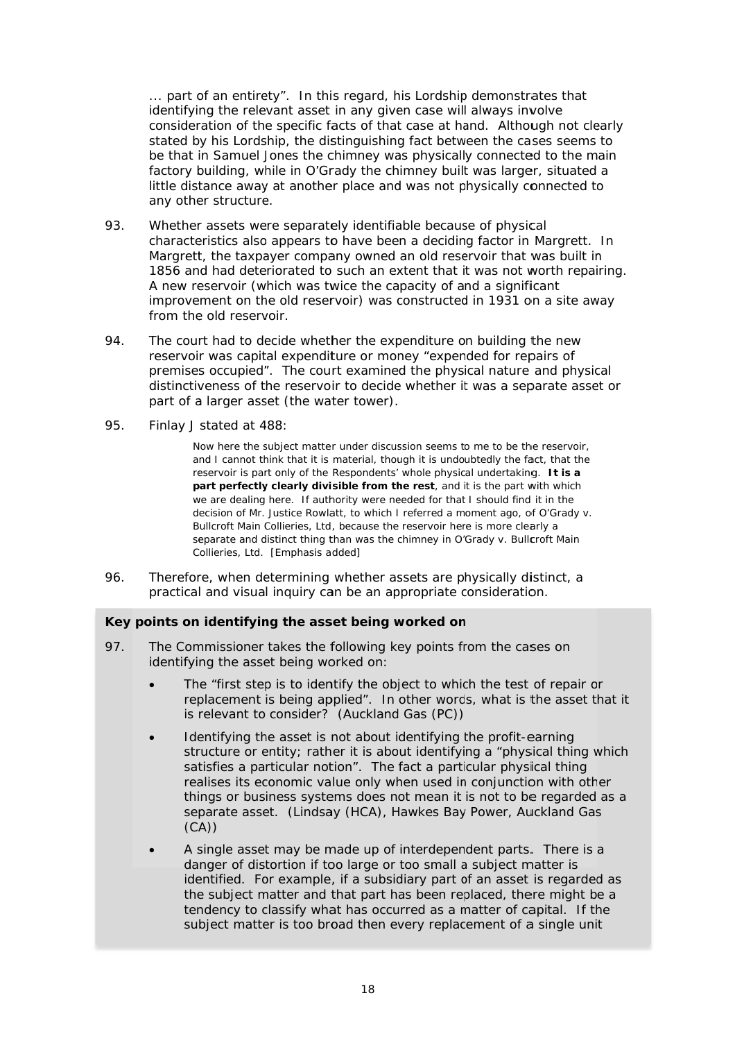... part of an entirety". In this regard, his Lordship demonstrates that identifying the relevant asset in any given case will always involve consideration of the specific facts of that case at hand. Although not clearly stated by his Lordship, the distinguishing fact between the cases seems to be that in Samuel Jones the chimney was physically connected to the main factory building, while in O'Grady the chimney built was larger, situated a little distance away at another place and was not physically connected to any other structure.

93. Whether assets were separately identifiable because of physical characteristics also appears to have been a deciding factor in Margrett. In Margrett, the taxpayer company owned an old reservoir that was built in 1856 and had deteriorated to such an extent that it was not worth repairing. A new reservoir (which was twice the capacity of and a significant improvement on the old reservoir) was constructed in 1931 on a site away from the old reservoir.

94. The court had to decide whether the expenditure on building the new reservoir was capital expenditure or money "expended for repairs of premises occupied". The court examined the physical nature and physical distinctiveness of the reservoir to decide whether it was a separate asset or part of a larger asset (the water tower).

95. Finlay J stated at 488:

> Now here the subject matter under discussion seems to me to be the reservoir, and I cannot think that it is material, though it is undoubtedly the fact, that the reservoir is part only of the Respondents' whole physical undertaking. **It is a part perfectly clearly divisible from the rest**, and it is the part with which we are dealing here. If authority were needed for that I should find it in the decision of Mr. Justice Rowlatt, to which I referred a moment ago, of O'Grady v. Bullcroft Main Collieries, Ltd, because the reservoir here is more clearly a separate and distinct thing than was the chimney in O'Grady v. Bullcroft Main Collieries, Ltd. [Emphasis added]

96. Therefore, when determining whether assets are physically distinct, a practical and visual inquiry can be an appropriate consideration.

**Key points on identifying the asset being worked on**

97. The Commissioner takes the following key points from the cases on identifying the asset being worked on:

- The "first step is to identify the object to which the test of repair or replacement is being applied". In other words, what is the asset that it is relevant to consider? (Auckland Gas (PC))
- Identifying the asset is not about identifying the profit-earning structure or entity; rather it is about identifying a "physical thing which satisfies a particular notion". The fact a particular physical thing realises its economic value only when used in conjunction with other things or business systems does not mean it is not to be regarded as a separate asset. (Lindsay (HCA), Hawkes Bay Power, Auckland Gas (CA))
- A single asset may be made up of interdependent parts. There is a danger of distortion if too large or too small a subject matter is identified. For example, if a subsidiary part of an asset is regarded as the subject matter and that part has been replaced, there might be a tendency to classify what has occurred as a matter of capital. If the subject matter is too broad then every replacement of a single unit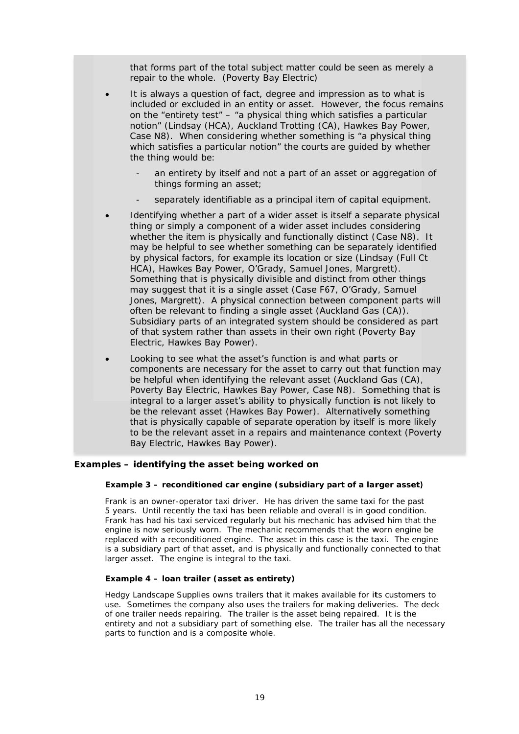that forms part of the total subject matter could be seen as merely a repair to the whole. (Poverty Bay Electric)

- It is always a question of fact, degree and impression as to what is included or excluded in an entity or asset. However, the focus remains on the "entirety test" – "a physical thing which satisfies a particular notion" (Lindsay (HCA), Auckland Trotting (CA), Hawkes Bay Power, Case N8). When considering whether something is "a physical thing which satisfies a particular notion" the courts are guided by whether the thing would be:
  - an entirety by itself and not a part of an asset or aggregation of things forming an asset;
  - separately identifiable as a principal item of capital equipment.
- Identifying whether a part of a wider asset is itself a separate physical thing or simply a component of a wider asset includes considering whether the item is physically and functionally distinct (Case N8). It may be helpful to see whether something can be separately identified by physical factors, for example its location or size (Lindsay (Full Ct HCA), Hawkes Bay Power, O'Grady, Samuel Jones, Margrett). Something that is physically divisible and distinct from other things may suggest that it is a single asset (Case F67, O'Grady, Samuel Jones, Margrett). A physical connection between component parts will often be relevant to finding a single asset (Auckland Gas (CA)). Subsidiary parts of an integrated system should be considered as part of that system rather than assets in their own right (Poverty Bay Electric, Hawkes Bay Power).
- Looking to see what the asset's function is and what parts or components are necessary for the asset to carry out that function may be helpful when identifying the relevant asset (Auckland Gas (CA), Poverty Bay Electric, Hawkes Bay Power, Case N8). Something that is integral to a larger asset's ability to physically function is not likely to be the relevant asset (Hawkes Bay Power). Alternatively something that is physically capable of separate operation by itself is more likely to be the relevant asset in a repairs and maintenance context (Poverty Bay Electric, Hawkes Bay Power).

## Examples – identifying the asset being worked on

### Example 3 – reconditioned car engine (subsidiary part of a larger asset)

Frank is an owner-operator taxi driver. He has driven the same taxi for the past 5 years. Until recently the taxi has been reliable and overall is in good condition. Frank has had his taxi serviced regularly but his mechanic has advised him that the engine is now seriously worn. The mechanic recommends that the worn engine be replaced with a reconditioned engine. The asset in this case is the taxi. The engine is a subsidiary part of that asset, and is physically and functionally connected to that larger asset. The engine is integral to the taxi.

### Example 4 – loan trailer (asset as entirety)

Hedgy Landscape Supplies owns trailers that it makes available for its customers to use. Sometimes the company also uses the trailers for making deliveries. The deck of one trailer needs repairing. The trailer is the asset being repaired. It is the entirety and not a subsidiary part of something else. The trailer has all the necessary parts to function and is a composite whole.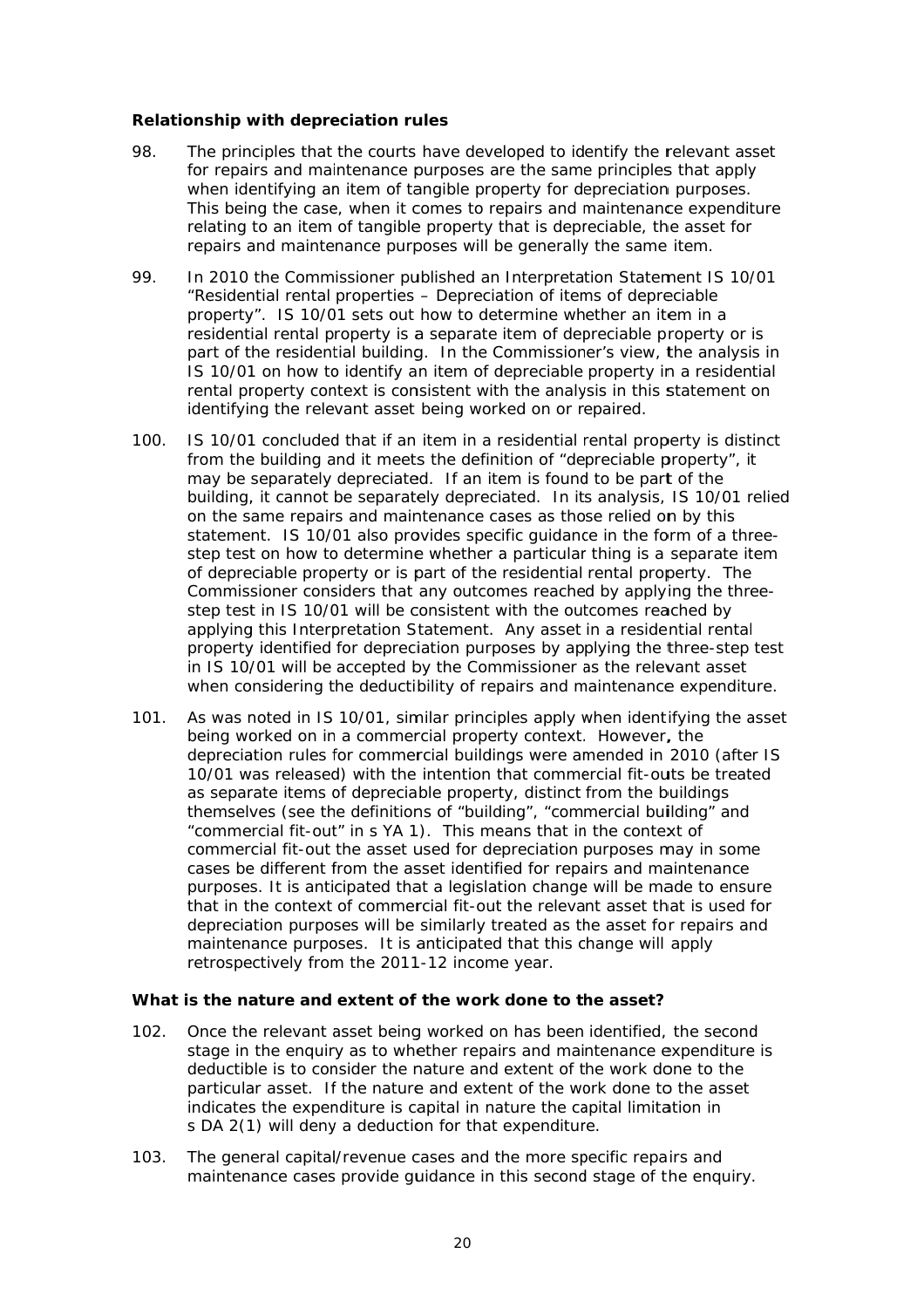**Relationship with depreciation rules**

98. The principles that the courts have developed to identify the relevant asset for repairs and maintenance purposes are the same principles that apply when identifying an item of tangible property for depreciation purposes. This being the case, when it comes to repairs and maintenance expenditure relating to an item of tangible property that is depreciable, the asset for repairs and maintenance purposes will be generally the same item.

99. In 2010 the Commissioner published an Interpretation Statement IS 10/01 "Residential rental properties – Depreciation of items of depreciable property". IS 10/01 sets out how to determine whether an item in a residential rental property is a separate item of depreciable property or is part of the residential building. In the Commissioner's view, the analysis in IS 10/01 on how to identify an item of depreciable property in a residential rental property context is consistent with the analysis in this statement on identifying the relevant asset being worked on or repaired.

100. IS 10/01 concluded that if an item in a residential rental property is distinct from the building and it meets the definition of "depreciable property", it may be separately depreciated. If an item is found to be part of the building, it cannot be separately depreciated. In its analysis, IS 10/01 relied on the same repairs and maintenance cases as those relied on by this statement. IS 10/01 also provides specific guidance in the form of a three-step test on how to determine whether a particular thing is a separate item of depreciable property or is part of the residential rental property. The Commissioner considers that any outcomes reached by applying the three-step test in IS 10/01 will be consistent with the outcomes reached by applying this Interpretation Statement. Any asset in a residential rental property identified for depreciation purposes by applying the three-step test in IS 10/01 will be accepted by the Commissioner as the relevant asset when considering the deductibility of repairs and maintenance expenditure.

101. As was noted in IS 10/01, similar principles apply when identifying the asset being worked on in a commercial property context. However, the depreciation rules for commercial buildings were amended in 2010 (after IS 10/01 was released) with the intention that commercial fit-outs be treated as separate items of depreciable property, distinct from the buildings themselves (see the definitions of "building", "commercial building" and "commercial fit-out" in s YA 1). This means that in the context of commercial fit-out the asset used for depreciation purposes may in some cases be different from the asset identified for repairs and maintenance purposes. It is anticipated that a legislation change will be made to ensure that in the context of commercial fit-out the relevant asset that is used for depreciation purposes will be similarly treated as the asset for repairs and maintenance purposes. It is anticipated that this change will apply retrospectively from the 2011-12 income year.

**What is the nature and extent of the work done to the asset?**

102. Once the relevant asset being worked on has been identified, the second stage in the enquiry as to whether repairs and maintenance expenditure is deductible is to consider the nature and extent of the work done to the particular asset. If the nature and extent of the work done to the asset indicates the expenditure is capital in nature the capital limitation in s DA 2(1) will deny a deduction for that expenditure.

103. The general capital/revenue cases and the more specific repairs and maintenance cases provide guidance in this second stage of the enquiry.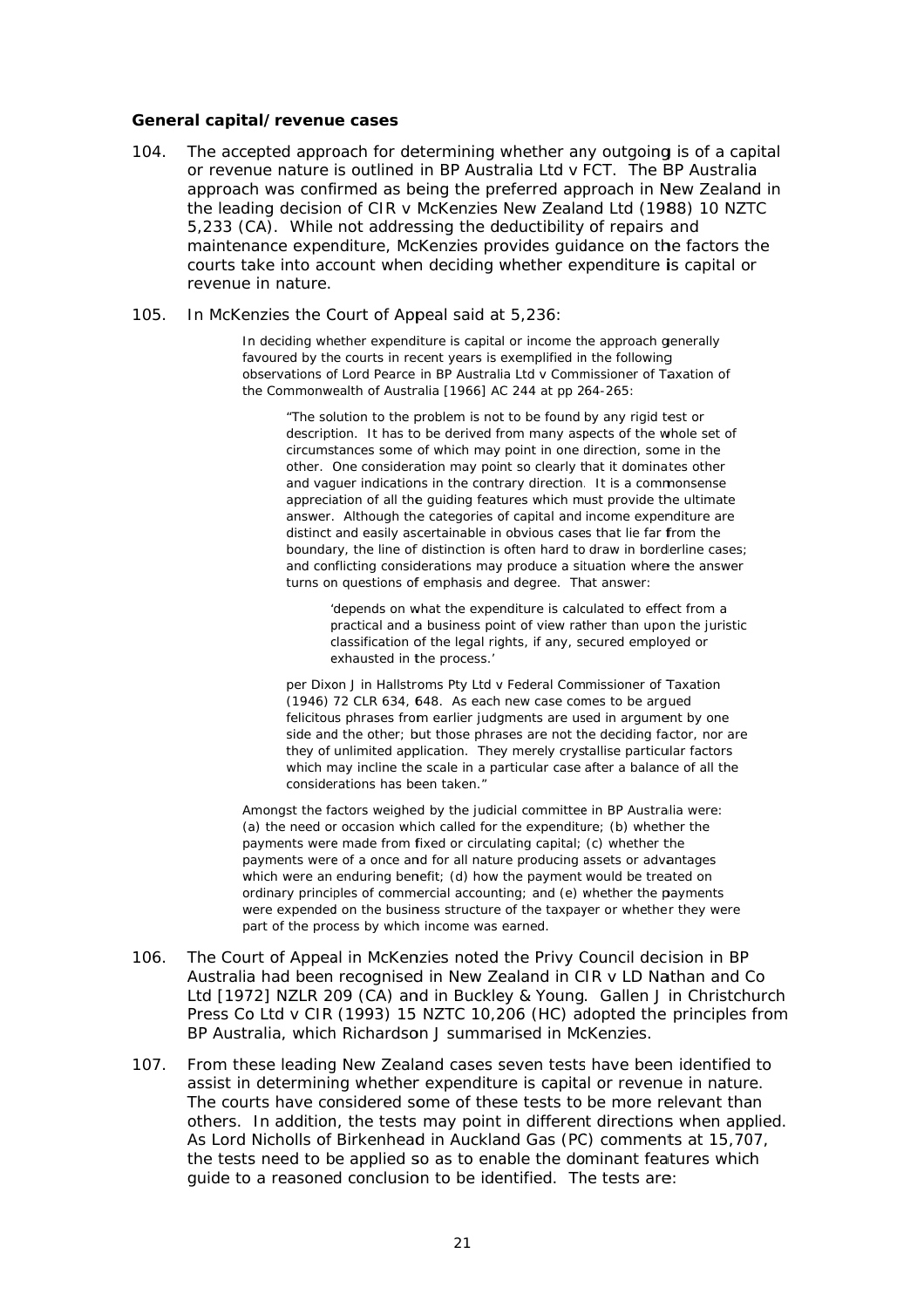### General capital/revenue cases

104. The accepted approach for determining whether any outgoing is of a capital or revenue nature is outlined in BP Australia Ltd v FCT. The BP Australia approach was confirmed as being the preferred approach in New Zealand in the leading decision of CIR v McKenzies New Zealand Ltd (1988) 10 NZTC 5,233 (CA). While not addressing the deductibility of repairs and maintenance expenditure, McKenzies provides guidance on the factors the courts take into account when deciding whether expenditure is capital or revenue in nature.

105. In McKenzies the Court of Appeal said at 5,236:

> In deciding whether expenditure is capital or income the approach generally favoured by the courts in recent years is exemplified in the following observations of Lord Pearce in BP Australia Ltd v Commissioner of Taxation of the Commonwealth of Australia [1966] AC 244 at pp 264-265:
>
> > "The solution to the problem is not to be found by any rigid test or description. It has to be derived from many aspects of the whole set of circumstances some of which may point in one direction, some in the other. One consideration may point so clearly that it dominates other and vaguer indications in the contrary direction. It is a commonsense appreciation of all the guiding features which must provide the ultimate answer. Although the categories of capital and income expenditure are distinct and easily ascertainable in obvious cases that lie far from the boundary, the line of distinction is often hard to draw in borderline cases; and conflicting considerations may produce a situation where the answer turns on questions of emphasis and degree. That answer:
> >
> > > 'depends on what the expenditure is calculated to effect from a practical and a business point of view rather than upon the juristic classification of the legal rights, if any, secured employed or exhausted in the process.'
> >
> > per Dixon J in Hallstroms Pty Ltd v Federal Commissioner of Taxation (1946) 72 CLR 634, 648. As each new case comes to be argued felicitous phrases from earlier judgments are used in argument by one side and the other; but those phrases are not the deciding factor, nor are they of unlimited application. They merely crystallise particular factors which may incline the scale in a particular case after a balance of all the considerations has been taken."
>
> Amongst the factors weighed by the judicial committee in BP Australia were: (a) the need or occasion which called for the expenditure; (b) whether the payments were made from fixed or circulating capital; (c) whether the payments were of a once and for all nature producing assets or advantages which were an enduring benefit; (d) how the payment would be treated on ordinary principles of commercial accounting; and (e) whether the payments were expended on the business structure of the taxpayer or whether they were part of the process by which income was earned.

106. The Court of Appeal in McKenzies noted the Privy Council decision in BP Australia had been recognised in New Zealand in CIR v LD Nathan and Co Ltd [1972] NZLR 209 (CA) and in Buckley & Young. Gallen J in Christchurch Press Co Ltd v CIR (1993) 15 NZTC 10,206 (HC) adopted the principles from BP Australia, which Richardson J summarised in McKenzies.

107. From these leading New Zealand cases seven tests have been identified to assist in determining whether expenditure is capital or revenue in nature. The courts have considered some of these tests to be more relevant than others. In addition, the tests may point in different directions when applied. As Lord Nicholls of Birkenhead in Auckland Gas (PC) comments at 15,707, the tests need to be applied so as to enable the dominant features which guide to a reasoned conclusion to be identified. The tests are: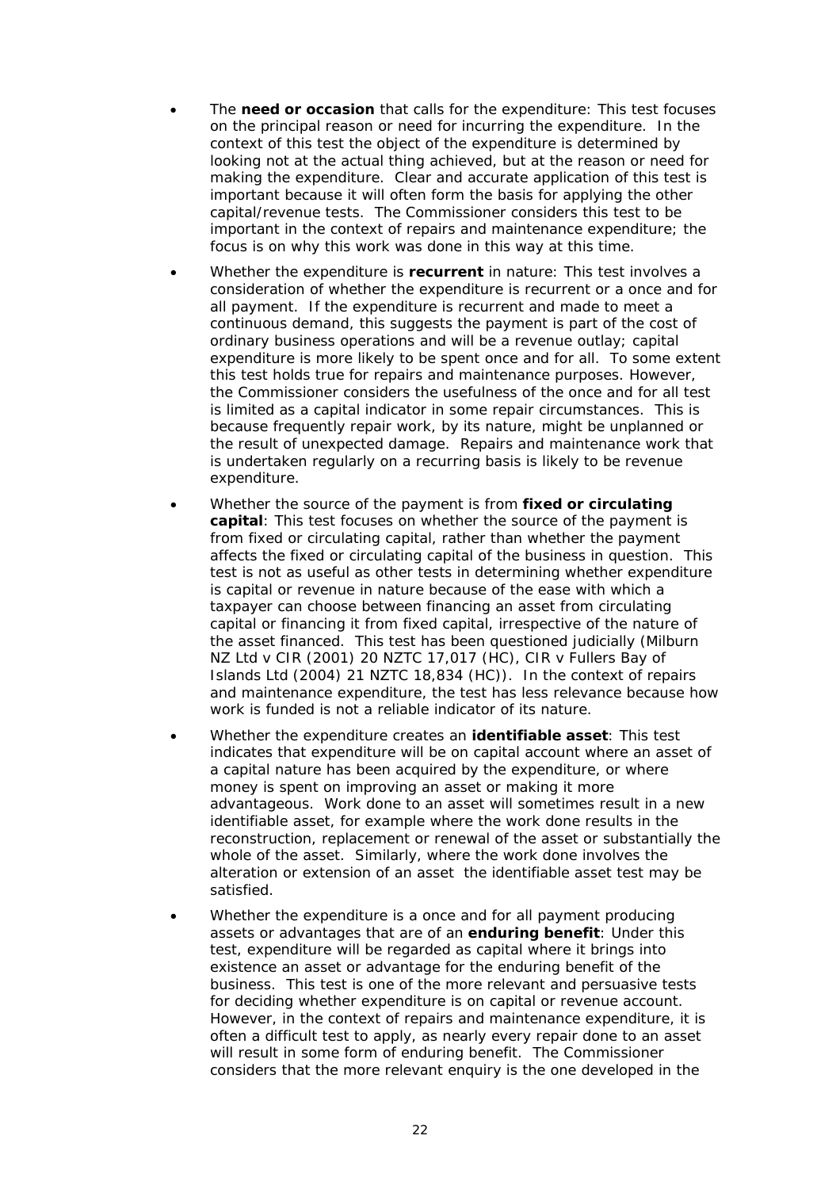- The **need or occasion** that calls for the expenditure: This test focuses on the principal reason or need for incurring the expenditure. In the context of this test the object of the expenditure is determined by looking not at the actual thing achieved, but at the reason or need for making the expenditure. Clear and accurate application of this test is important because it will often form the basis for applying the other capital/revenue tests. The Commissioner considers this test to be important in the context of repairs and maintenance expenditure; the focus is on why this work was done in this way at this time.
- Whether the expenditure is **recurrent** in nature: This test involves a consideration of whether the expenditure is recurrent or a once and for all payment. If the expenditure is recurrent and made to meet a continuous demand, this suggests the payment is part of the cost of ordinary business operations and will be a revenue outlay; capital expenditure is more likely to be spent once and for all. To some extent this test holds true for repairs and maintenance purposes. However, the Commissioner considers the usefulness of the once and for all test is limited as a capital indicator in some repair circumstances. This is because frequently repair work, by its nature, might be unplanned or the result of unexpected damage. Repairs and maintenance work that is undertaken regularly on a recurring basis is likely to be revenue expenditure.
- Whether the source of the payment is from **fixed or circulating capital**: This test focuses on whether the source of the payment is from fixed or circulating capital, rather than whether the payment affects the fixed or circulating capital of the business in question. This test is not as useful as other tests in determining whether expenditure is capital or revenue in nature because of the ease with which a taxpayer can choose between financing an asset from circulating capital or financing it from fixed capital, irrespective of the nature of the asset financed. This test has been questioned judicially (*Milburn NZ Ltd v CIR* (2001) 20 NZTC 17,017 (HC), *CIR v Fullers Bay of Islands Ltd* (2004) 21 NZTC 18,834 (HC)). In the context of repairs and maintenance expenditure, the test has less relevance because how work is funded is not a reliable indicator of its nature.
- Whether the expenditure creates an **identifiable asset**: This test indicates that expenditure will be on capital account where an asset of a capital nature has been acquired by the expenditure, or where money is spent on improving an asset or making it more advantageous. Work done to an asset will sometimes result in a new identifiable asset, for example where the work done results in the reconstruction, replacement or renewal of the asset or substantially the whole of the asset. Similarly, where the work done involves the alteration or extension of an asset the identifiable asset test may be satisfied.
- Whether the expenditure is a once and for all payment producing assets or advantages that are of an **enduring benefit**: Under this test, expenditure will be regarded as capital where it brings into existence an asset or advantage for the enduring benefit of the business. This test is one of the more relevant and persuasive tests for deciding whether expenditure is on capital or revenue account. However, in the context of repairs and maintenance expenditure, it is often a difficult test to apply, as nearly every repair done to an asset will result in some form of enduring benefit. The Commissioner considers that the more relevant enquiry is the one developed in the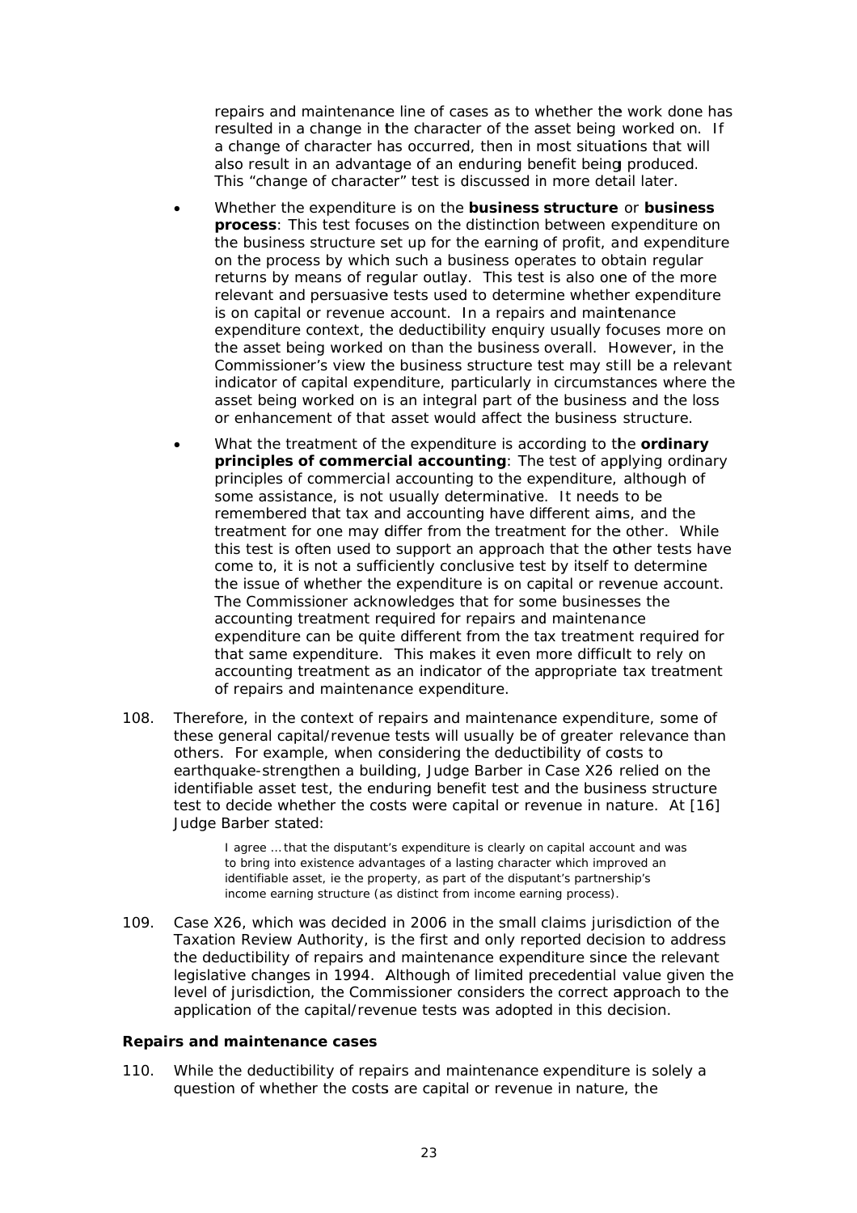repairs and maintenance line of cases as to whether the work done has resulted in a change in the character of the asset being worked on. If a change of character has occurred, then in most situations that will also result in an advantage of an enduring benefit being produced. This "change of character" test is discussed in more detail later.

- Whether the expenditure is on the **business structure** or **business process**: This test focuses on the distinction between expenditure on the business structure set up for the earning of profit, and expenditure on the process by which such a business operates to obtain regular returns by means of regular outlay. This test is also one of the more relevant and persuasive tests used to determine whether expenditure is on capital or revenue account. In a repairs and maintenance expenditure context, the deductibility enquiry usually focuses more on the asset being worked on than the business overall. However, in the Commissioner's view the business structure test may still be a relevant indicator of capital expenditure, particularly in circumstances where the asset being worked on is an integral part of the business and the loss or enhancement of that asset would affect the business structure.
- What the treatment of the expenditure is according to the **ordinary principles of commercial accounting**: The test of applying ordinary principles of commercial accounting to the expenditure, although of some assistance, is not usually determinative. It needs to be remembered that tax and accounting have different aims, and the treatment for one may differ from the treatment for the other. While this test is often used to support an approach that the other tests have come to, it is not a sufficiently conclusive test by itself to determine the issue of whether the expenditure is on capital or revenue account. The Commissioner acknowledges that for some businesses the accounting treatment required for repairs and maintenance expenditure can be quite different from the tax treatment required for that same expenditure. This makes it even more difficult to rely on accounting treatment as an indicator of the appropriate tax treatment of repairs and maintenance expenditure.

108. Therefore, in the context of repairs and maintenance expenditure, some of these general capital/revenue tests will usually be of greater relevance than others. For example, when considering the deductibility of costs to earthquake-strengthen a building, Judge Barber in Case X26 relied on the identifiable asset test, the enduring benefit test and the business structure test to decide whether the costs were capital or revenue in nature. At [16] Judge Barber stated:

> I agree … that the disputant's expenditure is clearly on capital account and was to bring into existence advantages of a lasting character which improved an identifiable asset, ie the property, as part of the disputant's partnership's income earning structure (as distinct from income earning process).

109. Case X26, which was decided in 2006 in the small claims jurisdiction of the Taxation Review Authority, is the first and only reported decision to address the deductibility of repairs and maintenance expenditure since the relevant legislative changes in 1994. Although of limited precedential value given the level of jurisdiction, the Commissioner considers the correct approach to the application of the capital/revenue tests was adopted in this decision.

**Repairs and maintenance cases**

110. While the deductibility of repairs and maintenance expenditure is solely a question of whether the costs are capital or revenue in nature, the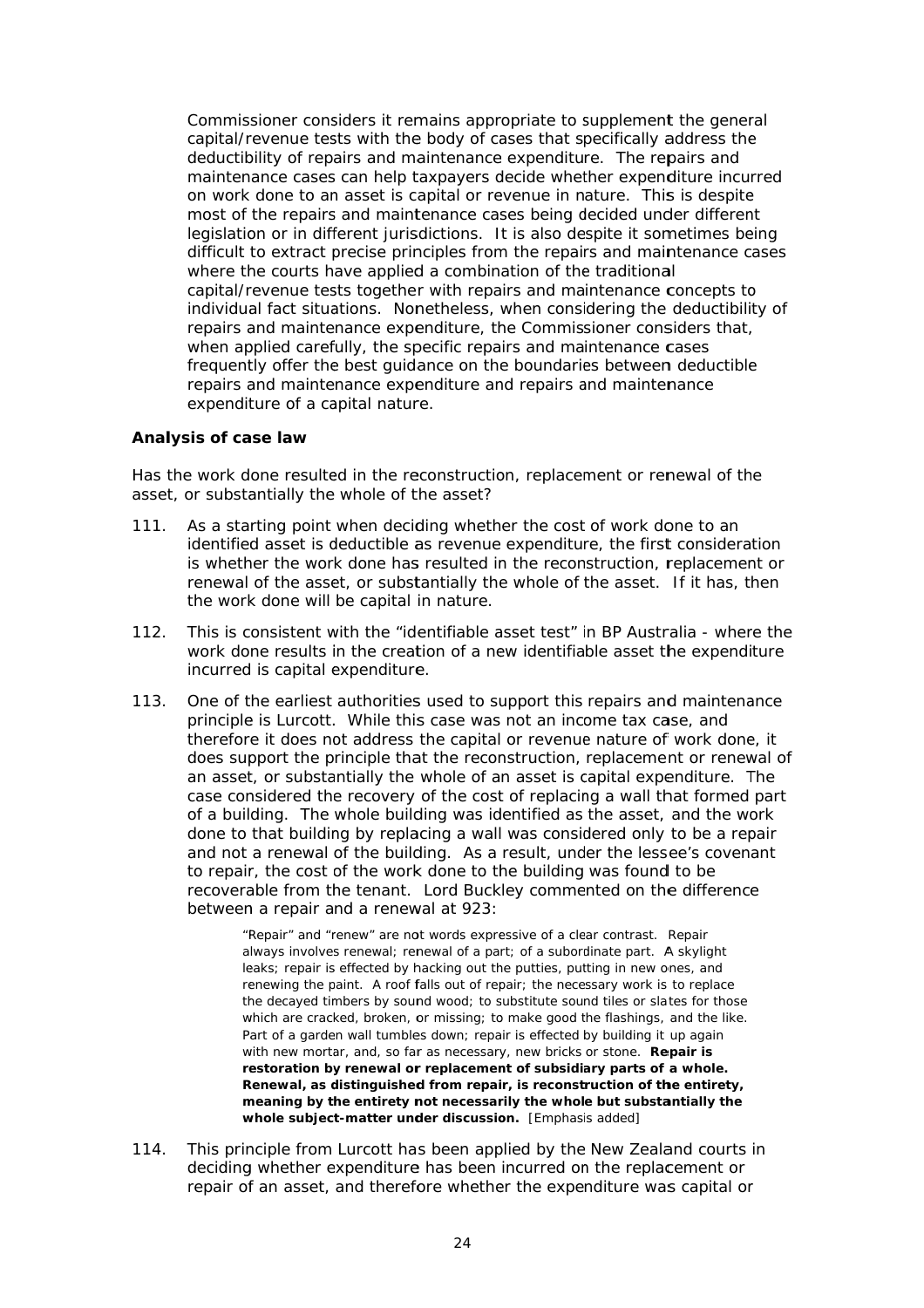Commissioner considers it remains appropriate to supplement the general capital/revenue tests with the body of cases that specifically address the deductibility of repairs and maintenance expenditure. The repairs and maintenance cases can help taxpayers decide whether expenditure incurred on work done to an asset is capital or revenue in nature. This is despite most of the repairs and maintenance cases being decided under different legislation or in different jurisdictions. It is also despite it sometimes being difficult to extract precise principles from the repairs and maintenance cases where the courts have applied a combination of the traditional capital/revenue tests together with repairs and maintenance concepts to individual fact situations. Nonetheless, when considering the deductibility of repairs and maintenance expenditure, the Commissioner considers that, when applied carefully, the specific repairs and maintenance cases frequently offer the best guidance on the boundaries between deductible repairs and maintenance expenditure and repairs and maintenance expenditure of a capital nature.

**Analysis of case law**

Has the work done resulted in the reconstruction, replacement or renewal of the asset, or substantially the whole of the asset?

111. As a starting point when deciding whether the cost of work done to an identified asset is deductible as revenue expenditure, the first consideration is whether the work done has resulted in the reconstruction, replacement or renewal of the asset, or substantially the whole of the asset. If it has, then the work done will be capital in nature.

112. This is consistent with the "identifiable asset test" in BP Australia - where the work done results in the creation of a new identifiable asset the expenditure incurred is capital expenditure.

113. One of the earliest authorities used to support this repairs and maintenance principle is Lurcott. While this case was not an income tax case, and therefore it does not address the capital or revenue nature of work done, it does support the principle that the reconstruction, replacement or renewal of an asset, or substantially the whole of an asset is capital expenditure. The case considered the recovery of the cost of replacing a wall that formed part of a building. The whole building was identified as the asset, and the work done to that building by replacing a wall was considered only to be a repair and not a renewal of the building. As a result, under the lessee's covenant to repair, the cost of the work done to the building was found to be recoverable from the tenant. Lord Buckley commented on the difference between a repair and a renewal at 923:

> "Repair" and "renew" are not words expressive of a clear contrast. Repair always involves renewal; renewal of a part; of a subordinate part. A skylight leaks; repair is effected by hacking out the putties, putting in new ones, and renewing the paint. A roof falls out of repair; the necessary work is to replace the decayed timbers by sound wood; to substitute sound tiles or slates for those which are cracked, broken, or missing; to make good the flashings, and the like. Part of a garden wall tumbles down; repair is effected by building it up again with new mortar, and, so far as necessary, new bricks or stone. **Repair is restoration by renewal or replacement of subsidiary parts of a whole. Renewal, as distinguished from repair, is reconstruction of the entirety, meaning by the entirety not necessarily the whole but substantially the whole subject-matter under discussion.** [Emphasis added]

114. This principle from Lurcott has been applied by the New Zealand courts in deciding whether expenditure has been incurred on the replacement or repair of an asset, and therefore whether the expenditure was capital or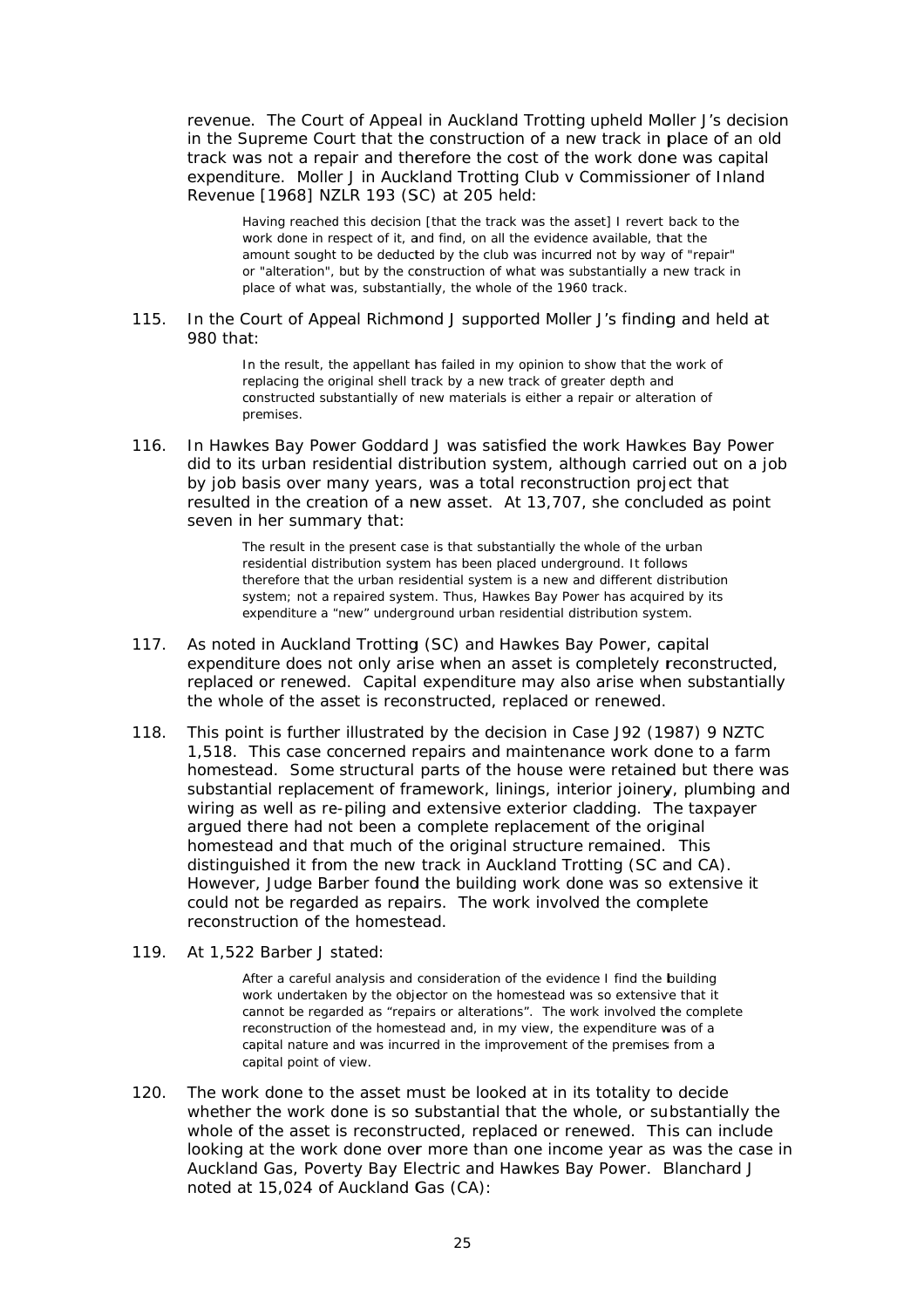revenue. The Court of Appeal in Auckland Trotting upheld Moller J's decision in the Supreme Court that the construction of a new track in place of an old track was not a repair and therefore the cost of the work done was capital expenditure. Moller J in Auckland Trotting Club v Commissioner of Inland Revenue [1968] NZLR 193 (SC) at 205 held:

> Having reached this decision [that the track was the asset] I revert back to the work done in respect of it, and find, on all the evidence available, that the amount sought to be deducted by the club was incurred not by way of "repair" or "alteration", but by the construction of what was substantially a new track in place of what was, substantially, the whole of the 1960 track.

115. In the Court of Appeal Richmond J supported Moller J's finding and held at 980 that:

> In the result, the appellant has failed in my opinion to show that the work of replacing the original shell track by a new track of greater depth and constructed substantially of new materials is either a repair or alteration of premises.

116. In Hawkes Bay Power Goddard J was satisfied the work Hawkes Bay Power did to its urban residential distribution system, although carried out on a job by job basis over many years, was a total reconstruction project that resulted in the creation of a new asset. At 13,707, she concluded as point seven in her summary that:

> The result in the present case is that substantially the whole of the urban residential distribution system has been placed underground. It follows therefore that the urban residential system is a new and different distribution system; not a repaired system. Thus, Hawkes Bay Power has acquired by its expenditure a "new" underground urban residential distribution system.

117. As noted in Auckland Trotting (SC) and Hawkes Bay Power, capital expenditure does not only arise when an asset is completely reconstructed, replaced or renewed. Capital expenditure may also arise when substantially the whole of the asset is reconstructed, replaced or renewed.

118. This point is further illustrated by the decision in Case J92 (1987) 9 NZTC 1,518. This case concerned repairs and maintenance work done to a farm homestead. Some structural parts of the house were retained but there was substantial replacement of framework, linings, interior joinery, plumbing and wiring as well as re-piling and extensive exterior cladding. The taxpayer argued there had not been a complete replacement of the original homestead and that much of the original structure remained. This distinguished it from the new track in Auckland Trotting (SC and CA). However, Judge Barber found the building work done was so extensive it could not be regarded as repairs. The work involved the complete reconstruction of the homestead.

119. At 1,522 Barber J stated:

> After a careful analysis and consideration of the evidence I find the building work undertaken by the objector on the homestead was so extensive that it cannot be regarded as "repairs or alterations". The work involved the complete reconstruction of the homestead and, in my view, the expenditure was of a capital nature and was incurred in the improvement of the premises from a capital point of view.

120. The work done to the asset must be looked at in its totality to decide whether the work done is so substantial that the whole, or substantially the whole of the asset is reconstructed, replaced or renewed. This can include looking at the work done over more than one income year as was the case in Auckland Gas, Poverty Bay Electric and Hawkes Bay Power. Blanchard J noted at 15,024 of Auckland Gas (CA):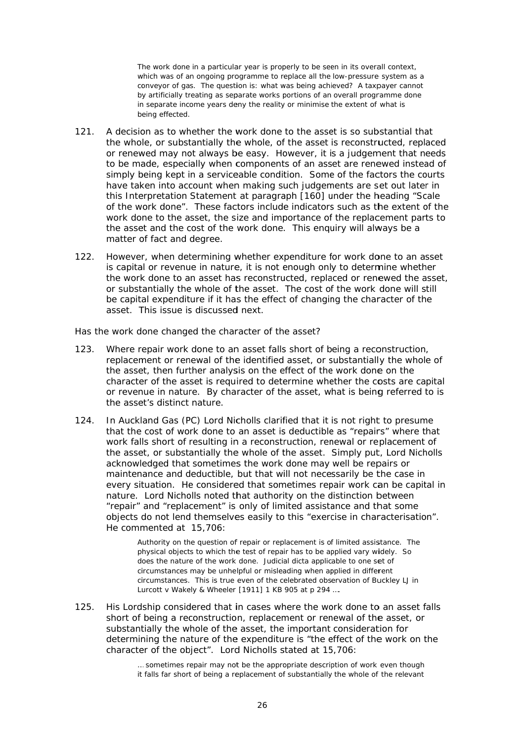> The work done in a particular year is properly to be seen in its overall context, which was of an ongoing programme to replace all the low-pressure system as a conveyor of gas. The question is: what was being achieved? A taxpayer cannot by artificially treating as separate works portions of an overall programme done in separate income years deny the reality or minimise the extent of what is being effected.

121. A decision as to whether the work done to the asset is so substantial that the whole, or substantially the whole, of the asset is reconstructed, replaced or renewed may not always be easy. However, it is a judgement that needs to be made, especially when components of an asset are renewed instead of simply being kept in a serviceable condition. Some of the factors the courts have taken into account when making such judgements are set out later in this Interpretation Statement at paragraph [160] under the heading "Scale of the work done". These factors include indicators such as the extent of the work done to the asset, the size and importance of the replacement parts to the asset and the cost of the work done. This enquiry will always be a matter of fact and degree.

122. However, when determining whether expenditure for work done to an asset is capital or revenue in nature, it is not enough only to determine whether the work done to an asset has reconstructed, replaced or renewed the asset, or substantially the whole of the asset. The cost of the work done will still be capital expenditure if it has the effect of changing the character of the asset. This issue is discussed next.

Has the work done changed the character of the asset?

123. Where repair work done to an asset falls short of being a reconstruction, replacement or renewal of the identified asset, or substantially the whole of the asset, then further analysis on the effect of the work done on the character of the asset is required to determine whether the costs are capital or revenue in nature. By character of the asset, what is being referred to is the asset's distinct nature.

124. In Auckland Gas (PC) Lord Nicholls clarified that it is not right to presume that the cost of work done to an asset is deductible as "repairs" where that work falls short of resulting in a reconstruction, renewal or replacement of the asset, or substantially the whole of the asset. Simply put, Lord Nicholls acknowledged that sometimes the work done may well be repairs or maintenance and deductible, but that will not necessarily be the case in every situation. He considered that sometimes repair work can be capital in nature. Lord Nicholls noted that authority on the distinction between "repair" and "replacement" is only of limited assistance and that some objects do not lend themselves easily to this "exercise in characterisation". He commented at 15,706:

> Authority on the question of repair or replacement is of limited assistance. The physical objects to which the test of repair has to be applied vary widely. So does the nature of the work done. Judicial dicta applicable to one set of circumstances may be unhelpful or misleading when applied in different circumstances. This is true even of the celebrated observation of Buckley LJ in Lurcott v Wakely & Wheeler [1911] 1 KB 905 at p 294 ….

125. His Lordship considered that in cases where the work done to an asset falls short of being a reconstruction, replacement or renewal of the asset, or substantially the whole of the asset, the important consideration for determining the nature of the expenditure is "the effect of the work on the character of the object". Lord Nicholls stated at 15,706:

> … sometimes repair may not be the appropriate description of work even though it falls far short of being a replacement of substantially the whole of the relevant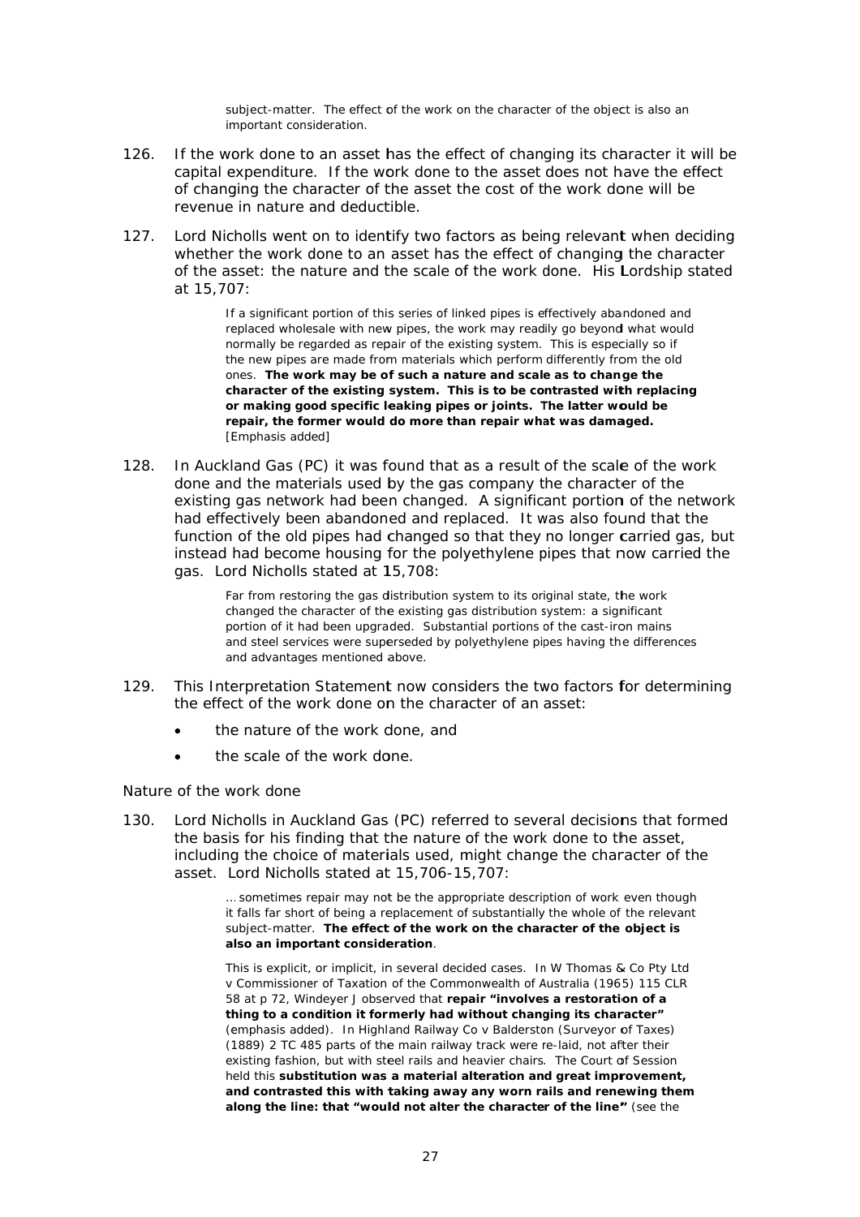> subject-matter. The effect of the work on the character of the object is also an important consideration.

126. If the work done to an asset has the effect of changing its character it will be capital expenditure. If the work done to the asset does not have the effect of changing the character of the asset the cost of the work done will be revenue in nature and deductible.

127. Lord Nicholls went on to identify two factors as being relevant when deciding whether the work done to an asset has the effect of changing the character of the asset: the nature and the scale of the work done. His Lordship stated at 15,707:

> If a significant portion of this series of linked pipes is effectively abandoned and replaced wholesale with new pipes, the work may readily go beyond what would normally be regarded as repair of the existing system. This is especially so if the new pipes are made from materials which perform differently from the old ones. **The work may be of such a nature and scale as to change the character of the existing system. This is to be contrasted with replacing or making good specific leaking pipes or joints. The latter would be repair, the former would do more than repair what was damaged.** [Emphasis added]

128. In Auckland Gas (PC) it was found that as a result of the scale of the work done and the materials used by the gas company the character of the existing gas network had been changed. A significant portion of the network had effectively been abandoned and replaced. It was also found that the function of the old pipes had changed so that they no longer carried gas, but instead had become housing for the polyethylene pipes that now carried the gas. Lord Nicholls stated at 15,708:

> Far from restoring the gas distribution system to its original state, the work changed the character of the existing gas distribution system: a significant portion of it had been upgraded. Substantial portions of the cast-iron mains and steel services were superseded by polyethylene pipes having the differences and advantages mentioned above.

129. This Interpretation Statement now considers the two factors for determining the effect of the work done on the character of an asset:

- the nature of the work done, and
- the scale of the work done.

### Nature of the work done

130. Lord Nicholls in Auckland Gas (PC) referred to several decisions that formed the basis for his finding that the nature of the work done to the asset, including the choice of materials used, might change the character of the asset. Lord Nicholls stated at 15,706-15,707:

> … sometimes repair may not be the appropriate description of work even though it falls far short of being a replacement of substantially the whole of the relevant subject-matter. **The effect of the work on the character of the object is also an important consideration**.
>
> This is explicit, or implicit, in several decided cases. In W Thomas & Co Pty Ltd v Commissioner of Taxation of the Commonwealth of Australia (1965) 115 CLR 58 at p 72, Windeyer J observed that **repair "involves a restoration of a thing to a condition it formerly had without changing its character"** (emphasis added). In Highland Railway Co v Balderston (Surveyor of Taxes) (1889) 2 TC 485 parts of the main railway track were re-laid, not after their existing fashion, but with steel rails and heavier chairs. The Court of Session held this **substitution was a material alteration and great improvement, and contrasted this with taking away any worn rails and renewing them along the line: that "would not alter the character of the line"** (see the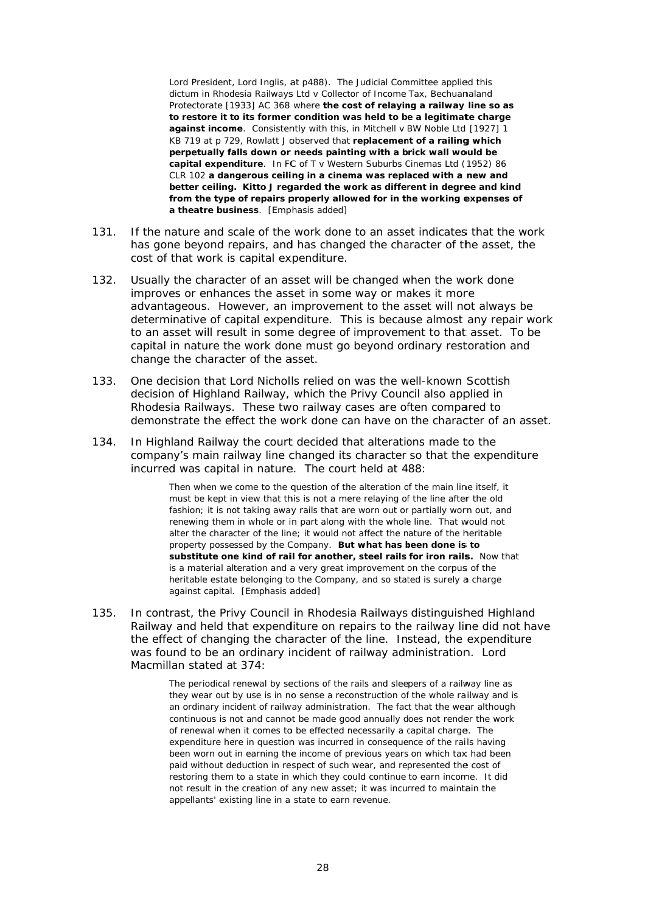> Lord President, Lord Inglis, at p488). The Judicial Committee applied this dictum in Rhodesia Railways Ltd v Collector of Income Tax, Bechuanaland Protectorate [1933] AC 368 where **the cost of relaying a railway line so as to restore it to its former condition was held to be a legitimate charge against income**. Consistently with this, in Mitchell v BW Noble Ltd [1927] 1 KB 719 at p 729, Rowlatt J observed that **replacement of a railing which perpetually falls down or needs painting with a brick wall would be capital expenditure**. In FC of T v Western Suburbs Cinemas Ltd (1952) 86 CLR 102 **a dangerous ceiling in a cinema was replaced with a new and better ceiling. Kitto J regarded the work as different in degree and kind from the type of repairs properly allowed for in the working expenses of a theatre business**. [Emphasis added]

131. If the nature and scale of the work done to an asset indicates that the work has gone beyond repairs, and has changed the character of the asset, the cost of that work is capital expenditure.

132. Usually the character of an asset will be changed when the work done improves or enhances the asset in some way or makes it more advantageous. However, an improvement to the asset will not always be determinative of capital expenditure. This is because almost any repair work to an asset will result in some degree of improvement to that asset. To be capital in nature the work done must go beyond ordinary restoration and change the character of the asset.

133. One decision that Lord Nicholls relied on was the well-known Scottish decision of Highland Railway, which the Privy Council also applied in Rhodesia Railways. These two railway cases are often compared to demonstrate the effect the work done can have on the character of an asset.

134. In Highland Railway the court decided that alterations made to the company's main railway line changed its character so that the expenditure incurred was capital in nature. The court held at 488:

> Then when we come to the question of the alteration of the main line itself, it must be kept in view that this is not a mere relaying of the line after the old fashion; it is not taking away rails that are worn out or partially worn out, and renewing them in whole or in part along with the whole line. That would not alter the character of the line; it would not affect the nature of the heritable property possessed by the Company. **But what has been done is to substitute one kind of rail for another, steel rails for iron rails.** Now that is a material alteration and a very great improvement on the corpus of the heritable estate belonging to the Company, and so stated is surely a charge against capital. [Emphasis added]

135. In contrast, the Privy Council in Rhodesia Railways distinguished Highland Railway and held that expenditure on repairs to the railway line did not have the effect of changing the character of the line. Instead, the expenditure was found to be an ordinary incident of railway administration. Lord Macmillan stated at 374:

> The periodical renewal by sections of the rails and sleepers of a railway line as they wear out by use is in no sense a reconstruction of the whole railway and is an ordinary incident of railway administration. The fact that the wear although continuous is not and cannot be made good annually does not render the work of renewal when it comes to be effected necessarily a capital charge. The expenditure here in question was incurred in consequence of the rails having been worn out in earning the income of previous years on which tax had been paid without deduction in respect of such wear, and represented the cost of restoring them to a state in which they could continue to earn income. It did not result in the creation of any new asset; it was incurred to maintain the appellants' existing line in a state to earn revenue.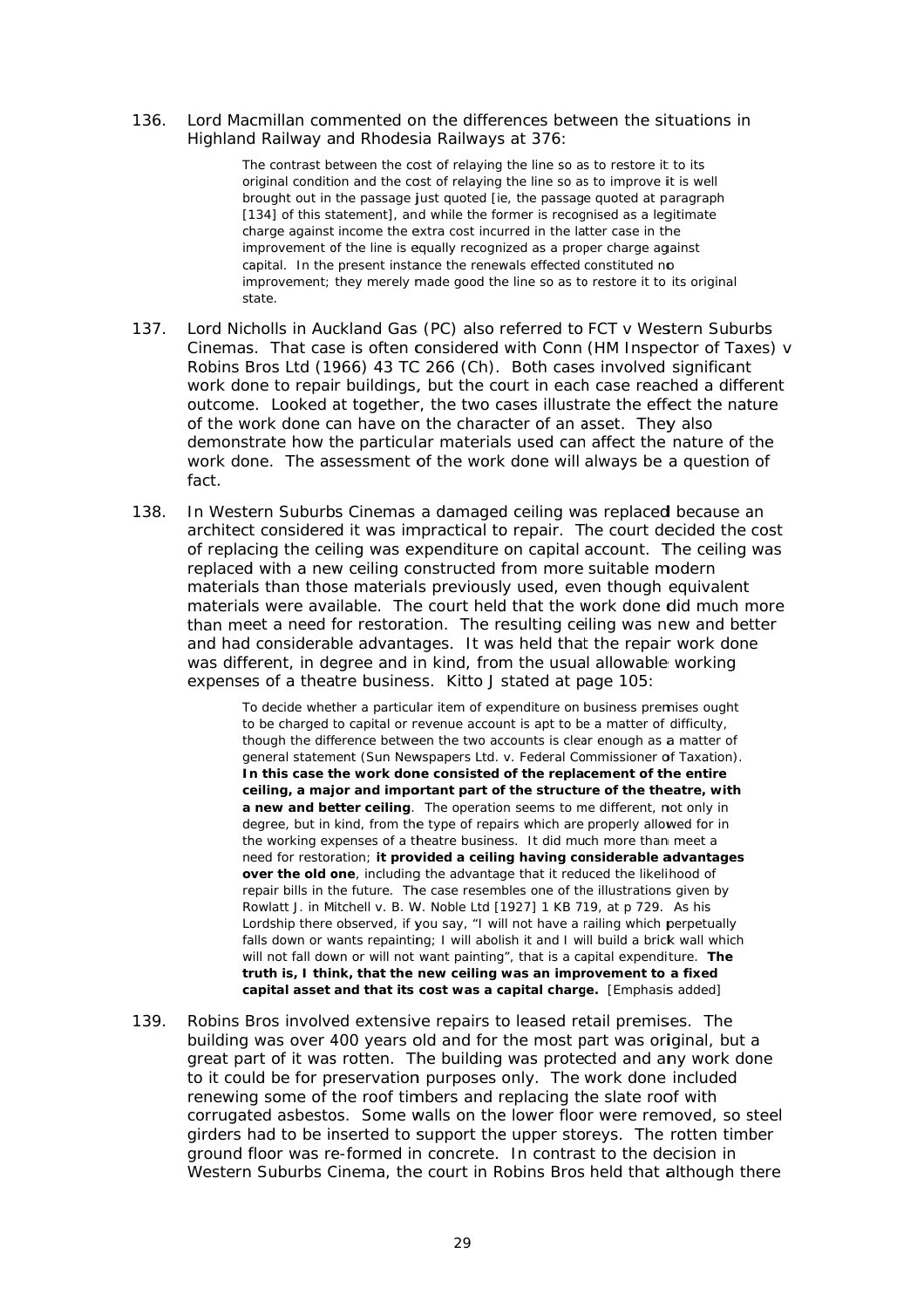136. Lord Macmillan commented on the differences between the situations in Highland Railway and Rhodesia Railways at 376:

> The contrast between the cost of relaying the line so as to restore it to its original condition and the cost of relaying the line so as to improve it is well brought out in the passage just quoted [ie, the passage quoted at paragraph [134] of this statement], and while the former is recognised as a legitimate charge against income the extra cost incurred in the latter case in the improvement of the line is equally recognized as a proper charge against capital. In the present instance the renewals effected constituted no improvement; they merely made good the line so as to restore it to its original state.

137. Lord Nicholls in Auckland Gas (PC) also referred to FCT v Western Suburbs Cinemas. That case is often considered with Conn (HM Inspector of Taxes) v Robins Bros Ltd (1966) 43 TC 266 (Ch). Both cases involved significant work done to repair buildings, but the court in each case reached a different outcome. Looked at together, the two cases illustrate the effect the nature of the work done can have on the character of an asset. They also demonstrate how the particular materials used can affect the nature of the work done. The assessment of the work done will always be a question of fact.

138. In Western Suburbs Cinemas a damaged ceiling was replaced because an architect considered it was impractical to repair. The court decided the cost of replacing the ceiling was expenditure on capital account. The ceiling was replaced with a new ceiling constructed from more suitable modern materials than those materials previously used, even though equivalent materials were available. The court held that the work done did much more than meet a need for restoration. The resulting ceiling was new and better and had considerable advantages. It was held that the repair work done was different, in degree and in kind, from the usual allowable working expenses of a theatre business. Kitto J stated at page 105:

> To decide whether a particular item of expenditure on business premises ought to be charged to capital or revenue account is apt to be a matter of difficulty, though the difference between the two accounts is clear enough as a matter of general statement (Sun Newspapers Ltd. v. Federal Commissioner of Taxation). **In this case the work done consisted of the replacement of the entire ceiling, a major and important part of the structure of the theatre, with a new and better ceiling**. The operation seems to me different, not only in degree, but in kind, from the type of repairs which are properly allowed for in the working expenses of a theatre business. It did much more than meet a need for restoration; **it provided a ceiling having considerable advantages over the old one**, including the advantage that it reduced the likelihood of repair bills in the future. The case resembles one of the illustrations given by Rowlatt J. in Mitchell v. B. W. Noble Ltd [1927] 1 KB 719, at p 729. As his Lordship there observed, if you say, "I will not have a railing which perpetually falls down or wants repainting; I will abolish it and I will build a brick wall which will not fall down or will not want painting", that is a capital expenditure. **The truth is, I think, that the new ceiling was an improvement to a fixed capital asset and that its cost was a capital charge.** [Emphasis added]

139. Robins Bros involved extensive repairs to leased retail premises. The building was over 400 years old and for the most part was original, but a great part of it was rotten. The building was protected and any work done to it could be for preservation purposes only. The work done included renewing some of the roof timbers and replacing the slate roof with corrugated asbestos. Some walls on the lower floor were removed, so steel girders had to be inserted to support the upper storeys. The rotten timber ground floor was re-formed in concrete. In contrast to the decision in Western Suburbs Cinema, the court in Robins Bros held that although there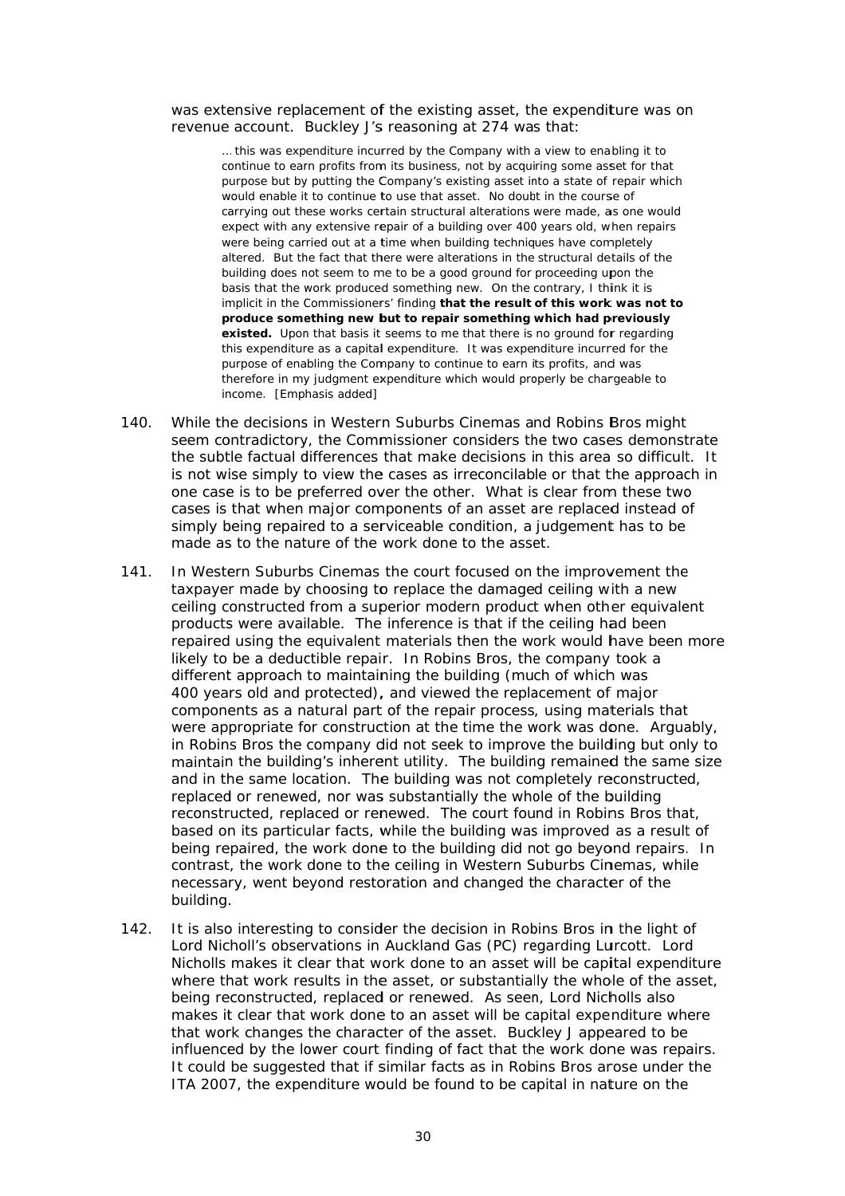was extensive replacement of the existing asset, the expenditure was on revenue account. Buckley J's reasoning at 274 was that:

> ... this was expenditure incurred by the Company with a view to enabling it to continue to earn profits from its business, not by acquiring some asset for that purpose but by putting the Company's existing asset into a state of repair which would enable it to continue to use that asset. No doubt in the course of carrying out these works certain structural alterations were made, as one would expect with any extensive repair of a building over 400 years old, when repairs were being carried out at a time when building techniques have completely altered. But the fact that there were alterations in the structural details of the building does not seem to me to be a good ground for proceeding upon the basis that the work produced something new. On the contrary, I think it is implicit in the Commissioners' finding **that the result of this work was not to produce something new but to repair something which had previously existed.** Upon that basis it seems to me that there is no ground for regarding this expenditure as a capital expenditure. It was expenditure incurred for the purpose of enabling the Company to continue to earn its profits, and was therefore in my judgment expenditure which would properly be chargeable to income. [Emphasis added]

140. While the decisions in Western Suburbs Cinemas and Robins Bros might seem contradictory, the Commissioner considers the two cases demonstrate the subtle factual differences that make decisions in this area so difficult. It is not wise simply to view the cases as irreconcilable or that the approach in one case is to be preferred over the other. What is clear from these two cases is that when major components of an asset are replaced instead of simply being repaired to a serviceable condition, a judgement has to be made as to the nature of the work done to the asset.

141. In Western Suburbs Cinemas the court focused on the improvement the taxpayer made by choosing to replace the damaged ceiling with a new ceiling constructed from a superior modern product when other equivalent products were available. The inference is that if the ceiling had been repaired using the equivalent materials then the work would have been more likely to be a deductible repair. In Robins Bros, the company took a different approach to maintaining the building (much of which was 400 years old and protected)**,** and viewed the replacement of major components as a natural part of the repair process, using materials that were appropriate for construction at the time the work was done. Arguably, in Robins Bros the company did not seek to improve the building but only to maintain the building's inherent utility. The building remained the same size and in the same location. The building was not completely reconstructed, replaced or renewed, nor was substantially the whole of the building reconstructed, replaced or renewed. The court found in Robins Bros that, based on its particular facts, while the building was improved as a result of being repaired, the work done to the building did not go beyond repairs. In contrast, the work done to the ceiling in Western Suburbs Cinemas, while necessary, went beyond restoration and changed the character of the building.

142. It is also interesting to consider the decision in Robins Bros in the light of Lord Nicholl's observations in Auckland Gas (PC) regarding Lurcott. Lord Nicholls makes it clear that work done to an asset will be capital expenditure where that work results in the asset, or substantially the whole of the asset, being reconstructed, replaced or renewed. As seen, Lord Nicholls also makes it clear that work done to an asset will be capital expenditure where that work changes the character of the asset. Buckley J appeared to be influenced by the lower court finding of fact that the work done was repairs. It could be suggested that if similar facts as in Robins Bros arose under the ITA 2007, the expenditure would be found to be capital in nature on the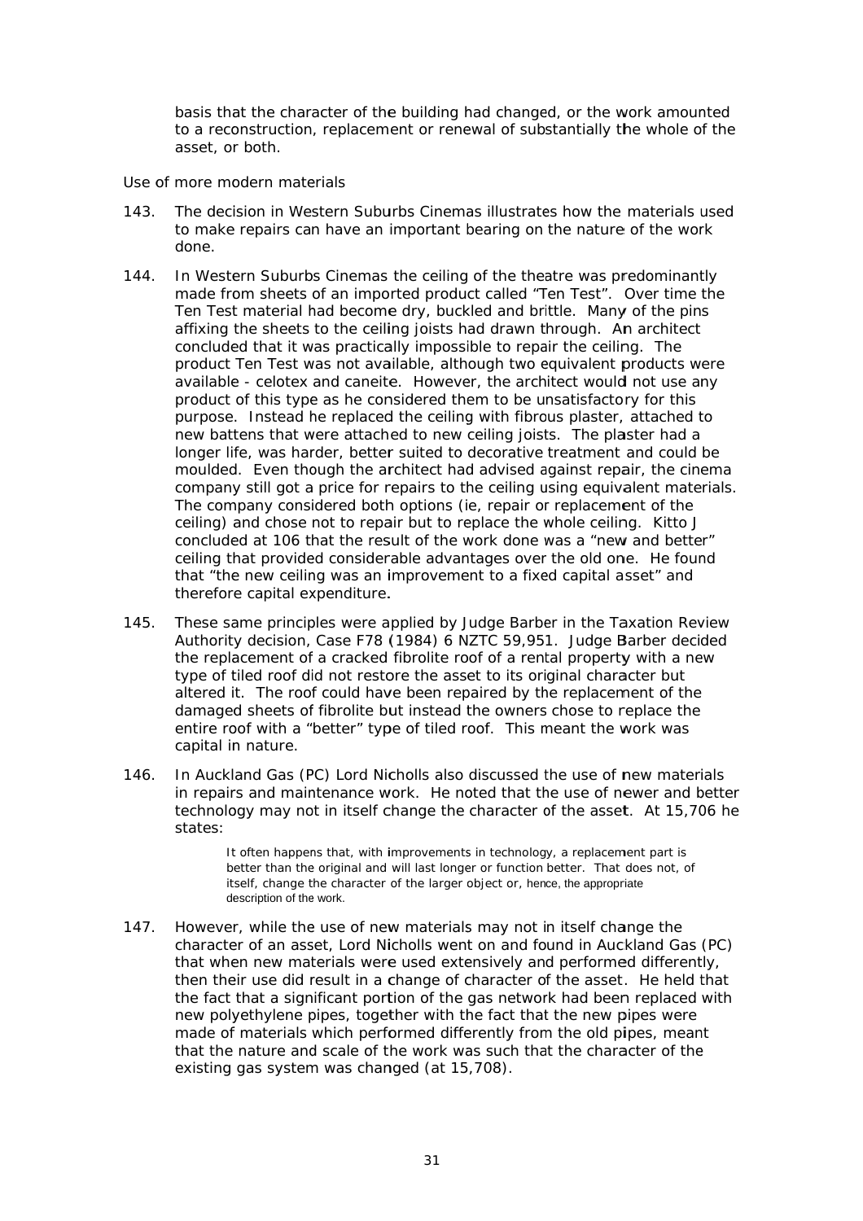basis that the character of the building had changed, or the work amounted to a reconstruction, replacement or renewal of substantially the whole of the asset, or both.

Use of more modern materials

143. The decision in Western Suburbs Cinemas illustrates how the materials used to make repairs can have an important bearing on the nature of the work done.

144. In Western Suburbs Cinemas the ceiling of the theatre was predominantly made from sheets of an imported product called "Ten Test". Over time the Ten Test material had become dry, buckled and brittle. Many of the pins affixing the sheets to the ceiling joists had drawn through. An architect concluded that it was practically impossible to repair the ceiling. The product Ten Test was not available, although two equivalent products were available - celotex and caneite. However, the architect would not use any product of this type as he considered them to be unsatisfactory for this purpose. Instead he replaced the ceiling with fibrous plaster, attached to new battens that were attached to new ceiling joists. The plaster had a longer life, was harder, better suited to decorative treatment and could be moulded. Even though the architect had advised against repair, the cinema company still got a price for repairs to the ceiling using equivalent materials. The company considered both options (ie, repair or replacement of the ceiling) and chose not to repair but to replace the whole ceiling. Kitto J concluded at 106 that the result of the work done was a "new and better" ceiling that provided considerable advantages over the old one. He found that "the new ceiling was an improvement to a fixed capital asset" and therefore capital expenditure.

145. These same principles were applied by Judge Barber in the Taxation Review Authority decision, Case F78 (1984) 6 NZTC 59,951. Judge Barber decided the replacement of a cracked fibrolite roof of a rental property with a new type of tiled roof did not restore the asset to its original character but altered it. The roof could have been repaired by the replacement of the damaged sheets of fibrolite but instead the owners chose to replace the entire roof with a "better" type of tiled roof. This meant the work was capital in nature.

146. In Auckland Gas (PC) Lord Nicholls also discussed the use of new materials in repairs and maintenance work. He noted that the use of newer and better technology may not in itself change the character of the asset. At 15,706 he states:

> It often happens that, with improvements in technology, a replacement part is better than the original and will last longer or function better. That does not, of itself, change the character of the larger object or, hence, the appropriate description of the work.

147. However, while the use of new materials may not in itself change the character of an asset, Lord Nicholls went on and found in Auckland Gas (PC) that when new materials were used extensively and performed differently, then their use did result in a change of character of the asset. He held that the fact that a significant portion of the gas network had been replaced with new polyethylene pipes, together with the fact that the new pipes were made of materials which performed differently from the old pipes, meant that the nature and scale of the work was such that the character of the existing gas system was changed (at 15,708).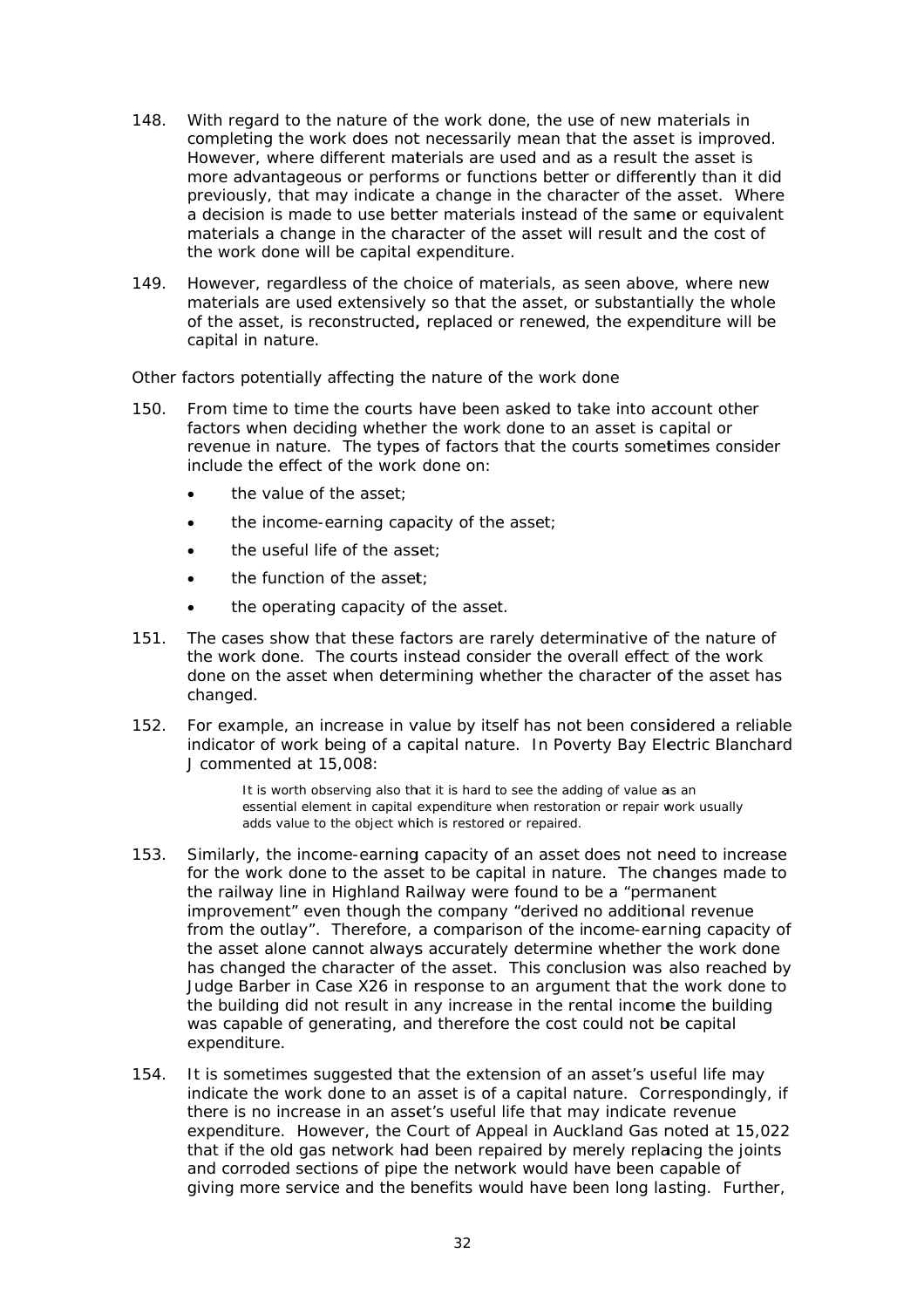148. With regard to the nature of the work done, the use of new materials in completing the work does not necessarily mean that the asset is improved. However, where different materials are used and as a result the asset is more advantageous or performs or functions better or differently than it did previously, that may indicate a change in the character of the asset. Where a decision is made to use better materials instead of the same or equivalent materials a change in the character of the asset will result and the cost of the work done will be capital expenditure.

149. However, regardless of the choice of materials, as seen above, where new materials are used extensively so that the asset, or substantially the whole of the asset, is reconstructed**,** replaced or renewed, the expenditure will be capital in nature.

Other factors potentially affecting the nature of the work done

150. From time to time the courts have been asked to take into account other factors when deciding whether the work done to an asset is capital or revenue in nature. The types of factors that the courts sometimes consider include the effect of the work done on:

- the value of the asset;
- the income-earning capacity of the asset;
- the useful life of the asset;
- the function of the asset;
- the operating capacity of the asset.

151. The cases show that these factors are rarely determinative of the nature of the work done. The courts instead consider the overall effect of the work done on the asset when determining whether the character of the asset has changed.

152. For example, an increase in value by itself has not been considered a reliable indicator of work being of a capital nature. In Poverty Bay Electric Blanchard J commented at 15,008:

> It is worth observing also that it is hard to see the adding of value as an essential element in capital expenditure when restoration or repair work usually adds value to the object which is restored or repaired.

153. Similarly, the income-earning capacity of an asset does not need to increase for the work done to the asset to be capital in nature. The changes made to the railway line in Highland Railway were found to be a "permanent improvement" even though the company "derived no additional revenue from the outlay". Therefore, a comparison of the income-earning capacity of the asset alone cannot always accurately determine whether the work done has changed the character of the asset. This conclusion was also reached by Judge Barber in Case X26 in response to an argument that the work done to the building did not result in any increase in the rental income the building was capable of generating, and therefore the cost could not be capital expenditure.

154. It is sometimes suggested that the extension of an asset's useful life may indicate the work done to an asset is of a capital nature. Correspondingly, if there is no increase in an asset's useful life that may indicate revenue expenditure. However, the Court of Appeal in Auckland Gas noted at 15,022 that if the old gas network had been repaired by merely replacing the joints and corroded sections of pipe the network would have been capable of giving more service and the benefits would have been long lasting. Further,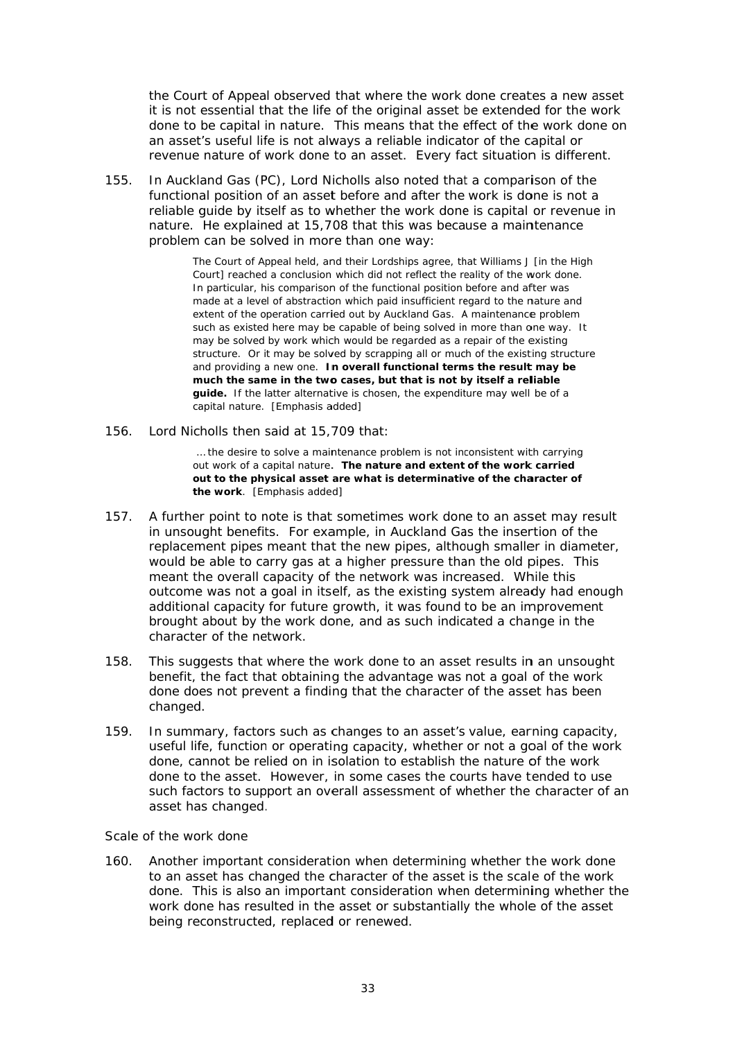the Court of Appeal observed that where the work done creates a new asset it is not essential that the life of the original asset be extended for the work done to be capital in nature. This means that the effect of the work done on an asset's useful life is not always a reliable indicator of the capital or revenue nature of work done to an asset. Every fact situation is different.

155. In Auckland Gas (PC), Lord Nicholls also noted that a comparison of the functional position of an asset before and after the work is done is not a reliable guide by itself as to whether the work done is capital or revenue in nature. He explained at 15,708 that this was because a maintenance problem can be solved in more than one way:

> The Court of Appeal held, and their Lordships agree, that Williams J [in the High Court] reached a conclusion which did not reflect the reality of the work done. In particular, his comparison of the functional position before and after was made at a level of abstraction which paid insufficient regard to the nature and extent of the operation carried out by Auckland Gas. A maintenance problem such as existed here may be capable of being solved in more than one way. It may be solved by work which would be regarded as a repair of the existing structure. Or it may be solved by scrapping all or much of the existing structure and providing a new one. **In overall functional terms the result may be much the same in the two cases, but that is not by itself a reliable guide.** If the latter alternative is chosen, the expenditure may well be of a capital nature. [Emphasis added]

156. Lord Nicholls then said at 15,709 that:

> … the desire to solve a maintenance problem is not inconsistent with carrying out work of a capital nature. **The nature and extent of the work carried out to the physical asset are what is determinative of the character of the work**. [Emphasis added]

157. A further point to note is that sometimes work done to an asset may result in unsought benefits. For example, in Auckland Gas the insertion of the replacement pipes meant that the new pipes, although smaller in diameter, would be able to carry gas at a higher pressure than the old pipes. This meant the overall capacity of the network was increased. While this outcome was not a goal in itself, as the existing system already had enough additional capacity for future growth, it was found to be an improvement brought about by the work done, and as such indicated a change in the character of the network.

158. This suggests that where the work done to an asset results in an unsought benefit, the fact that obtaining the advantage was not a goal of the work done does not prevent a finding that the character of the asset has been changed.

159. In summary, factors such as changes to an asset's value, earning capacity, useful life, function or operating capacity, whether or not a goal of the work done, cannot be relied on in isolation to establish the nature of the work done to the asset. However, in some cases the courts have tended to use such factors to support an overall assessment of whether the character of an asset has changed.

### Scale of the work done

160. Another important consideration when determining whether the work done to an asset has changed the character of the asset is the scale of the work done. This is also an important consideration when determining whether the work done has resulted in the asset or substantially the whole of the asset being reconstructed, replaced or renewed.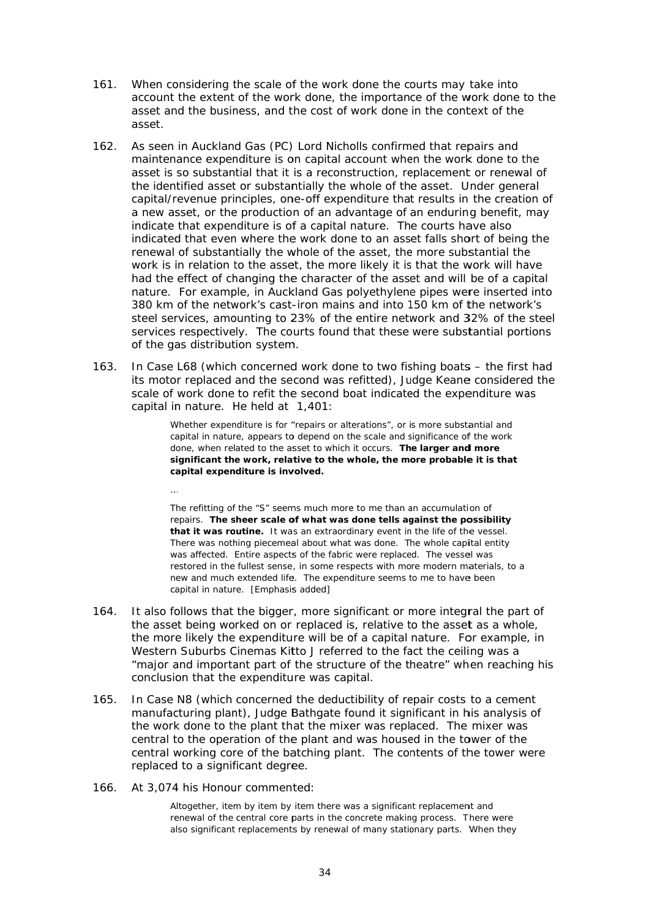161. When considering the scale of the work done the courts may take into account the extent of the work done, the importance of the work done to the asset and the business, and the cost of work done in the context of the asset.

162. As seen in Auckland Gas (PC) Lord Nicholls confirmed that repairs and maintenance expenditure is on capital account when the work done to the asset is so substantial that it is a reconstruction, replacement or renewal of the identified asset or substantially the whole of the asset. Under general capital/revenue principles, one-off expenditure that results in the creation of a new asset, or the production of an advantage of an enduring benefit, may indicate that expenditure is of a capital nature. The courts have also indicated that even where the work done to an asset falls short of being the renewal of substantially the whole of the asset, the more substantial the work is in relation to the asset, the more likely it is that the work will have had the effect of changing the character of the asset and will be of a capital nature. For example, in Auckland Gas polyethylene pipes were inserted into 380 km of the network's cast-iron mains and into 150 km of the network's steel services, amounting to 23% of the entire network and 32% of the steel services respectively. The courts found that these were substantial portions of the gas distribution system.

163. In Case L68 (which concerned work done to two fishing boats – the first had its motor replaced and the second was refitted), Judge Keane considered the scale of work done to refit the second boat indicated the expenditure was capital in nature. He held at 1,401:

> Whether expenditure is for "repairs or alterations", or is more substantial and capital in nature, appears to depend on the scale and significance of the work done, when related to the asset to which it occurs. **The larger and more significant the work, relative to the whole, the more probable it is that capital expenditure is involved.**
>
> …
>
> The refitting of the "S" seems much more to me than an accumulation of repairs. **The sheer scale of what was done tells against the possibility that it was routine.** It was an extraordinary event in the life of the vessel. There was nothing piecemeal about what was done. The whole capital entity was affected. Entire aspects of the fabric were replaced. The vessel was restored in the fullest sense, in some respects with more modern materials, to a new and much extended life. The expenditure seems to me to have been capital in nature. [Emphasis added]

164. It also follows that the bigger, more significant or more integral the part of the asset being worked on or replaced is, relative to the asset as a whole, the more likely the expenditure will be of a capital nature. For example, in Western Suburbs Cinemas Kitto J referred to the fact the ceiling was a "major and important part of the structure of the theatre" when reaching his conclusion that the expenditure was capital.

165. In Case N8 (which concerned the deductibility of repair costs to a cement manufacturing plant), Judge Bathgate found it significant in his analysis of the work done to the plant that the mixer was replaced. The mixer was central to the operation of the plant and was housed in the tower of the central working core of the batching plant. The contents of the tower were replaced to a significant degree.

166. At 3,074 his Honour commented:

> Altogether, item by item by item there was a significant replacement and renewal of the central core parts in the concrete making process. There were also significant replacements by renewal of many stationary parts. When they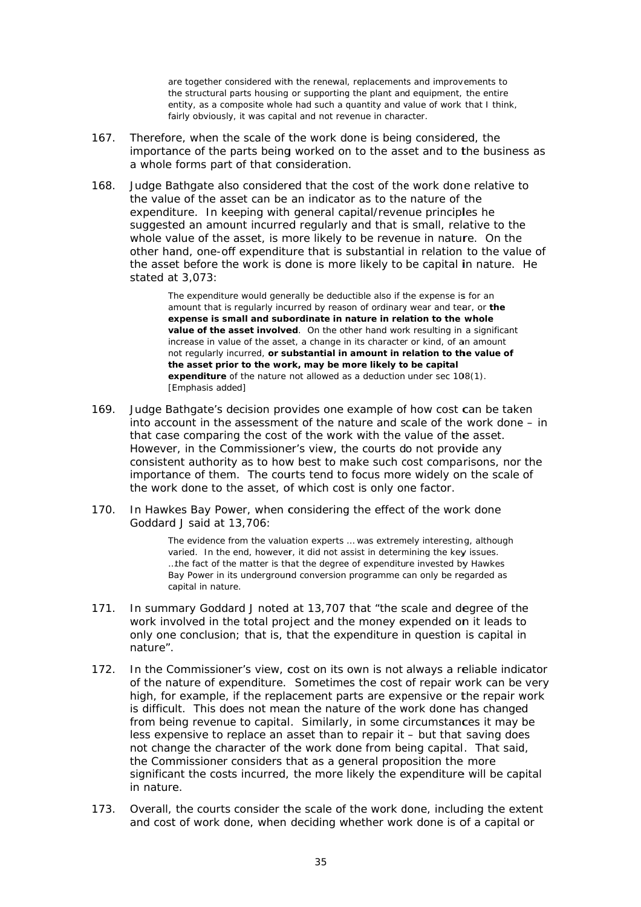> are together considered with the renewal, replacements and improvements to the structural parts housing or supporting the plant and equipment, the entire entity, as a composite whole had such a quantity and value of work that I think, fairly obviously, it was capital and not revenue in character.

167. Therefore, when the scale of the work done is being considered, the importance of the parts being worked on to the asset and to the business as a whole forms part of that consideration.

168. Judge Bathgate also considered that the cost of the work done relative to the value of the asset can be an indicator as to the nature of the expenditure. In keeping with general capital/revenue principles he suggested an amount incurred regularly and that is small, relative to the whole value of the asset, is more likely to be revenue in nature. On the other hand, one-off expenditure that is substantial in relation to the value of the asset before the work is done is more likely to be capital in nature. He stated at 3,073:

> The expenditure would generally be deductible also if the expense is for an amount that is regularly incurred by reason of ordinary wear and tear, or **the expense is small and subordinate in nature in relation to the whole value of the asset involved**. On the other hand work resulting in a significant increase in value of the asset, a change in its character or kind, of an amount not regularly incurred, **or substantial in amount in relation to the value of the asset prior to the work, may be more likely to be capital expenditure** of the nature not allowed as a deduction under sec 108(1). [Emphasis added]

169. Judge Bathgate's decision provides one example of how cost can be taken into account in the assessment of the nature and scale of the work done – in that case comparing the cost of the work with the value of the asset. However, in the Commissioner's view, the courts do not provide any consistent authority as to how best to make such cost comparisons, nor the importance of them. The courts tend to focus more widely on the scale of the work done to the asset, of which cost is only one factor.

170. In Hawkes Bay Power, when considering the effect of the work done Goddard J said at 13,706:

> The evidence from the valuation experts ... was extremely interesting, although varied. In the end, however, it did not assist in determining the key issues. ...the fact of the matter is that the degree of expenditure invested by Hawkes Bay Power in its underground conversion programme can only be regarded as capital in nature.

171. In summary Goddard J noted at 13,707 that "the scale and degree of the work involved in the total project and the money expended on it leads to only one conclusion; that is, that the expenditure in question is capital in nature".

172. In the Commissioner's view, cost on its own is not always a reliable indicator of the nature of expenditure. Sometimes the cost of repair work can be very high, for example, if the replacement parts are expensive or the repair work is difficult. This does not mean the nature of the work done has changed from being revenue to capital. Similarly, in some circumstances it may be less expensive to replace an asset than to repair it – but that saving does not change the character of the work done from being capital. That said, the Commissioner considers that as a general proposition the more significant the costs incurred, the more likely the expenditure will be capital in nature.

173. Overall, the courts consider the scale of the work done, including the extent and cost of work done, when deciding whether work done is of a capital or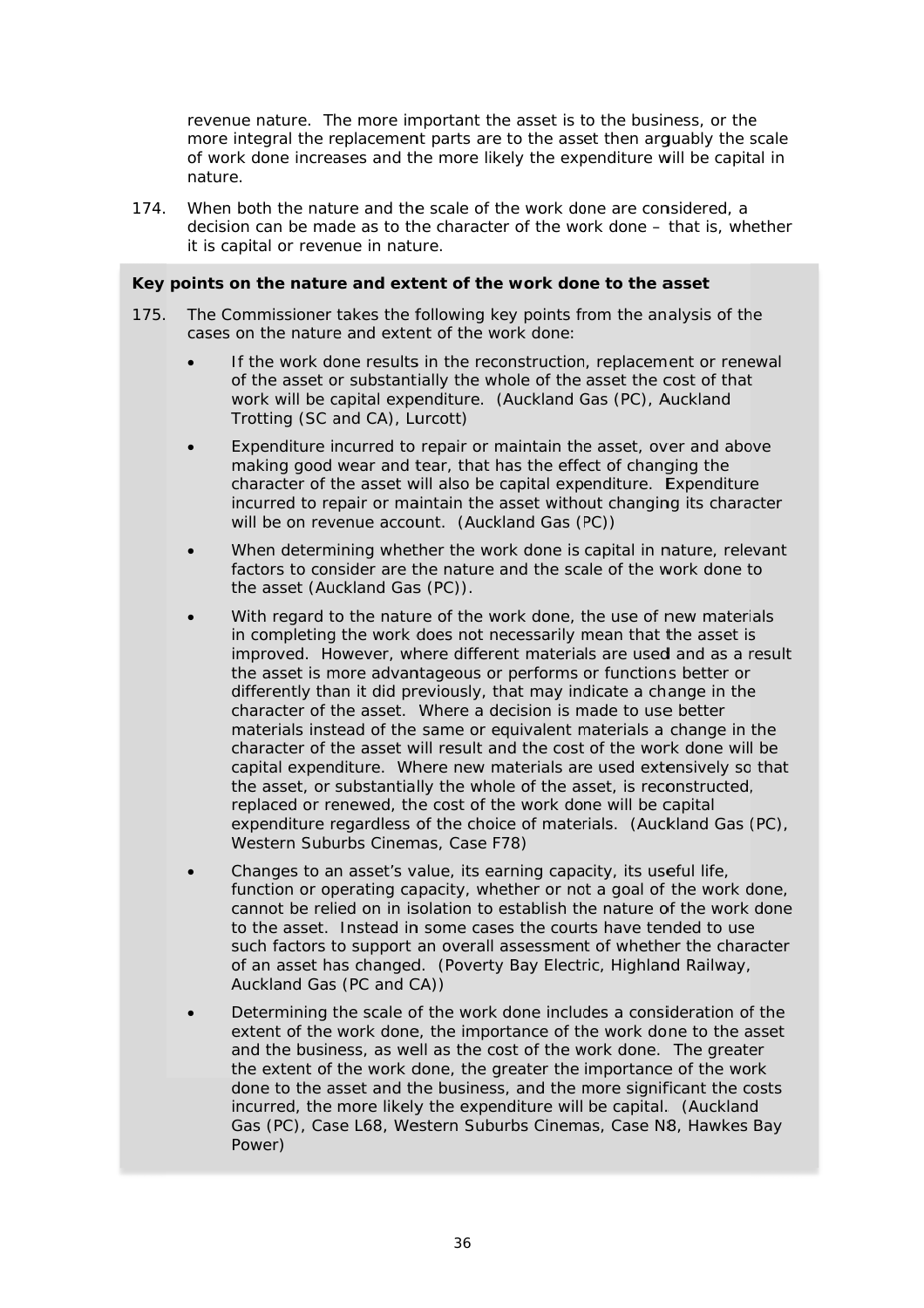revenue nature. The more important the asset is to the business, or the more integral the replacement parts are to the asset then arguably the scale of work done increases and the more likely the expenditure will be capital in nature.

174. When both the nature and the scale of the work done are considered, a decision can be made as to the character of the work done – that is, whether it is capital or revenue in nature.

**Key points on the nature and extent of the work done to the asset**

175. The Commissioner takes the following key points from the analysis of the cases on the nature and extent of the work done:

- If the work done results in the reconstruction, replacement or renewal of the asset or substantially the whole of the asset the cost of that work will be capital expenditure. (Auckland Gas (PC), Auckland Trotting (SC and CA), Lurcott)
- Expenditure incurred to repair or maintain the asset, over and above making good wear and tear, that has the effect of changing the character of the asset will also be capital expenditure. Expenditure incurred to repair or maintain the asset without changing its character will be on revenue account. (Auckland Gas (PC))
- When determining whether the work done is capital in nature, relevant factors to consider are the nature and the scale of the work done to the asset (Auckland Gas (PC)).
- With regard to the nature of the work done, the use of new materials in completing the work does not necessarily mean that the asset is improved. However, where different materials are used and as a result the asset is more advantageous or performs or functions better or differently than it did previously, that may indicate a change in the character of the asset. Where a decision is made to use better materials instead of the same or equivalent materials a change in the character of the asset will result and the cost of the work done will be capital expenditure. Where new materials are used extensively so that the asset, or substantially the whole of the asset, is reconstructed, replaced or renewed, the cost of the work done will be capital expenditure regardless of the choice of materials. (Auckland Gas (PC), Western Suburbs Cinemas, Case F78)
- Changes to an asset's value, its earning capacity, its useful life, function or operating capacity, whether or not a goal of the work done, cannot be relied on in isolation to establish the nature of the work done to the asset. Instead in some cases the courts have tended to use such factors to support an overall assessment of whether the character of an asset has changed. (Poverty Bay Electric, Highland Railway, Auckland Gas (PC and CA))
- Determining the scale of the work done includes a consideration of the extent of the work done, the importance of the work done to the asset and the business, as well as the cost of the work done. The greater the extent of the work done, the greater the importance of the work done to the asset and the business, and the more significant the costs incurred, the more likely the expenditure will be capital. (Auckland Gas (PC), Case L68, Western Suburbs Cinemas, Case N8, Hawkes Bay Power)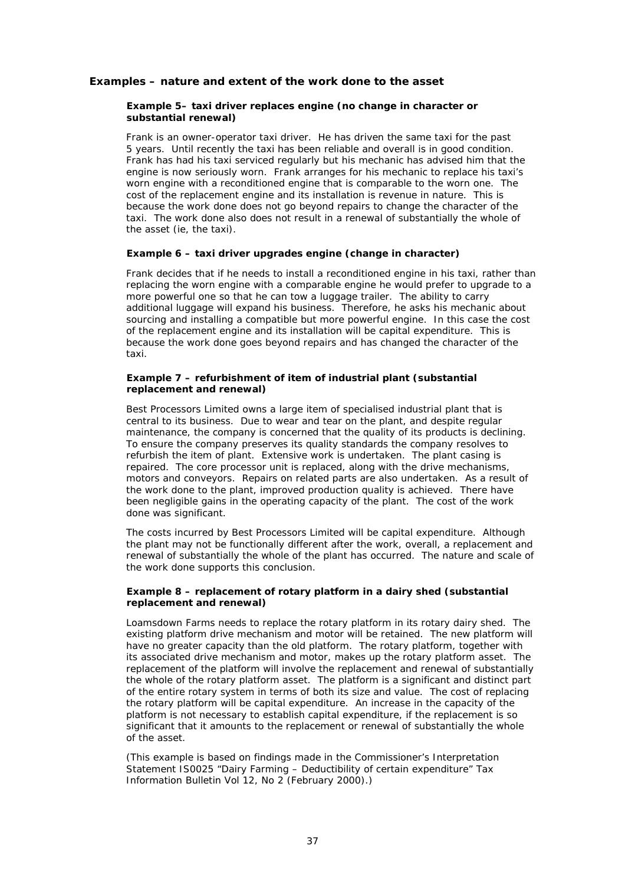## Examples – nature and extent of the work done to the asset

### Example 5– taxi driver replaces engine (no change in character or substantial renewal)

Frank is an owner-operator taxi driver. He has driven the same taxi for the past 5 years. Until recently the taxi has been reliable and overall is in good condition. Frank has had his taxi serviced regularly but his mechanic has advised him that the engine is now seriously worn. Frank arranges for his mechanic to replace his taxi's worn engine with a reconditioned engine that is comparable to the worn one. The cost of the replacement engine and its installation is revenue in nature. This is because the work done does not go beyond repairs to change the character of the taxi. The work done also does not result in a renewal of substantially the whole of the asset (ie, the taxi).

### Example 6 – taxi driver upgrades engine (change in character)

Frank decides that if he needs to install a reconditioned engine in his taxi, rather than replacing the worn engine with a comparable engine he would prefer to upgrade to a more powerful one so that he can tow a luggage trailer. The ability to carry additional luggage will expand his business. Therefore, he asks his mechanic about sourcing and installing a compatible but more powerful engine. In this case the cost of the replacement engine and its installation will be capital expenditure. This is because the work done goes beyond repairs and has changed the character of the taxi.

### Example 7 – refurbishment of item of industrial plant (substantial replacement and renewal)

Best Processors Limited owns a large item of specialised industrial plant that is central to its business. Due to wear and tear on the plant, and despite regular maintenance, the company is concerned that the quality of its products is declining. To ensure the company preserves its quality standards the company resolves to refurbish the item of plant. Extensive work is undertaken. The plant casing is repaired. The core processor unit is replaced, along with the drive mechanisms, motors and conveyors. Repairs on related parts are also undertaken. As a result of the work done to the plant, improved production quality is achieved. There have been negligible gains in the operating capacity of the plant. The cost of the work done was significant.

The costs incurred by Best Processors Limited will be capital expenditure. Although the plant may not be functionally different after the work, overall, a replacement and renewal of substantially the whole of the plant has occurred. The nature and scale of the work done supports this conclusion.

### Example 8 – replacement of rotary platform in a dairy shed (substantial replacement and renewal)

Loamsdown Farms needs to replace the rotary platform in its rotary dairy shed. The existing platform drive mechanism and motor will be retained. The new platform will have no greater capacity than the old platform. The rotary platform, together with its associated drive mechanism and motor, makes up the rotary platform asset. The replacement of the platform will involve the replacement and renewal of substantially the whole of the rotary platform asset. The platform is a significant and distinct part of the entire rotary system in terms of both its size and value. The cost of replacing the rotary platform will be capital expenditure. An increase in the capacity of the platform is not necessary to establish capital expenditure, if the replacement is so significant that it amounts to the replacement or renewal of substantially the whole of the asset.

(This example is based on findings made in the Commissioner's Interpretation Statement IS0025 "Dairy Farming – Deductibility of certain expenditure" Tax Information Bulletin Vol 12, No 2 (February 2000).)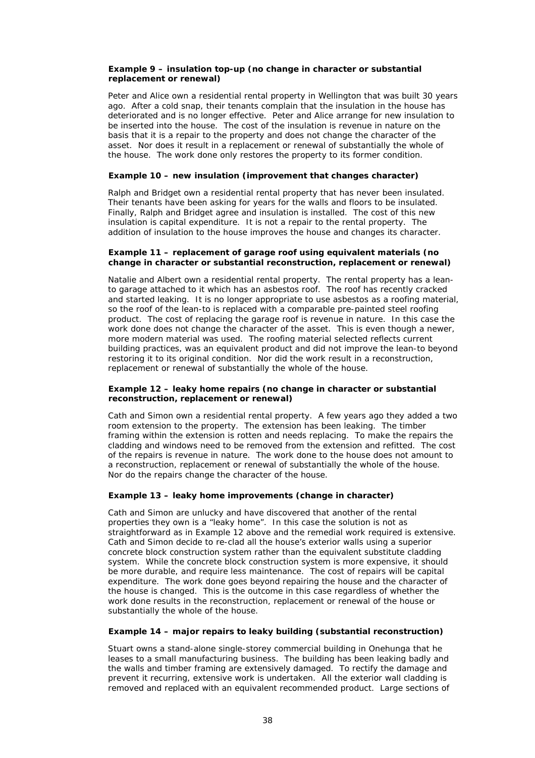**Example 9 – insulation top-up (no change in character or substantial replacement or renewal)**

Peter and Alice own a residential rental property in Wellington that was built 30 years ago. After a cold snap, their tenants complain that the insulation in the house has deteriorated and is no longer effective. Peter and Alice arrange for new insulation to be inserted into the house. The cost of the insulation is revenue in nature on the basis that it is a repair to the property and does not change the character of the asset. Nor does it result in a replacement or renewal of substantially the whole of the house. The work done only restores the property to its former condition.

**Example 10 – new insulation (improvement that changes character)**

Ralph and Bridget own a residential rental property that has never been insulated. Their tenants have been asking for years for the walls and floors to be insulated. Finally, Ralph and Bridget agree and insulation is installed. The cost of this new insulation is capital expenditure. It is not a repair to the rental property. The addition of insulation to the house improves the house and changes its character.

**Example 11 – replacement of garage roof using equivalent materials (no change in character or substantial reconstruction, replacement or renewal)**

Natalie and Albert own a residential rental property. The rental property has a lean-to garage attached to it which has an asbestos roof. The roof has recently cracked and started leaking. It is no longer appropriate to use asbestos as a roofing material, so the roof of the lean-to is replaced with a comparable pre-painted steel roofing product. The cost of replacing the garage roof is revenue in nature. In this case the work done does not change the character of the asset. This is even though a newer, more modern material was used. The roofing material selected reflects current building practices, was an equivalent product and did not improve the lean-to beyond restoring it to its original condition. Nor did the work result in a reconstruction, replacement or renewal of substantially the whole of the house.

**Example 12 – leaky home repairs (no change in character or substantial reconstruction, replacement or renewal)**

Cath and Simon own a residential rental property. A few years ago they added a two room extension to the property. The extension has been leaking. The timber framing within the extension is rotten and needs replacing. To make the repairs the cladding and windows need to be removed from the extension and refitted. The cost of the repairs is revenue in nature. The work done to the house does not amount to a reconstruction, replacement or renewal of substantially the whole of the house. Nor do the repairs change the character of the house.

**Example 13 – leaky home improvements (change in character)**

Cath and Simon are unlucky and have discovered that another of the rental properties they own is a "leaky home". In this case the solution is not as straightforward as in Example 12 above and the remedial work required is extensive. Cath and Simon decide to re-clad all the house's exterior walls using a superior concrete block construction system rather than the equivalent substitute cladding system. While the concrete block construction system is more expensive, it should be more durable, and require less maintenance. The cost of repairs will be capital expenditure. The work done goes beyond repairing the house and the character of the house is changed. This is the outcome in this case regardless of whether the work done results in the reconstruction, replacement or renewal of the house or substantially the whole of the house.

**Example 14 – major repairs to leaky building (substantial reconstruction)**

Stuart owns a stand-alone single-storey commercial building in Onehunga that he leases to a small manufacturing business. The building has been leaking badly and the walls and timber framing are extensively damaged. To rectify the damage and prevent it recurring, extensive work is undertaken. All the exterior wall cladding is removed and replaced with an equivalent recommended product. Large sections of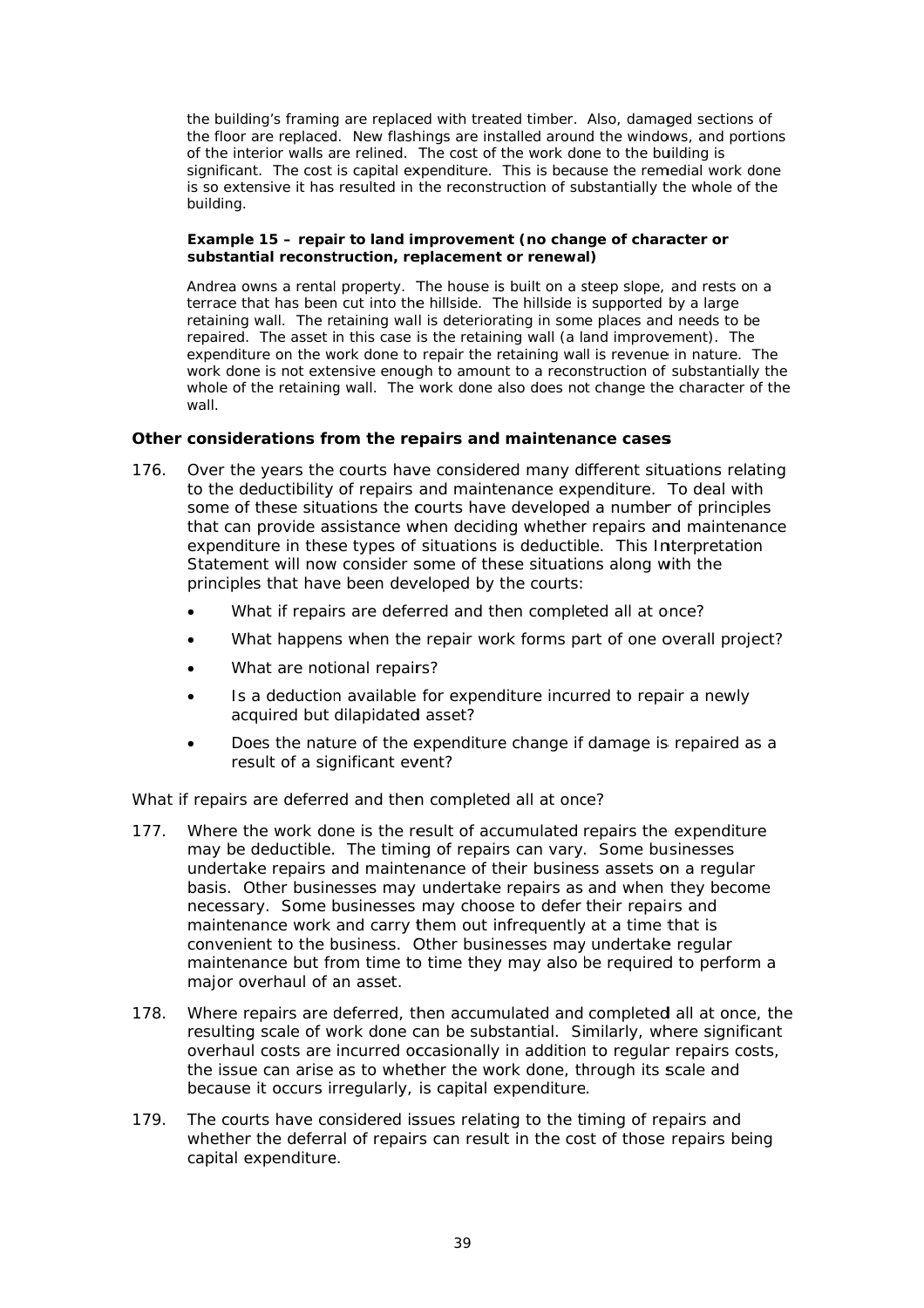the building's framing are replaced with treated timber. Also, damaged sections of the floor are replaced. New flashings are installed around the windows, and portions of the interior walls are relined. The cost of the work done to the building is significant. The cost is capital expenditure. This is because the remedial work done is so extensive it has resulted in the reconstruction of substantially the whole of the building.

**Example 15 – repair to land improvement (no change of character or substantial reconstruction, replacement or renewal)**

Andrea owns a rental property. The house is built on a steep slope, and rests on a terrace that has been cut into the hillside. The hillside is supported by a large retaining wall. The retaining wall is deteriorating in some places and needs to be repaired. The asset in this case is the retaining wall (a land improvement). The expenditure on the work done to repair the retaining wall is revenue in nature. The work done is not extensive enough to amount to a reconstruction of substantially the whole of the retaining wall. The work done also does not change the character of the wall.

### Other considerations from the repairs and maintenance cases

176. Over the years the courts have considered many different situations relating to the deductibility of repairs and maintenance expenditure. To deal with some of these situations the courts have developed a number of principles that can provide assistance when deciding whether repairs and maintenance expenditure in these types of situations is deductible. This Interpretation Statement will now consider some of these situations along with the principles that have been developed by the courts:

- What if repairs are deferred and then completed all at once?
- What happens when the repair work forms part of one overall project?
- What are notional repairs?
- Is a deduction available for expenditure incurred to repair a newly acquired but dilapidated asset?
- Does the nature of the expenditure change if damage is repaired as a result of a significant event?

What if repairs are deferred and then completed all at once?

177. Where the work done is the result of accumulated repairs the expenditure may be deductible. The timing of repairs can vary. Some businesses undertake repairs and maintenance of their business assets on a regular basis. Other businesses may undertake repairs as and when they become necessary. Some businesses may choose to defer their repairs and maintenance work and carry them out infrequently at a time that is convenient to the business. Other businesses may undertake regular maintenance but from time to time they may also be required to perform a major overhaul of an asset.

178. Where repairs are deferred, then accumulated and completed all at once, the resulting scale of work done can be substantial. Similarly, where significant overhaul costs are incurred occasionally in addition to regular repairs costs, the issue can arise as to whether the work done, through its scale and because it occurs irregularly, is capital expenditure.

179. The courts have considered issues relating to the timing of repairs and whether the deferral of repairs can result in the cost of those repairs being capital expenditure.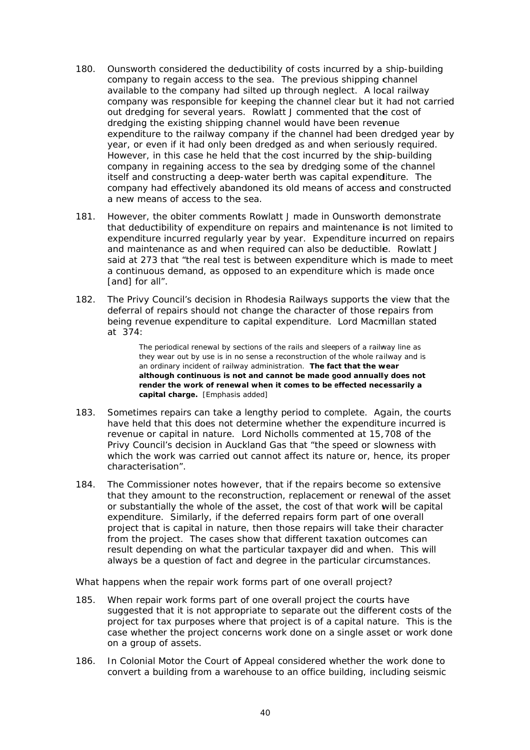180. Ounsworth considered the deductibility of costs incurred by a ship-building company to regain access to the sea. The previous shipping channel available to the company had silted up through neglect. A local railway company was responsible for keeping the channel clear but it had not carried out dredging for several years. Rowlatt J commented that the cost of dredging the existing shipping channel would have been revenue expenditure to the railway company if the channel had been dredged year by year, or even if it had only been dredged as and when seriously required. However, in this case he held that the cost incurred by the ship-building company in regaining access to the sea by dredging some of the channel itself and constructing a deep-water berth was capital expenditure. The company had effectively abandoned its old means of access and constructed a new means of access to the sea.

181. However, the obiter comments Rowlatt J made in Ounsworth demonstrate that deductibility of expenditure on repairs and maintenance is not limited to expenditure incurred regularly year by year. Expenditure incurred on repairs and maintenance as and when required can also be deductible. Rowlatt J said at 273 that "the real test is between expenditure which is made to meet a continuous demand, as opposed to an expenditure which is made once [and] for all".

182. The Privy Council's decision in Rhodesia Railways supports the view that the deferral of repairs should not change the character of those repairs from being revenue expenditure to capital expenditure. Lord Macmillan stated at 374:

> The periodical renewal by sections of the rails and sleepers of a railway line as they wear out by use is in no sense a reconstruction of the whole railway and is an ordinary incident of railway administration. **The fact that the wear although continuous is not and cannot be made good annually does not render the work of renewal when it comes to be effected necessarily a capital charge.** [Emphasis added]

183. Sometimes repairs can take a lengthy period to complete. Again, the courts have held that this does not determine whether the expenditure incurred is revenue or capital in nature. Lord Nicholls commented at 15,708 of the Privy Council's decision in Auckland Gas that "the speed or slowness with which the work was carried out cannot affect its nature or, hence, its proper characterisation".

184. The Commissioner notes however, that if the repairs become so extensive that they amount to the reconstruction, replacement or renewal of the asset or substantially the whole of the asset, the cost of that work will be capital expenditure. Similarly, if the deferred repairs form part of one overall project that is capital in nature, then those repairs will take their character from the project. The cases show that different taxation outcomes can result depending on what the particular taxpayer did and when. This will always be a question of fact and degree in the particular circumstances.

What happens when the repair work forms part of one overall project?

185. When repair work forms part of one overall project the courts have suggested that it is not appropriate to separate out the different costs of the project for tax purposes where that project is of a capital nature. This is the case whether the project concerns work done on a single asset or work done on a group of assets.

186. In Colonial Motor the Court of Appeal considered whether the work done to convert a building from a warehouse to an office building, including seismic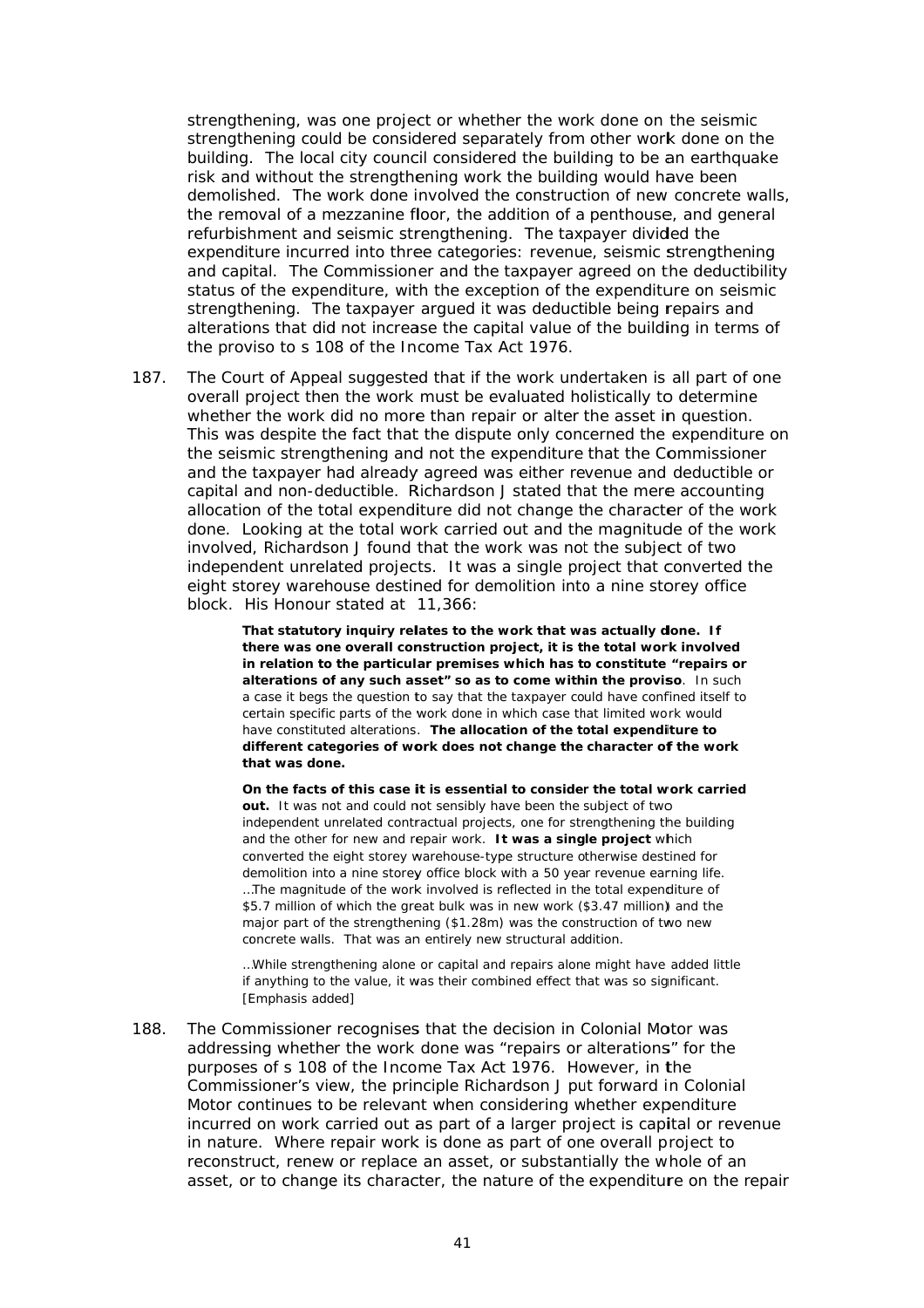strengthening, was one project or whether the work done on the seismic strengthening could be considered separately from other work done on the building. The local city council considered the building to be an earthquake risk and without the strengthening work the building would have been demolished. The work done involved the construction of new concrete walls, the removal of a mezzanine floor, the addition of a penthouse, and general refurbishment and seismic strengthening. The taxpayer divided the expenditure incurred into three categories: revenue, seismic strengthening and capital. The Commissioner and the taxpayer agreed on the deductibility status of the expenditure, with the exception of the expenditure on seismic strengthening. The taxpayer argued it was deductible being repairs and alterations that did not increase the capital value of the building in terms of the proviso to s 108 of the Income Tax Act 1976.

187. The Court of Appeal suggested that if the work undertaken is all part of one overall project then the work must be evaluated holistically to determine whether the work did no more than repair or alter the asset in question. This was despite the fact that the dispute only concerned the expenditure on the seismic strengthening and not the expenditure that the Commissioner and the taxpayer had already agreed was either revenue and deductible or capital and non-deductible. Richardson J stated that the mere accounting allocation of the total expenditure did not change the character of the work done. Looking at the total work carried out and the magnitude of the work involved, Richardson J found that the work was not the subject of two independent unrelated projects. It was a single project that converted the eight storey warehouse destined for demolition into a nine storey office block. His Honour stated at 11,366:

> **That statutory inquiry relates to the work that was actually done. If there was one overall construction project, it is the total work involved in relation to the particular premises which has to constitute "repairs or alterations of any such asset" so as to come within the proviso**. In such a case it begs the question to say that the taxpayer could have confined itself to certain specific parts of the work done in which case that limited work would have constituted alterations. **The allocation of the total expenditure to different categories of work does not change the character of the work that was done.**
>
> **On the facts of this case it is essential to consider the total work carried out.** It was not and could not sensibly have been the subject of two independent unrelated contractual projects, one for strengthening the building and the other for new and repair work. **It was a single project** which converted the eight storey warehouse-type structure otherwise destined for demolition into a nine storey office block with a 50 year revenue earning life. …The magnitude of the work involved is reflected in the total expenditure of $5.7 million of which the great bulk was in new work ($3.47 million) and the major part of the strengthening ($1.28m) was the construction of two new concrete walls. That was an entirely new structural addition.
>
> …While strengthening alone or capital and repairs alone might have added little if anything to the value, it was their combined effect that was so significant. [Emphasis added]

188. The Commissioner recognises that the decision in Colonial Motor was addressing whether the work done was "repairs or alterations" for the purposes of s 108 of the Income Tax Act 1976. However, in the Commissioner's view, the principle Richardson J put forward in Colonial Motor continues to be relevant when considering whether expenditure incurred on work carried out as part of a larger project is capital or revenue in nature. Where repair work is done as part of one overall project to reconstruct, renew or replace an asset, or substantially the whole of an asset, or to change its character, the nature of the expenditure on the repair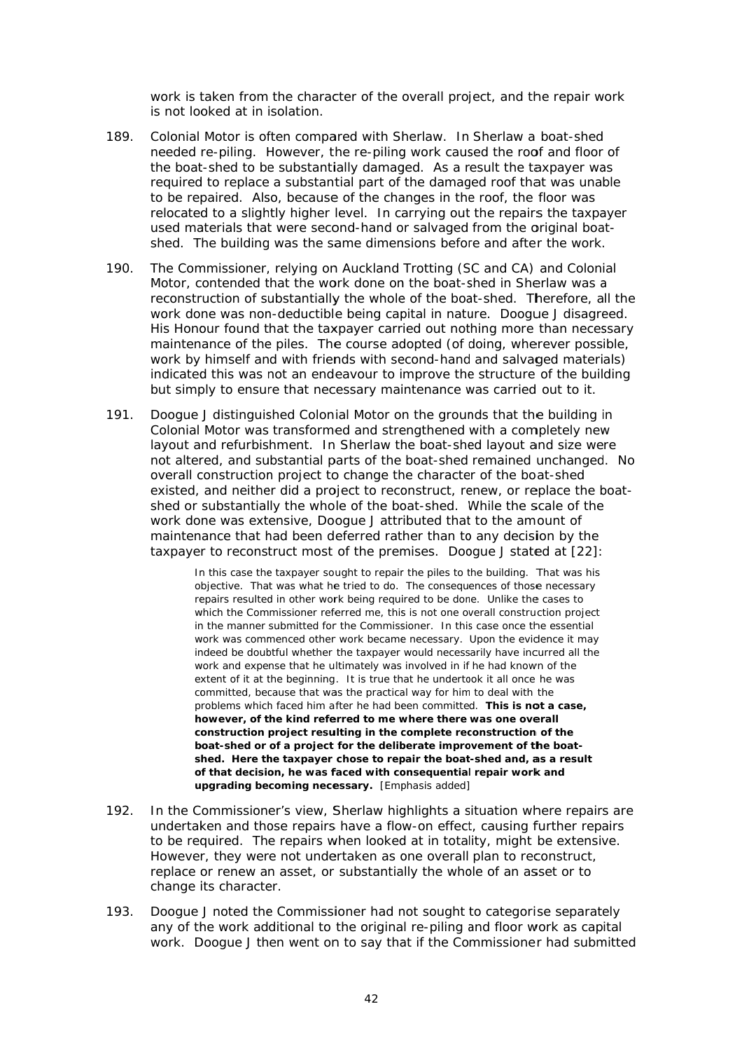work is taken from the character of the overall project, and the repair work is not looked at in isolation.

189. Colonial Motor is often compared with Sherlaw. In Sherlaw a boat-shed needed re-piling. However, the re-piling work caused the roof and floor of the boat-shed to be substantially damaged. As a result the taxpayer was required to replace a substantial part of the damaged roof that was unable to be repaired. Also, because of the changes in the roof, the floor was relocated to a slightly higher level. In carrying out the repairs the taxpayer used materials that were second-hand or salvaged from the original boat-shed. The building was the same dimensions before and after the work.

190. The Commissioner, relying on Auckland Trotting (SC and CA) and Colonial Motor, contended that the work done on the boat-shed in Sherlaw was a reconstruction of substantially the whole of the boat-shed. Therefore, all the work done was non-deductible being capital in nature. Doogue J disagreed. His Honour found that the taxpayer carried out nothing more than necessary maintenance of the piles. The course adopted (of doing, wherever possible, work by himself and with friends with second-hand and salvaged materials) indicated this was not an endeavour to improve the structure of the building but simply to ensure that necessary maintenance was carried out to it.

191. Doogue J distinguished Colonial Motor on the grounds that the building in Colonial Motor was transformed and strengthened with a completely new layout and refurbishment. In Sherlaw the boat-shed layout and size were not altered, and substantial parts of the boat-shed remained unchanged. No overall construction project to change the character of the boat-shed existed, and neither did a project to reconstruct, renew, or replace the boat-shed or substantially the whole of the boat-shed. While the scale of the work done was extensive, Doogue J attributed that to the amount of maintenance that had been deferred rather than to any decision by the taxpayer to reconstruct most of the premises. Doogue J stated at [22]:

> In this case the taxpayer sought to repair the piles to the building. That was his objective. That was what he tried to do. The consequences of those necessary repairs resulted in other work being required to be done. Unlike the cases to which the Commissioner referred me, this is not one overall construction project in the manner submitted for the Commissioner. In this case once the essential work was commenced other work became necessary. Upon the evidence it may indeed be doubtful whether the taxpayer would necessarily have incurred all the work and expense that he ultimately was involved in if he had known of the extent of it at the beginning. It is true that he undertook it all once he was committed, because that was the practical way for him to deal with the problems which faced him after he had been committed. **This is not a case, however, of the kind referred to me where there was one overall construction project resulting in the complete reconstruction of the boat-shed or of a project for the deliberate improvement of the boat-shed. Here the taxpayer chose to repair the boat-shed and, as a result of that decision, he was faced with consequential repair work and upgrading becoming necessary.** [Emphasis added]

192. In the Commissioner's view, Sherlaw highlights a situation where repairs are undertaken and those repairs have a flow-on effect, causing further repairs to be required. The repairs when looked at in totality, might be extensive. However, they were not undertaken as one overall plan to reconstruct, replace or renew an asset, or substantially the whole of an asset or to change its character.

193. Doogue J noted the Commissioner had not sought to categorise separately any of the work additional to the original re-piling and floor work as capital work. Doogue J then went on to say that if the Commissioner had submitted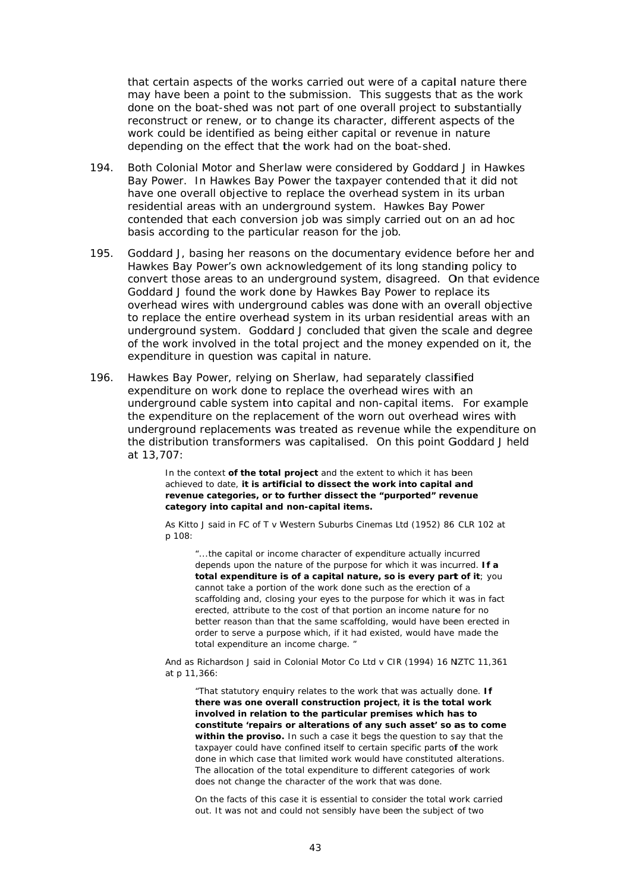that certain aspects of the works carried out were of a capital nature there may have been a point to the submission. This suggests that as the work done on the boat-shed was not part of one overall project to substantially reconstruct or renew, or to change its character, different aspects of the work could be identified as being either capital or revenue in nature depending on the effect that the work had on the boat-shed.

194. Both Colonial Motor and Sherlaw were considered by Goddard J in Hawkes Bay Power. In Hawkes Bay Power the taxpayer contended that it did not have one overall objective to replace the overhead system in its urban residential areas with an underground system. Hawkes Bay Power contended that each conversion job was simply carried out on an ad hoc basis according to the particular reason for the job.

195. Goddard J, basing her reasons on the documentary evidence before her and Hawkes Bay Power's own acknowledgement of its long standing policy to convert those areas to an underground system, disagreed. On that evidence Goddard J found the work done by Hawkes Bay Power to replace its overhead wires with underground cables was done with an overall objective to replace the entire overhead system in its urban residential areas with an underground system. Goddard J concluded that given the scale and degree of the work involved in the total project and the money expended on it, the expenditure in question was capital in nature.

196. Hawkes Bay Power, relying on Sherlaw, had separately classified expenditure on work done to replace the overhead wires with an underground cable system into capital and non-capital items. For example the expenditure on the replacement of the worn out overhead wires with underground replacements was treated as revenue while the expenditure on the distribution transformers was capitalised. On this point Goddard J held at 13,707:

> In the context **of the total project** and the extent to which it has been achieved to date, **it is artificial to dissect the work into capital and revenue categories, or to further dissect the "purported" revenue category into capital and non-capital items.**
>
> As Kitto J said in FC of T v Western Suburbs Cinemas Ltd (1952) 86 CLR 102 at p 108:
>
> > "...the capital or income character of expenditure actually incurred depends upon the nature of the purpose for which it was incurred. **If a total expenditure is of a capital nature, so is every part of it**; you cannot take a portion of the work done such as the erection of a scaffolding and, closing your eyes to the purpose for which it was in fact erected, attribute to the cost of that portion an income nature for no better reason than that the same scaffolding, would have been erected in order to serve a purpose which, if it had existed, would have made the total expenditure an income charge. "
>
> And as Richardson J said in Colonial Motor Co Ltd v CIR (1994) 16 NZTC 11,361 at p 11,366:
>
> > "That statutory enquiry relates to the work that was actually done. **If there was one overall construction project, it is the total work involved in relation to the particular premises which has to constitute 'repairs or alterations of any such asset' so as to come within the proviso.** In such a case it begs the question to say that the taxpayer could have confined itself to certain specific parts of the work done in which case that limited work would have constituted alterations. The allocation of the total expenditure to different categories of work does not change the character of the work that was done.
> >
> > On the facts of this case it is essential to consider the total work carried out. It was not and could not sensibly have been the subject of two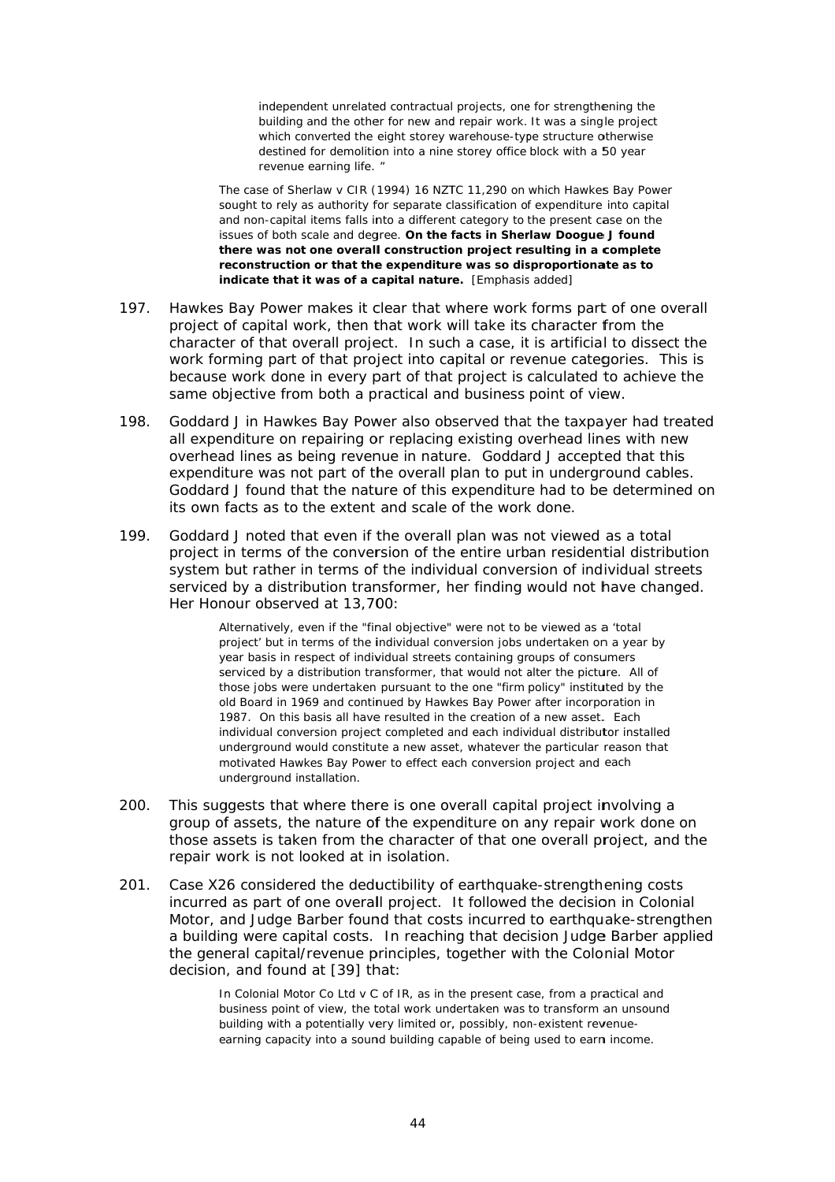> independent unrelated contractual projects, one for strengthening the building and the other for new and repair work. It was a single project which converted the eight storey warehouse-type structure otherwise destined for demolition into a nine storey office block with a 50 year revenue earning life. "

> The case of Sherlaw v CIR (1994) 16 NZTC 11,290 on which Hawkes Bay Power sought to rely as authority for separate classification of expenditure into capital and non-capital items falls into a different category to the present case on the issues of both scale and degree. **On the facts in Sherlaw Doogue J found there was not one overall construction project resulting in a complete reconstruction or that the expenditure was so disproportionate as to indicate that it was of a capital nature.** [Emphasis added]

197. Hawkes Bay Power makes it clear that where work forms part of one overall project of capital work, then that work will take its character from the character of that overall project. In such a case, it is artificial to dissect the work forming part of that project into capital or revenue categories. This is because work done in every part of that project is calculated to achieve the same objective from both a practical and business point of view.

198. Goddard J in Hawkes Bay Power also observed that the taxpayer had treated all expenditure on repairing or replacing existing overhead lines with new overhead lines as being revenue in nature. Goddard J accepted that this expenditure was not part of the overall plan to put in underground cables. Goddard J found that the nature of this expenditure had to be determined on its own facts as to the extent and scale of the work done.

199. Goddard J noted that even if the overall plan was not viewed as a total project in terms of the conversion of the entire urban residential distribution system but rather in terms of the individual conversion of individual streets serviced by a distribution transformer, her finding would not have changed. Her Honour observed at 13,700:

> Alternatively, even if the "final objective" were not to be viewed as a 'total project' but in terms of the individual conversion jobs undertaken on a year by year basis in respect of individual streets containing groups of consumers serviced by a distribution transformer, that would not alter the picture. All of those jobs were undertaken pursuant to the one "firm policy" instituted by the old Board in 1969 and continued by Hawkes Bay Power after incorporation in 1987. On this basis all have resulted in the creation of a new asset. Each individual conversion project completed and each individual distributor installed underground would constitute a new asset, whatever the particular reason that motivated Hawkes Bay Power to effect each conversion project and each underground installation.

200. This suggests that where there is one overall capital project involving a group of assets, the nature of the expenditure on any repair work done on those assets is taken from the character of that one overall project, and the repair work is not looked at in isolation.

201. Case X26 considered the deductibility of earthquake-strengthening costs incurred as part of one overall project. It followed the decision in Colonial Motor, and Judge Barber found that costs incurred to earthquake-strengthen a building were capital costs. In reaching that decision Judge Barber applied the general capital/revenue principles, together with the Colonial Motor decision, and found at [39] that:

> In Colonial Motor Co Ltd v C of IR, as in the present case, from a practical and business point of view, the total work undertaken was to transform an unsound building with a potentially very limited or, possibly, non-existent revenue-earning capacity into a sound building capable of being used to earn income.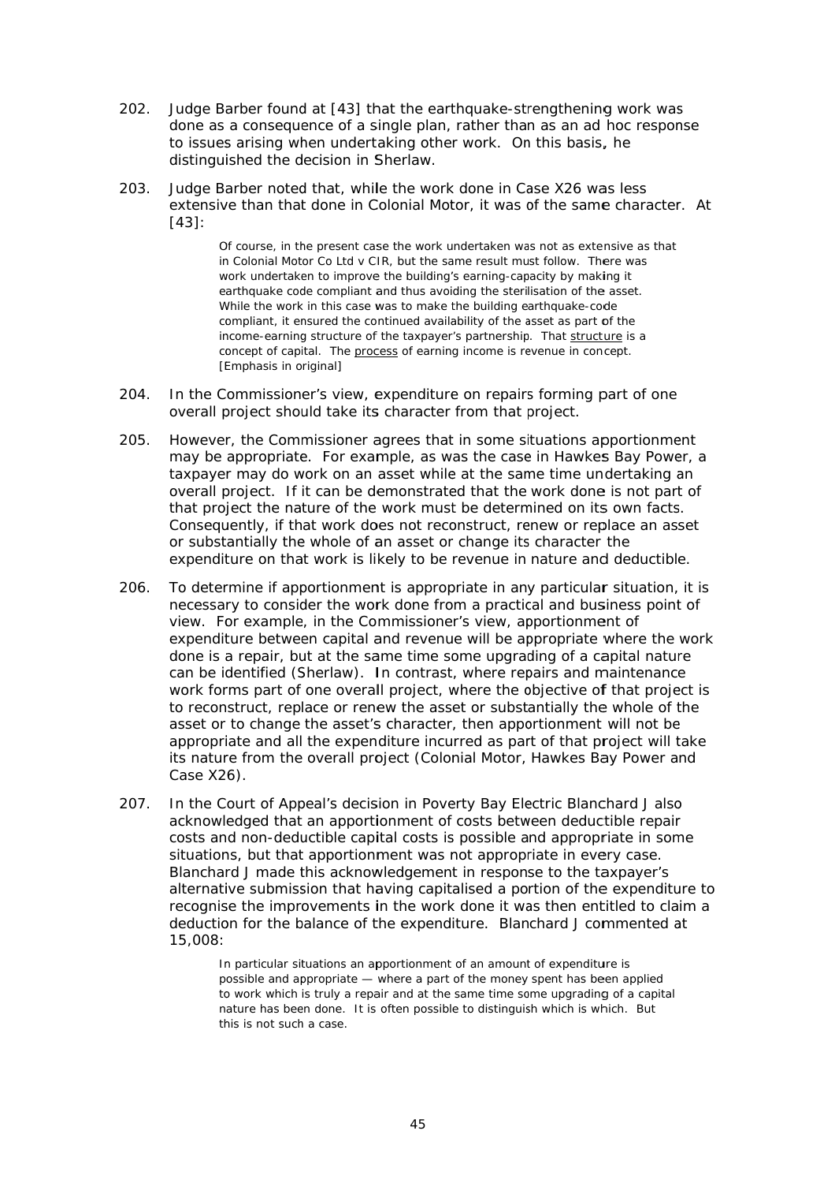202. Judge Barber found at [43] that the earthquake-strengthening work was done as a consequence of a single plan, rather than as an ad hoc response to issues arising when undertaking other work. On this basis, he distinguished the decision in Sherlaw.

203. Judge Barber noted that, while the work done in Case X26 was less extensive than that done in Colonial Motor, it was of the same character. At [43]:

> Of course, in the present case the work undertaken was not as extensive as that in Colonial Motor Co Ltd v CIR, but the same result must follow. There was work undertaken to improve the building's earning-capacity by making it earthquake code compliant and thus avoiding the sterilisation of the asset. While the work in this case was to make the building earthquake-code compliant, it ensured the continued availability of the asset as part of the income-earning structure of the taxpayer's partnership. That <u>structure</u> is a concept of capital. The <u>process</u> of earning income is revenue in concept. [Emphasis in original]

204. In the Commissioner's view, expenditure on repairs forming part of one overall project should take its character from that project.

205. However, the Commissioner agrees that in some situations apportionment may be appropriate. For example, as was the case in Hawkes Bay Power, a taxpayer may do work on an asset while at the same time undertaking an overall project. If it can be demonstrated that the work done is not part of that project the nature of the work must be determined on its own facts. Consequently, if that work does not reconstruct, renew or replace an asset or substantially the whole of an asset or change its character the expenditure on that work is likely to be revenue in nature and deductible.

206. To determine if apportionment is appropriate in any particular situation, it is necessary to consider the work done from a practical and business point of view. For example, in the Commissioner's view, apportionment of expenditure between capital and revenue will be appropriate where the work done is a repair, but at the same time some upgrading of a capital nature can be identified (Sherlaw). In contrast, where repairs and maintenance work forms part of one overall project, where the objective of that project is to reconstruct, replace or renew the asset or substantially the whole of the asset or to change the asset's character, then apportionment will not be appropriate and all the expenditure incurred as part of that project will take its nature from the overall project (Colonial Motor, Hawkes Bay Power and Case X26).

207. In the Court of Appeal's decision in Poverty Bay Electric Blanchard J also acknowledged that an apportionment of costs between deductible repair costs and non-deductible capital costs is possible and appropriate in some situations, but that apportionment was not appropriate in every case. Blanchard J made this acknowledgement in response to the taxpayer's alternative submission that having capitalised a portion of the expenditure to recognise the improvements in the work done it was then entitled to claim a deduction for the balance of the expenditure. Blanchard J commented at 15,008:

> In particular situations an apportionment of an amount of expenditure is possible and appropriate — where a part of the money spent has been applied to work which is truly a repair and at the same time some upgrading of a capital nature has been done. It is often possible to distinguish which is which. But this is not such a case.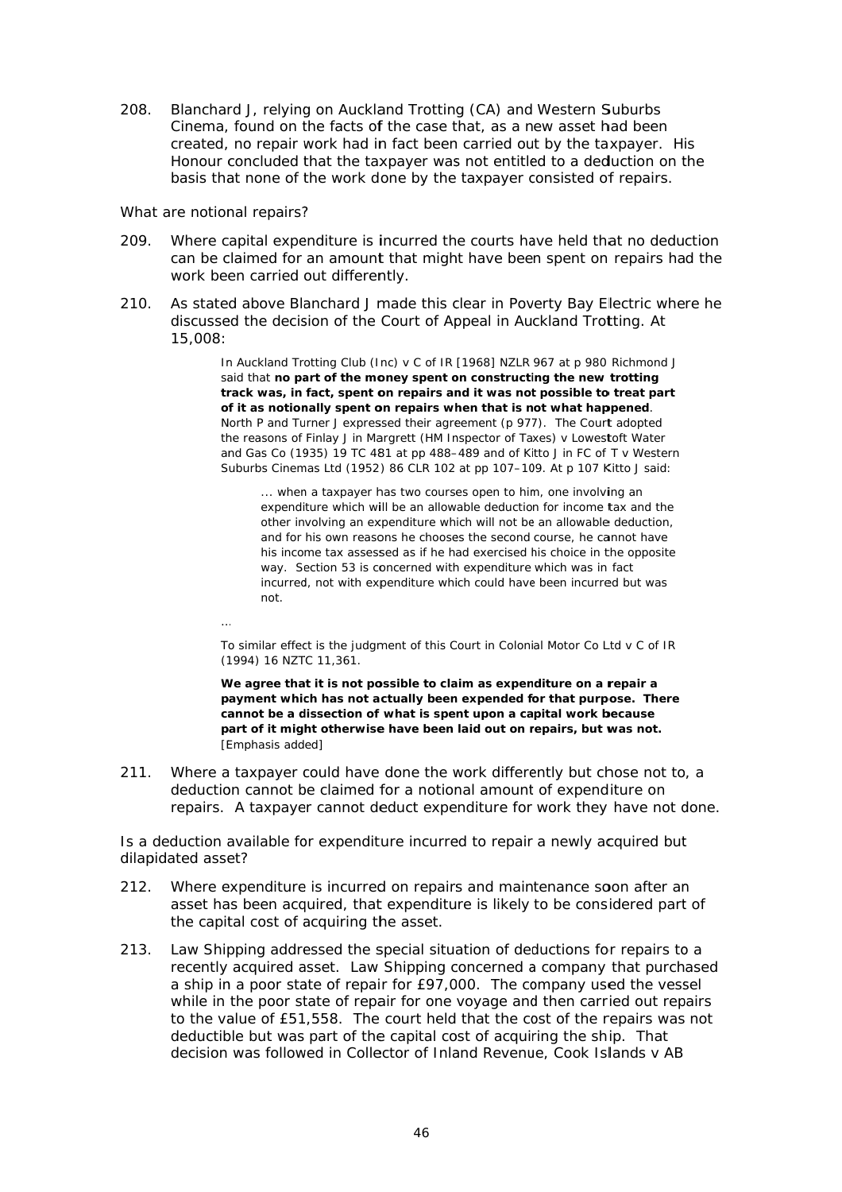208. Blanchard J, relying on Auckland Trotting (CA) and Western Suburbs Cinema, found on the facts of the case that, as a new asset had been created, no repair work had in fact been carried out by the taxpayer. His Honour concluded that the taxpayer was not entitled to a deduction on the basis that none of the work done by the taxpayer consisted of repairs.

What are notional repairs?

209. Where capital expenditure is incurred the courts have held that no deduction can be claimed for an amount that might have been spent on repairs had the work been carried out differently.

210. As stated above Blanchard J made this clear in Poverty Bay Electric where he discussed the decision of the Court of Appeal in Auckland Trotting. At 15,008:

> In Auckland Trotting Club (Inc) v C of IR [1968] NZLR 967 at p 980 Richmond J said that **no part of the money spent on constructing the new trotting track was, in fact, spent on repairs and it was not possible to treat part of it as notionally spent on repairs when that is not what happened**. North P and Turner J expressed their agreement (p 977). The Court adopted the reasons of Finlay J in Margrett (HM Inspector of Taxes) v Lowestoft Water and Gas Co (1935) 19 TC 481 at pp 488–489 and of Kitto J in FC of T v Western Suburbs Cinemas Ltd (1952) 86 CLR 102 at pp 107–109. At p 107 Kitto J said:
>
> > ... when a taxpayer has two courses open to him, one involving an expenditure which will be an allowable deduction for income tax and the other involving an expenditure which will not be an allowable deduction, and for his own reasons he chooses the second course, he cannot have his income tax assessed as if he had exercised his choice in the opposite way. Section 53 is concerned with expenditure which was in fact incurred, not with expenditure which could have been incurred but was not.
>
> ...
>
> To similar effect is the judgment of this Court in Colonial Motor Co Ltd v C of IR (1994) 16 NZTC 11,361.
>
> **We agree that it is not possible to claim as expenditure on a repair a payment which has not actually been expended for that purpose. There cannot be a dissection of what is spent upon a capital work because part of it might otherwise have been laid out on repairs, but was not.** [Emphasis added]

211. Where a taxpayer could have done the work differently but chose not to, a deduction cannot be claimed for a notional amount of expenditure on repairs. A taxpayer cannot deduct expenditure for work they have not done.

Is a deduction available for expenditure incurred to repair a newly acquired but dilapidated asset?

212. Where expenditure is incurred on repairs and maintenance soon after an asset has been acquired, that expenditure is likely to be considered part of the capital cost of acquiring the asset.

213. Law Shipping addressed the special situation of deductions for repairs to a recently acquired asset. Law Shipping concerned a company that purchased a ship in a poor state of repair for £97,000. The company used the vessel while in the poor state of repair for one voyage and then carried out repairs to the value of £51,558. The court held that the cost of the repairs was not deductible but was part of the capital cost of acquiring the ship. That decision was followed in Collector of Inland Revenue, Cook Islands v AB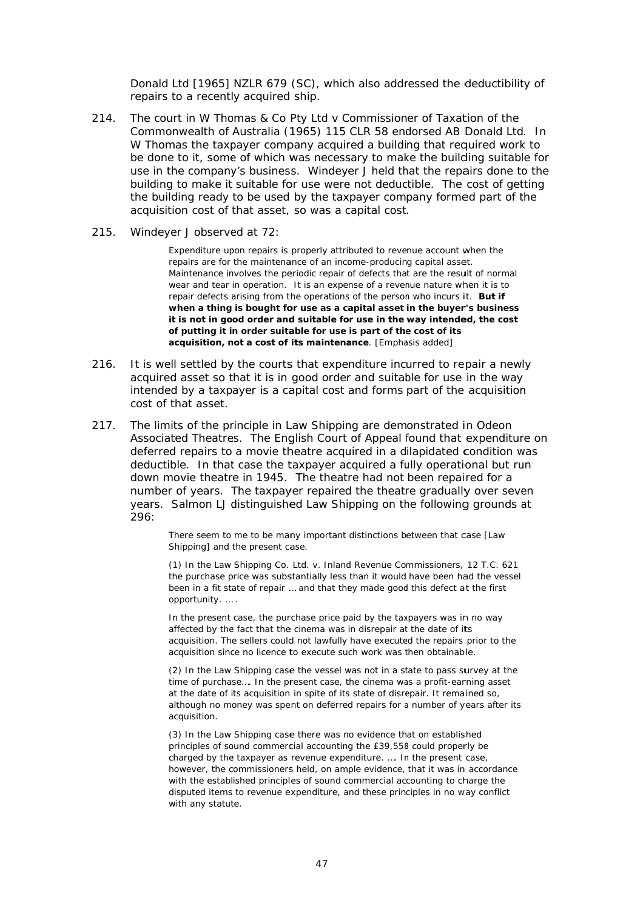Donald Ltd [1965] NZLR 679 (SC), which also addressed the deductibility of repairs to a recently acquired ship.

214. The court in W Thomas & Co Pty Ltd v Commissioner of Taxation of the Commonwealth of Australia (1965) 115 CLR 58 endorsed AB Donald Ltd. In W Thomas the taxpayer company acquired a building that required work to be done to it, some of which was necessary to make the building suitable for use in the company's business. Windeyer J held that the repairs done to the building to make it suitable for use were not deductible. The cost of getting the building ready to be used by the taxpayer company formed part of the acquisition cost of that asset, so was a capital cost.

215. Windeyer J observed at 72:

> Expenditure upon repairs is properly attributed to revenue account when the repairs are for the maintenance of an income-producing capital asset. Maintenance involves the periodic repair of defects that are the result of normal wear and tear in operation. It is an expense of a revenue nature when it is to repair defects arising from the operations of the person who incurs it. **But if when a thing is bought for use as a capital asset in the buyer's business it is not in good order and suitable for use in the way intended, the cost of putting it in order suitable for use is part of the cost of its acquisition, not a cost of its maintenance**. [Emphasis added]

216. It is well settled by the courts that expenditure incurred to repair a newly acquired asset so that it is in good order and suitable for use in the way intended by a taxpayer is a capital cost and forms part of the acquisition cost of that asset.

217. The limits of the principle in Law Shipping are demonstrated in Odeon Associated Theatres. The English Court of Appeal found that expenditure on deferred repairs to a movie theatre acquired in a dilapidated condition was deductible. In that case the taxpayer acquired a fully operational but run down movie theatre in 1945. The theatre had not been repaired for a number of years. The taxpayer repaired the theatre gradually over seven years. Salmon LJ distinguished Law Shipping on the following grounds at 296:

> There seem to me to be many important distinctions between that case [Law Shipping] and the present case.
>
> (1) In the Law Shipping Co. Ltd. v. Inland Revenue Commissioners, 12 T.C. 621 the purchase price was substantially less than it would have been had the vessel been in a fit state of repair … and that they made good this defect at the first opportunity. … .
>
> In the present case, the purchase price paid by the taxpayers was in no way affected by the fact that the cinema was in disrepair at the date of its acquisition. The sellers could not lawfully have executed the repairs prior to the acquisition since no licence to execute such work was then obtainable.
>
> (2) In the Law Shipping case the vessel was not in a state to pass survey at the time of purchase…. In the present case, the cinema was a profit-earning asset at the date of its acquisition in spite of its state of disrepair. It remained so, although no money was spent on deferred repairs for a number of years after its acquisition.
>
> (3) In the Law Shipping case there was no evidence that on established principles of sound commercial accounting the £39,558 could properly be charged by the taxpayer as revenue expenditure. …. In the present case, however, the commissioners held, on ample evidence, that it was in accordance with the established principles of sound commercial accounting to charge the disputed items to revenue expenditure, and these principles in no way conflict with any statute.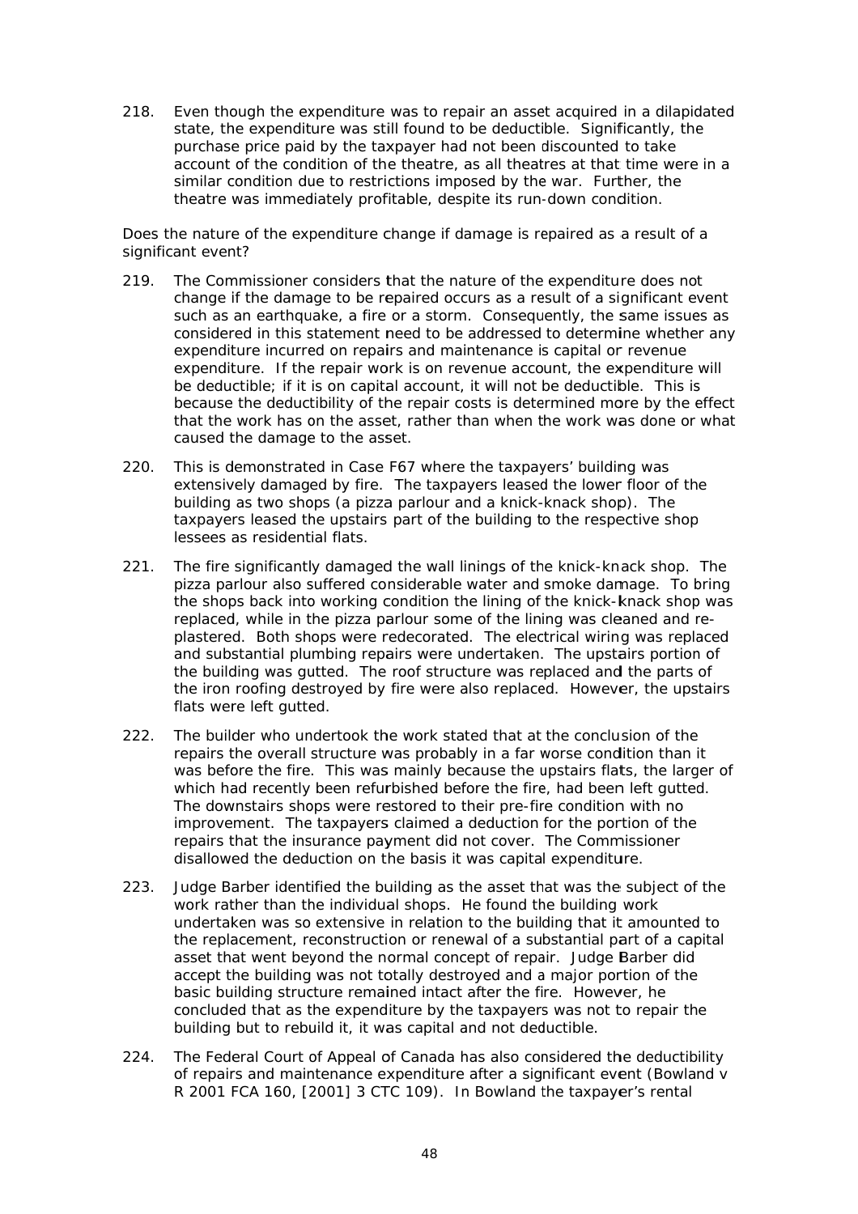218. Even though the expenditure was to repair an asset acquired in a dilapidated state, the expenditure was still found to be deductible. Significantly, the purchase price paid by the taxpayer had not been discounted to take account of the condition of the theatre, as all theatres at that time were in a similar condition due to restrictions imposed by the war. Further, the theatre was immediately profitable, despite its run-down condition.

Does the nature of the expenditure change if damage is repaired as a result of a significant event?

219. The Commissioner considers that the nature of the expenditure does not change if the damage to be repaired occurs as a result of a significant event such as an earthquake, a fire or a storm. Consequently, the same issues as considered in this statement need to be addressed to determine whether any expenditure incurred on repairs and maintenance is capital or revenue expenditure. If the repair work is on revenue account, the expenditure will be deductible; if it is on capital account, it will not be deductible. This is because the deductibility of the repair costs is determined more by the effect that the work has on the asset, rather than when the work was done or what caused the damage to the asset.

220. This is demonstrated in Case F67 where the taxpayers' building was extensively damaged by fire. The taxpayers leased the lower floor of the building as two shops (a pizza parlour and a knick-knack shop). The taxpayers leased the upstairs part of the building to the respective shop lessees as residential flats.

221. The fire significantly damaged the wall linings of the knick-knack shop. The pizza parlour also suffered considerable water and smoke damage. To bring the shops back into working condition the lining of the knick-knack shop was replaced, while in the pizza parlour some of the lining was cleaned and re-plastered. Both shops were redecorated. The electrical wiring was replaced and substantial plumbing repairs were undertaken. The upstairs portion of the building was gutted. The roof structure was replaced and the parts of the iron roofing destroyed by fire were also replaced. However, the upstairs flats were left gutted.

222. The builder who undertook the work stated that at the conclusion of the repairs the overall structure was probably in a far worse condition than it was before the fire. This was mainly because the upstairs flats, the larger of which had recently been refurbished before the fire, had been left gutted. The downstairs shops were restored to their pre-fire condition with no improvement. The taxpayers claimed a deduction for the portion of the repairs that the insurance payment did not cover. The Commissioner disallowed the deduction on the basis it was capital expenditure.

223. Judge Barber identified the building as the asset that was the subject of the work rather than the individual shops. He found the building work undertaken was so extensive in relation to the building that it amounted to the replacement, reconstruction or renewal of a substantial part of a capital asset that went beyond the normal concept of repair. Judge Barber did accept the building was not totally destroyed and a major portion of the basic building structure remained intact after the fire. However, he concluded that as the expenditure by the taxpayers was not to repair the building but to rebuild it, it was capital and not deductible.

224. The Federal Court of Appeal of Canada has also considered the deductibility of repairs and maintenance expenditure after a significant event (Bowland v R 2001 FCA 160, [2001] 3 CTC 109). In Bowland the taxpayer's rental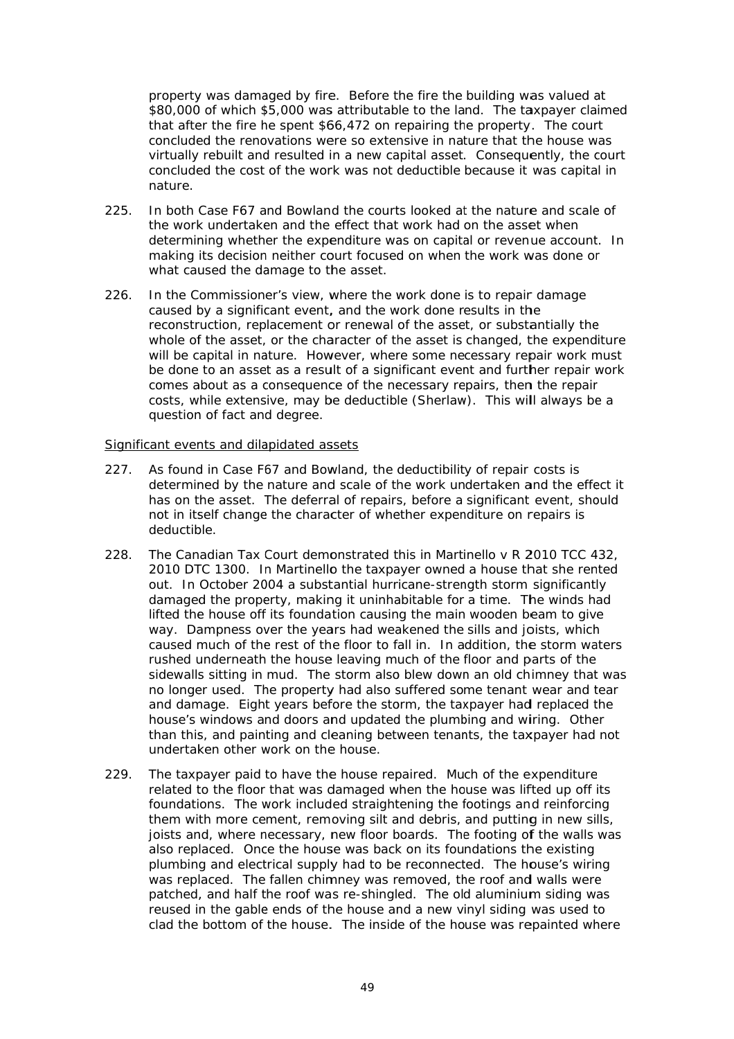property was damaged by fire. Before the fire the building was valued at $80,000 of which $5,000 was attributable to the land. The taxpayer claimed that after the fire he spent $66,472 on repairing the property. The court concluded the renovations were so extensive in nature that the house was virtually rebuilt and resulted in a new capital asset. Consequently, the court concluded the cost of the work was not deductible because it was capital in nature.

225. In both Case F67 and Bowland the courts looked at the nature and scale of the work undertaken and the effect that work had on the asset when determining whether the expenditure was on capital or revenue account. In making its decision neither court focused on when the work was done or what caused the damage to the asset.

226. In the Commissioner's view, where the work done is to repair damage caused by a significant event**,** and the work done results in the reconstruction, replacement or renewal of the asset, or substantially the whole of the asset, or the character of the asset is changed, the expenditure will be capital in nature. However, where some necessary repair work must be done to an asset as a result of a significant event and further repair work comes about as a consequence of the necessary repairs, then the repair costs, while extensive, may be deductible (Sherlaw). This will always be a question of fact and degree.

<u>Significant events and dilapidated assets</u>

227. As found in Case F67 and Bowland, the deductibility of repair costs is determined by the nature and scale of the work undertaken and the effect it has on the asset. The deferral of repairs, before a significant event, should not in itself change the character of whether expenditure on repairs is deductible.

228. The Canadian Tax Court demonstrated this in Martinello v R 2010 TCC 432, 2010 DTC 1300. In Martinello the taxpayer owned a house that she rented out. In October 2004 a substantial hurricane-strength storm significantly damaged the property, making it uninhabitable for a time. The winds had lifted the house off its foundation causing the main wooden beam to give way. Dampness over the years had weakened the sills and joists, which caused much of the rest of the floor to fall in. In addition, the storm waters rushed underneath the house leaving much of the floor and parts of the sidewalls sitting in mud. The storm also blew down an old chimney that was no longer used. The property had also suffered some tenant wear and tear and damage. Eight years before the storm, the taxpayer had replaced the house's windows and doors and updated the plumbing and wiring. Other than this, and painting and cleaning between tenants, the taxpayer had not undertaken other work on the house.

229. The taxpayer paid to have the house repaired. Much of the expenditure related to the floor that was damaged when the house was lifted up off its foundations. The work included straightening the footings and reinforcing them with more cement, removing silt and debris, and putting in new sills, joists and, where necessary, new floor boards. The footing of the walls was also replaced. Once the house was back on its foundations the existing plumbing and electrical supply had to be reconnected. The house's wiring was replaced. The fallen chimney was removed, the roof and walls were patched, and half the roof was re-shingled. The old aluminium siding was reused in the gable ends of the house and a new vinyl siding was used to clad the bottom of the house. The inside of the house was repainted where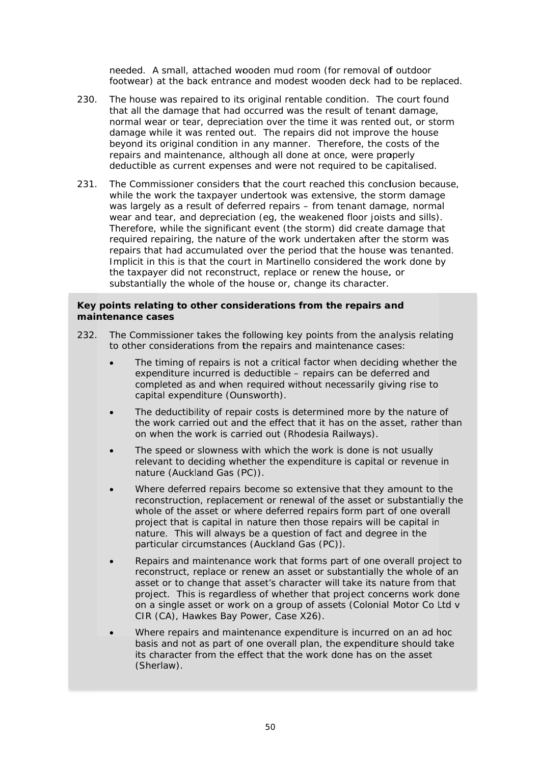needed. A small, attached wooden mud room (for removal of outdoor footwear) at the back entrance and modest wooden deck had to be replaced.

230. The house was repaired to its original rentable condition. The court found that all the damage that had occurred was the result of tenant damage, normal wear or tear, depreciation over the time it was rented out, or storm damage while it was rented out. The repairs did not improve the house beyond its original condition in any manner. Therefore, the costs of the repairs and maintenance, although all done at once, were properly deductible as current expenses and were not required to be capitalised.

231. The Commissioner considers that the court reached this conclusion because, while the work the taxpayer undertook was extensive, the storm damage was largely as a result of deferred repairs – from tenant damage, normal wear and tear, and depreciation (eg, the weakened floor joists and sills). Therefore, while the significant event (the storm) did create damage that required repairing, the nature of the work undertaken after the storm was repairs that had accumulated over the period that the house was tenanted. Implicit in this is that the court in Martinello considered the work done by the taxpayer did not reconstruct, replace or renew the house, or substantially the whole of the house or, change its character.

**Key points relating to other considerations from the repairs and maintenance cases**

232. The Commissioner takes the following key points from the analysis relating to other considerations from the repairs and maintenance cases:

- The timing of repairs is not a critical factor when deciding whether the expenditure incurred is deductible – repairs can be deferred and completed as and when required without necessarily giving rise to capital expenditure (Ounsworth).
- The deductibility of repair costs is determined more by the nature of the work carried out and the effect that it has on the asset, rather than on when the work is carried out (Rhodesia Railways).
- The speed or slowness with which the work is done is not usually relevant to deciding whether the expenditure is capital or revenue in nature (Auckland Gas (PC)).
- Where deferred repairs become so extensive that they amount to the reconstruction, replacement or renewal of the asset or substantially the whole of the asset or where deferred repairs form part of one overall project that is capital in nature then those repairs will be capital in nature. This will always be a question of fact and degree in the particular circumstances (Auckland Gas (PC)).
- Repairs and maintenance work that forms part of one overall project to reconstruct, replace or renew an asset or substantially the whole of an asset or to change that asset's character will take its nature from that project. This is regardless of whether that project concerns work done on a single asset or work on a group of assets (Colonial Motor Co Ltd v CIR (CA), Hawkes Bay Power, Case X26).
- Where repairs and maintenance expenditure is incurred on an ad hoc basis and not as part of one overall plan, the expenditure should take its character from the effect that the work done has on the asset (Sherlaw).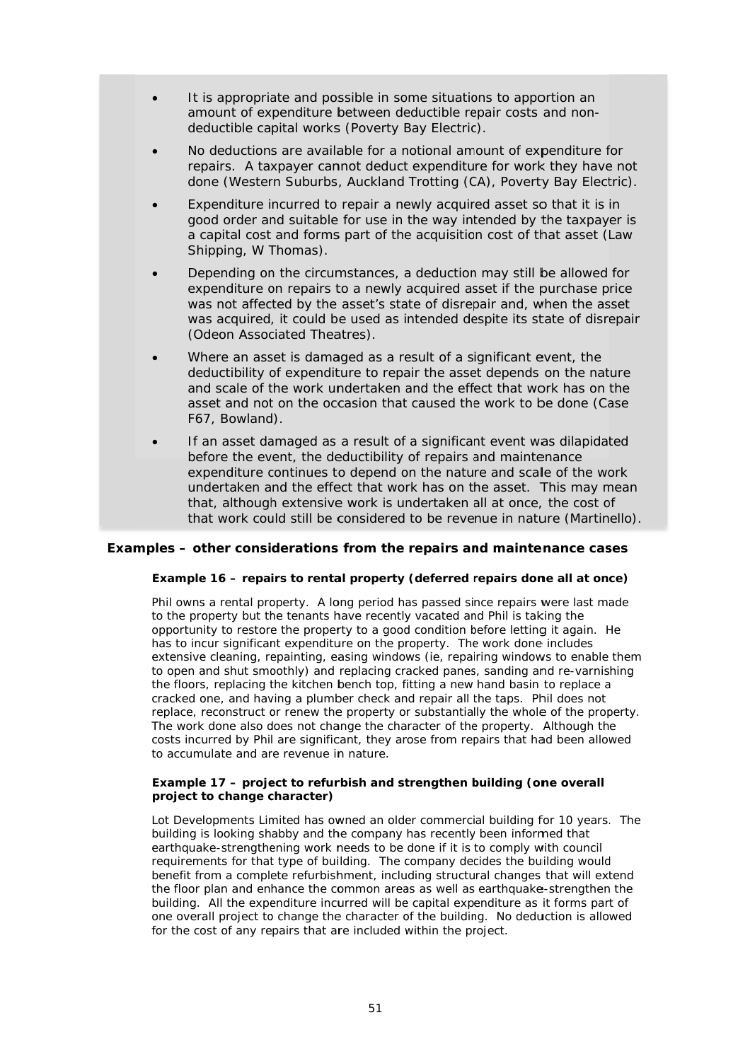- It is appropriate and possible in some situations to apportion an amount of expenditure between deductible repair costs and non-deductible capital works (Poverty Bay Electric).
- No deductions are available for a notional amount of expenditure for repairs. A taxpayer cannot deduct expenditure for work they have not done (Western Suburbs, Auckland Trotting (CA), Poverty Bay Electric).
- Expenditure incurred to repair a newly acquired asset so that it is in good order and suitable for use in the way intended by the taxpayer is a capital cost and forms part of the acquisition cost of that asset (Law Shipping, W Thomas).
- Depending on the circumstances, a deduction may still be allowed for expenditure on repairs to a newly acquired asset if the purchase price was not affected by the asset's state of disrepair and, when the asset was acquired, it could be used as intended despite its state of disrepair (Odeon Associated Theatres).
- Where an asset is damaged as a result of a significant event, the deductibility of expenditure to repair the asset depends on the nature and scale of the work undertaken and the effect that work has on the asset and not on the occasion that caused the work to be done (Case F67, Bowland).
- If an asset damaged as a result of a significant event was dilapidated before the event, the deductibility of repairs and maintenance expenditure continues to depend on the nature and scale of the work undertaken and the effect that work has on the asset. This may mean that, although extensive work is undertaken all at once, the cost of that work could still be considered to be revenue in nature (Martinello).

## Examples – other considerations from the repairs and maintenance cases

### Example 16 – repairs to rental property (deferred repairs done all at once)

Phil owns a rental property. A long period has passed since repairs were last made to the property but the tenants have recently vacated and Phil is taking the opportunity to restore the property to a good condition before letting it again. He has to incur significant expenditure on the property. The work done includes extensive cleaning, repainting, easing windows (ie, repairing windows to enable them to open and shut smoothly) and replacing cracked panes, sanding and re-varnishing the floors, replacing the kitchen bench top, fitting a new hand basin to replace a cracked one, and having a plumber check and repair all the taps. Phil does not replace, reconstruct or renew the property or substantially the whole of the property. The work done also does not change the character of the property. Although the costs incurred by Phil are significant, they arose from repairs that had been allowed to accumulate and are revenue in nature.

### Example 17 – project to refurbish and strengthen building (one overall project to change character)

Lot Developments Limited has owned an older commercial building for 10 years. The building is looking shabby and the company has recently been informed that earthquake-strengthening work needs to be done if it is to comply with council requirements for that type of building. The company decides the building would benefit from a complete refurbishment, including structural changes that will extend the floor plan and enhance the common areas as well as earthquake-strengthen the building. All the expenditure incurred will be capital expenditure as it forms part of one overall project to change the character of the building. No deduction is allowed for the cost of any repairs that are included within the project.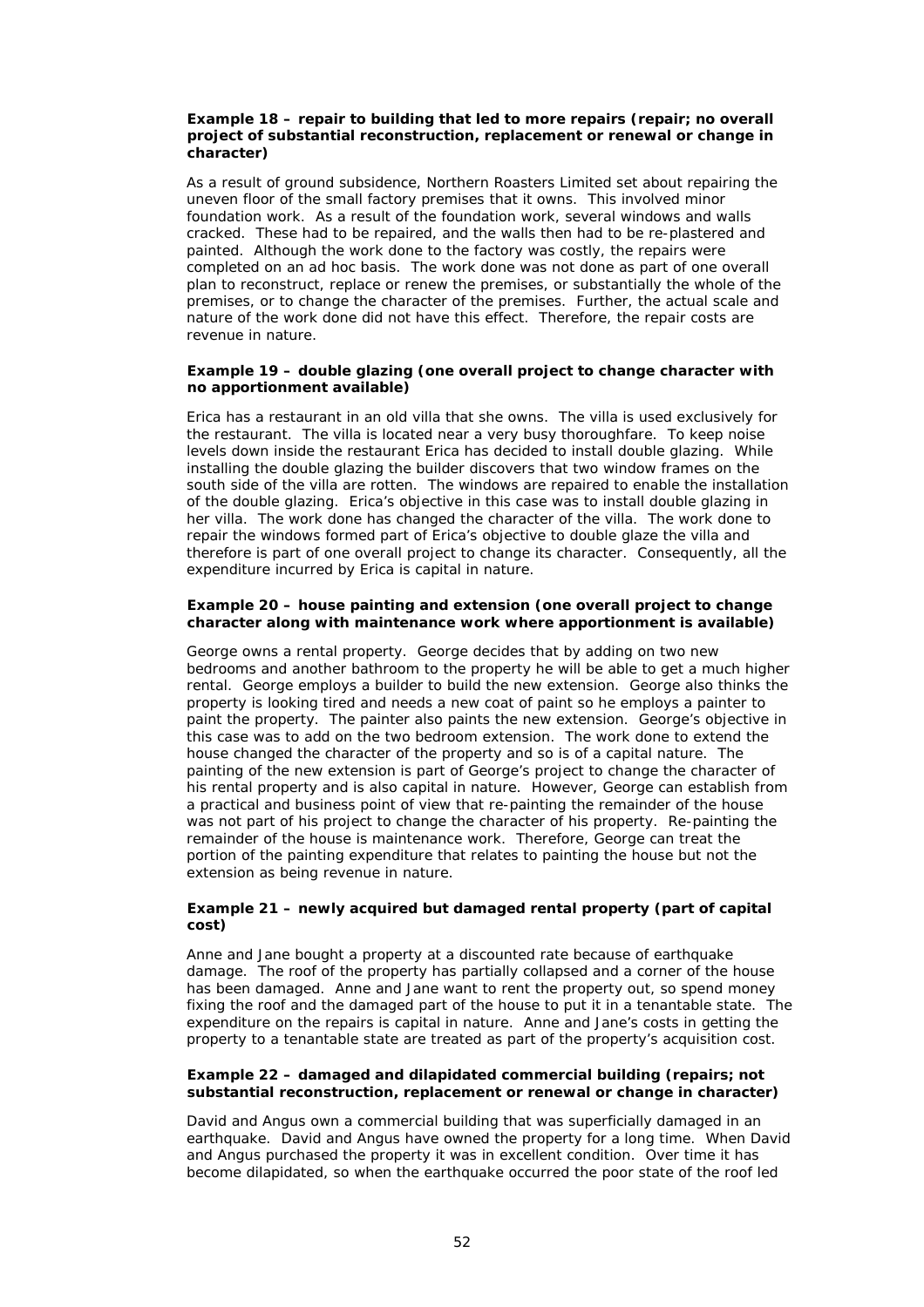**Example 18 – repair to building that led to more repairs (repair; no overall project of substantial reconstruction, replacement or renewal or change in character)**

As a result of ground subsidence, Northern Roasters Limited set about repairing the uneven floor of the small factory premises that it owns. This involved minor foundation work. As a result of the foundation work, several windows and walls cracked. These had to be repaired, and the walls then had to be re-plastered and painted. Although the work done to the factory was costly, the repairs were completed on an ad hoc basis. The work done was not done as part of one overall plan to reconstruct, replace or renew the premises, or substantially the whole of the premises, or to change the character of the premises. Further, the actual scale and nature of the work done did not have this effect. Therefore, the repair costs are revenue in nature.

**Example 19 – double glazing (one overall project to change character with no apportionment available)**

Erica has a restaurant in an old villa that she owns. The villa is used exclusively for the restaurant. The villa is located near a very busy thoroughfare. To keep noise levels down inside the restaurant Erica has decided to install double glazing. While installing the double glazing the builder discovers that two window frames on the south side of the villa are rotten. The windows are repaired to enable the installation of the double glazing. Erica's objective in this case was to install double glazing in her villa. The work done has changed the character of the villa. The work done to repair the windows formed part of Erica's objective to double glaze the villa and therefore is part of one overall project to change its character. Consequently, all the expenditure incurred by Erica is capital in nature.

**Example 20 – house painting and extension (one overall project to change character along with maintenance work where apportionment is available)**

George owns a rental property. George decides that by adding on two new bedrooms and another bathroom to the property he will be able to get a much higher rental. George employs a builder to build the new extension. George also thinks the property is looking tired and needs a new coat of paint so he employs a painter to paint the property. The painter also paints the new extension. George's objective in this case was to add on the two bedroom extension. The work done to extend the house changed the character of the property and so is of a capital nature. The painting of the new extension is part of George's project to change the character of his rental property and is also capital in nature. However, George can establish from a practical and business point of view that re-painting the remainder of the house was not part of his project to change the character of his property. Re-painting the remainder of the house is maintenance work. Therefore, George can treat the portion of the painting expenditure that relates to painting the house but not the extension as being revenue in nature.

**Example 21 – newly acquired but damaged rental property (part of capital cost)**

Anne and Jane bought a property at a discounted rate because of earthquake damage. The roof of the property has partially collapsed and a corner of the house has been damaged. Anne and Jane want to rent the property out, so spend money fixing the roof and the damaged part of the house to put it in a tenantable state. The expenditure on the repairs is capital in nature. Anne and Jane's costs in getting the property to a tenantable state are treated as part of the property's acquisition cost.

**Example 22 – damaged and dilapidated commercial building (repairs; not substantial reconstruction, replacement or renewal or change in character)**

David and Angus own a commercial building that was superficially damaged in an earthquake. David and Angus have owned the property for a long time. When David and Angus purchased the property it was in excellent condition. Over time it has become dilapidated, so when the earthquake occurred the poor state of the roof led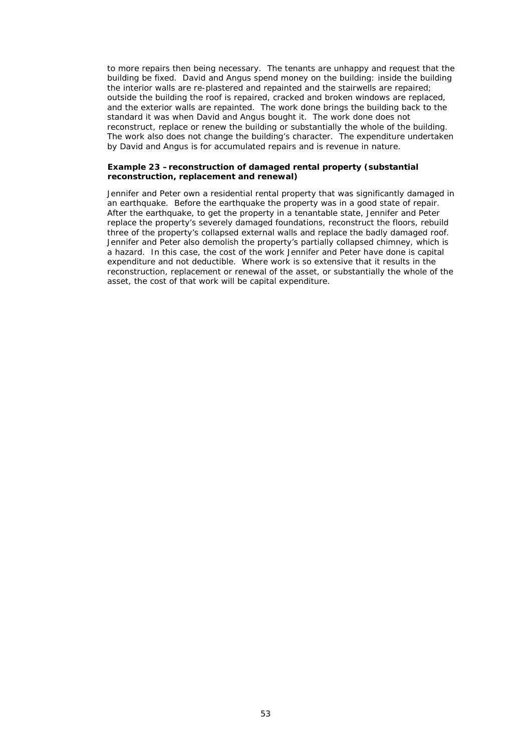to more repairs then being necessary. The tenants are unhappy and request that the building be fixed. David and Angus spend money on the building: inside the building the interior walls are re-plastered and repainted and the stairwells are repaired; outside the building the roof is repaired, cracked and broken windows are replaced, and the exterior walls are repainted. The work done brings the building back to the standard it was when David and Angus bought it. The work done does not reconstruct, replace or renew the building or substantially the whole of the building. The work also does not change the building's character. The expenditure undertaken by David and Angus is for accumulated repairs and is revenue in nature.

**Example 23 – reconstruction of damaged rental property (substantial reconstruction, replacement and renewal)**

Jennifer and Peter own a residential rental property that was significantly damaged in an earthquake. Before the earthquake the property was in a good state of repair. After the earthquake, to get the property in a tenantable state, Jennifer and Peter replace the property's severely damaged foundations, reconstruct the floors, rebuild three of the property's collapsed external walls and replace the badly damaged roof. Jennifer and Peter also demolish the property's partially collapsed chimney, which is a hazard. In this case, the cost of the work Jennifer and Peter have done is capital expenditure and not deductible. Where work is so extensive that it results in the reconstruction, replacement or renewal of the asset, or substantially the whole of the asset, the cost of that work will be capital expenditure.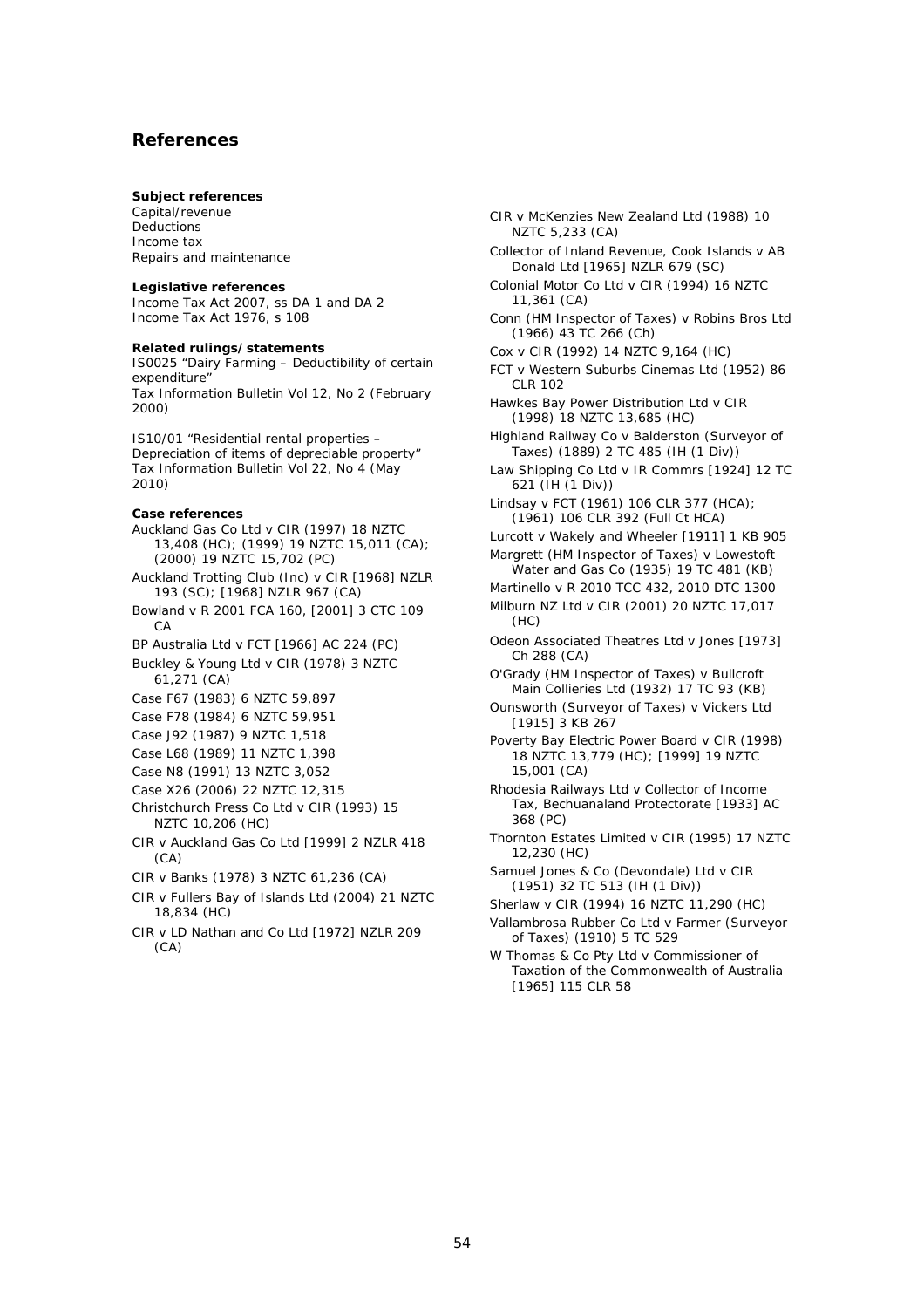## References

**Subject references**

Capital/revenue
Deductions
Income tax
Repairs and maintenance

**Legislative references**

Income Tax Act 2007, ss DA 1 and DA 2
Income Tax Act 1976, s 108

**Related rulings/statements**

IS0025 "Dairy Farming – Deductibility of certain expenditure" Tax Information Bulletin Vol 12, No 2 (February 2000)

IS10/01 "Residential rental properties – Depreciation of items of depreciable property" Tax Information Bulletin Vol 22, No 4 (May 2010)

**Case references**

Auckland Gas Co Ltd v CIR (1997) 18 NZTC 13,408 (HC); (1999) 19 NZTC 15,011 (CA); (2000) 19 NZTC 15,702 (PC)

Auckland Trotting Club (Inc) v CIR [1968] NZLR 193 (SC); [1968] NZLR 967 (CA)

Bowland v R 2001 FCA 160, [2001] 3 CTC 109 CA

BP Australia Ltd v FCT [1966] AC 224 (PC)

Buckley & Young Ltd v CIR (1978) 3 NZTC 61,271 (CA)

Case F67 (1983) 6 NZTC 59,897

Case F78 (1984) 6 NZTC 59,951

Case J92 (1987) 9 NZTC 1,518

Case L68 (1989) 11 NZTC 1,398

Case N8 (1991) 13 NZTC 3,052

Case X26 (2006) 22 NZTC 12,315

Christchurch Press Co Ltd v CIR (1993) 15 NZTC 10,206 (HC)

CIR v Auckland Gas Co Ltd [1999] 2 NZLR 418 (CA)

CIR v Banks (1978) 3 NZTC 61,236 (CA)

CIR v Fullers Bay of Islands Ltd (2004) 21 NZTC 18,834 (HC)

CIR v LD Nathan and Co Ltd [1972] NZLR 209 (CA)

CIR v McKenzies New Zealand Ltd (1988) 10 NZTC 5,233 (CA)

Collector of Inland Revenue, Cook Islands v AB Donald Ltd [1965] NZLR 679 (SC)

Colonial Motor Co Ltd v CIR (1994) 16 NZTC 11,361 (CA)

Conn (HM Inspector of Taxes) v Robins Bros Ltd (1966) 43 TC 266 (Ch)

Cox v CIR (1992) 14 NZTC 9,164 (HC)

FCT v Western Suburbs Cinemas Ltd (1952) 86 CLR 102

Hawkes Bay Power Distribution Ltd v CIR (1998) 18 NZTC 13,685 (HC)

Highland Railway Co v Balderston (Surveyor of Taxes) (1889) 2 TC 485 (IH (1 Div))

Law Shipping Co Ltd v IR Commrs [1924] 12 TC 621 (IH (1 Div))

Lindsay v FCT (1961) 106 CLR 377 (HCA); (1961) 106 CLR 392 (Full Ct HCA)

Lurcott v Wakely and Wheeler [1911] 1 KB 905

Margrett (HM Inspector of Taxes) v Lowestoft Water and Gas Co (1935) 19 TC 481 (KB)

Martinello v R 2010 TCC 432, 2010 DTC 1300

Milburn NZ Ltd v CIR (2001) 20 NZTC 17,017 (HC)

Odeon Associated Theatres Ltd v Jones [1973] Ch 288 (CA)

O'Grady (HM Inspector of Taxes) v Bullcroft Main Collieries Ltd (1932) 17 TC 93 (KB)

Ounsworth (Surveyor of Taxes) v Vickers Ltd [1915] 3 KB 267

Poverty Bay Electric Power Board v CIR (1998) 18 NZTC 13,779 (HC); [1999] 19 NZTC 15,001 (CA)

Rhodesia Railways Ltd v Collector of Income Tax, Bechuanaland Protectorate [1933] AC 368 (PC)

Thornton Estates Limited v CIR (1995) 17 NZTC 12,230 (HC)

Samuel Jones & Co (Devondale) Ltd v CIR (1951) 32 TC 513 (IH (1 Div))

Sherlaw v CIR (1994) 16 NZTC 11,290 (HC)

Vallambrosa Rubber Co Ltd v Farmer (Surveyor of Taxes) (1910) 5 TC 529

W Thomas & Co Pty Ltd v Commissioner of Taxation of the Commonwealth of Australia [1965] 115 CLR 58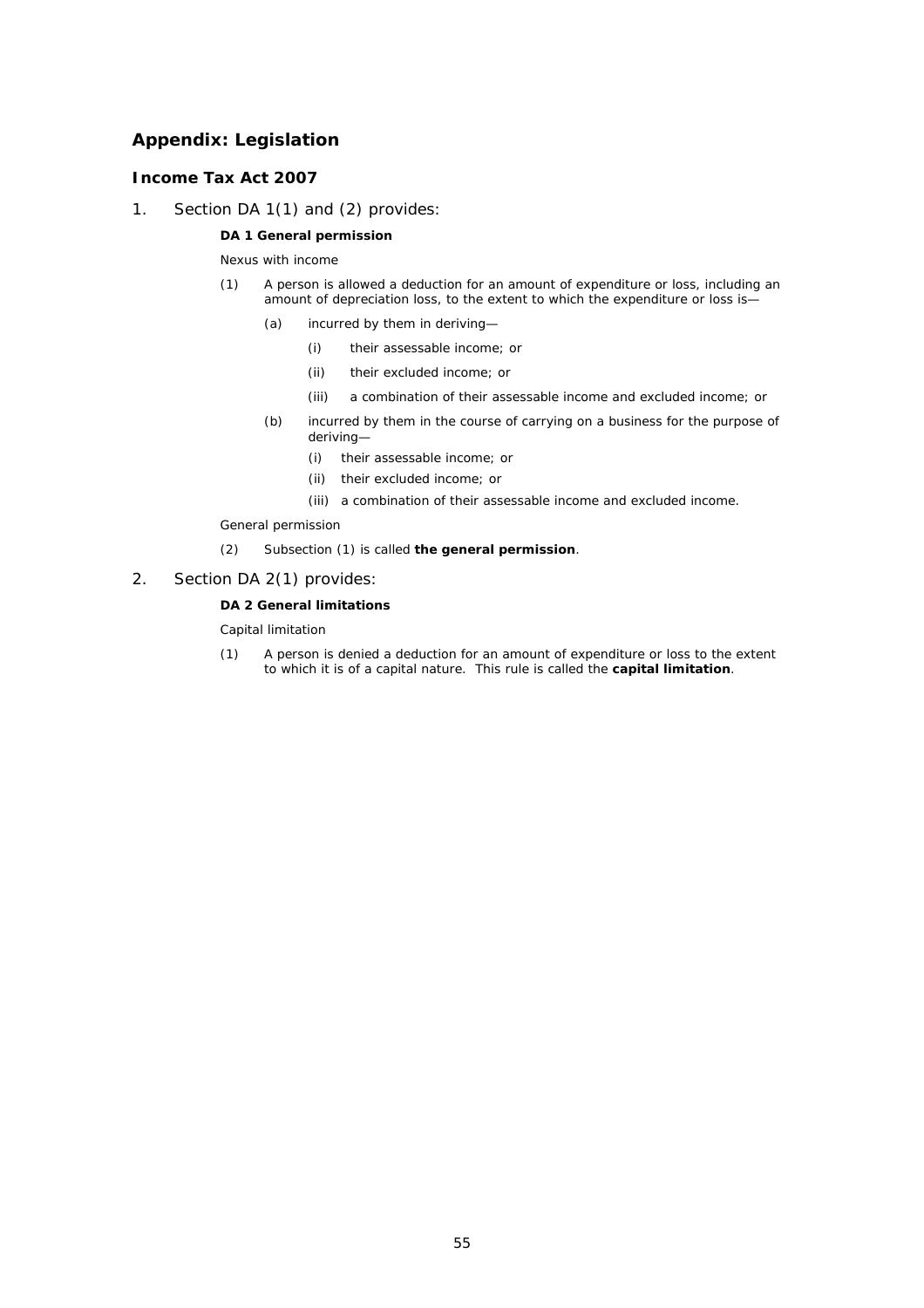## Appendix: Legislation

### Income Tax Act 2007

1. Section DA 1(1) and (2) provides:

**DA 1 General permission**

Nexus with income

(1) A person is allowed a deduction for an amount of expenditure or loss, including an amount of depreciation loss, to the extent to which the expenditure or loss is—

(a) incurred by them in deriving—

(i) their assessable income; or

(ii) their excluded income; or

(iii) a combination of their assessable income and excluded income; or

(b) incurred by them in the course of carrying on a business for the purpose of deriving—

(i) their assessable income; or

(ii) their excluded income; or

(iii) a combination of their assessable income and excluded income.

General permission

(2) Subsection (1) is called **the general permission**.

2. Section DA 2(1) provides:

**DA 2 General limitations**

Capital limitation

(1) A person is denied a deduction for an amount of expenditure or loss to the extent to which it is of a capital nature. This rule is called the **capital limitation**.